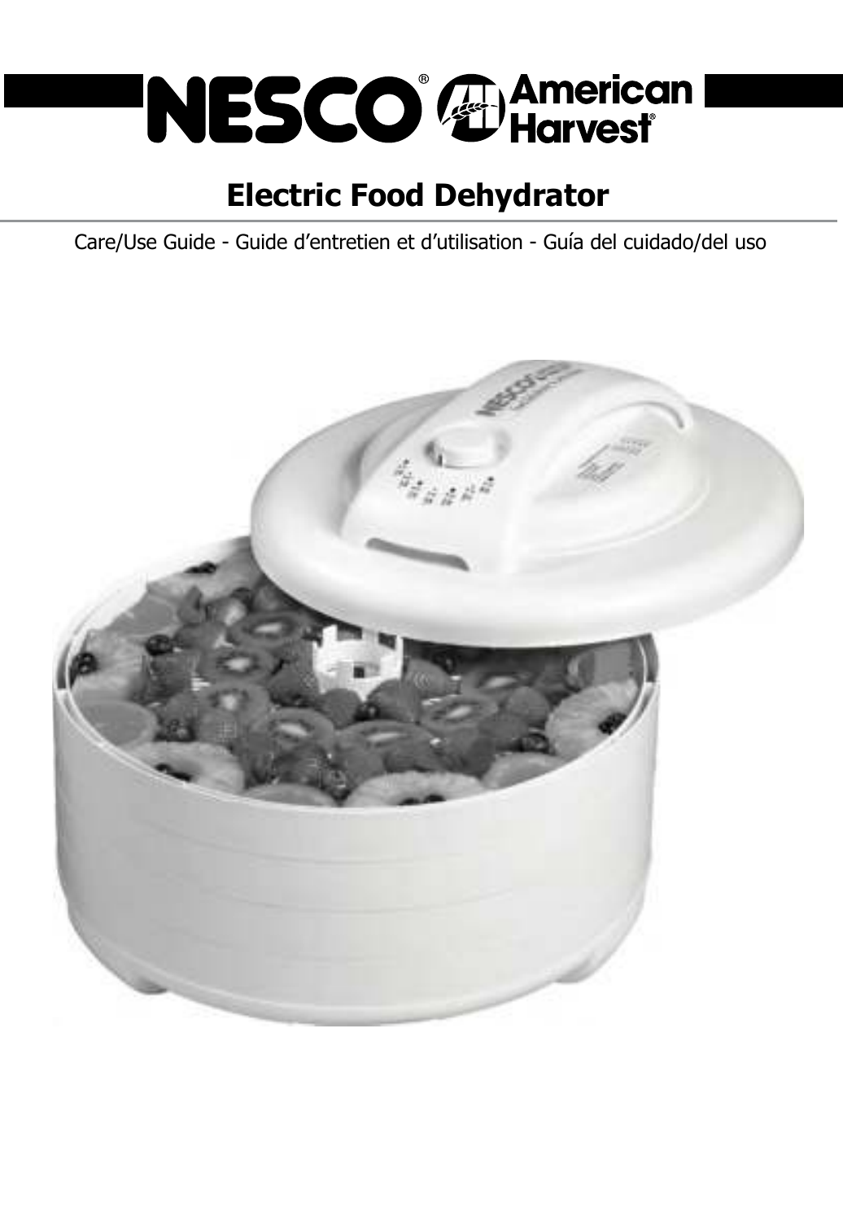# NESCO® American Harvest®

## Electric Food Dehydrator

Care/Use Guide - Guide d'entretien et d'utilisation - Guía del cuidado/del uso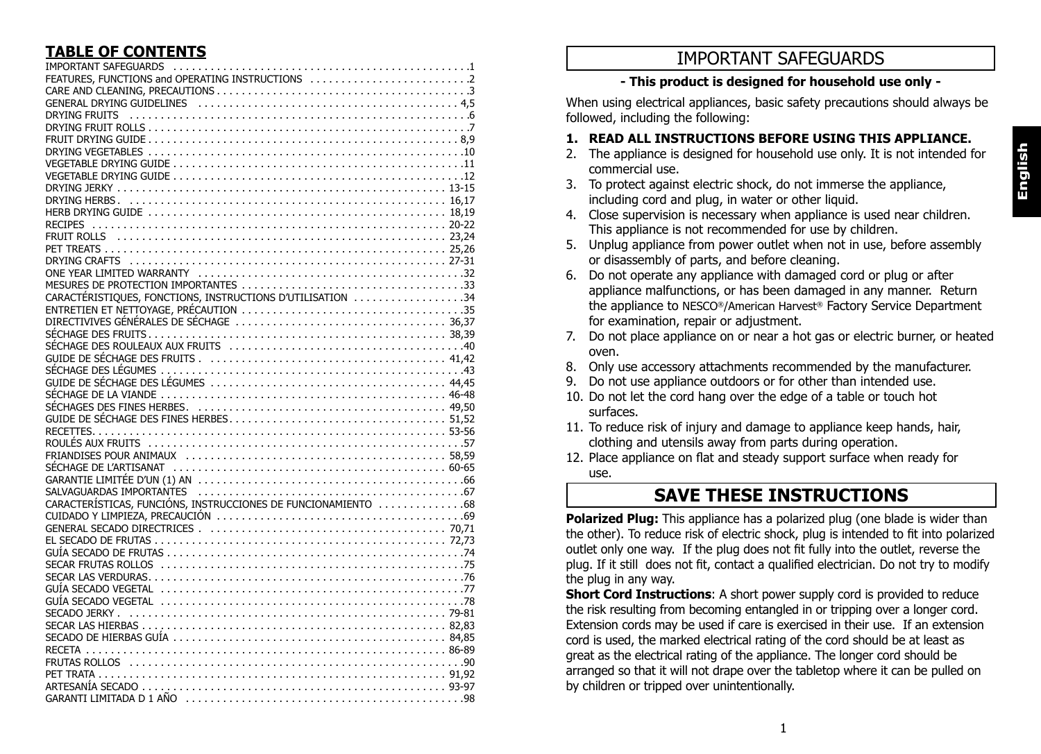## TABLE OF CONTENTS

| | |
|---|---|
| IMPORTANT SAFEGUARDS | 1 |
| FEATURES, FUNCTIONS and OPERATING INSTRUCTIONS | 2 |
| CARE AND CLEANING, PRECAUTIONS | 3 |
| GENERAL DRYING GUIDELINES | 4,5 |
| DRYING FRUITS | 6 |
| DRYING FRUIT ROLLS | 7 |
| FRUIT DRYING GUIDE | 8,9 |
| DRYING VEGETABLES | 10 |
| VEGETABLE DRYING GUIDE | 11 |
| VEGETABLE DRYING GUIDE | 12 |
| DRYING JERKY | 13-15 |
| DRYING HERBS | 16,17 |
| HERB DRYING GUIDE | 18,19 |
| RECIPES | 20-22 |
| FRUIT ROLLS | 23,24 |
| PET TREATS | 25,26 |
| DRYING CRAFTS | 27-31 |
| ONE YEAR LIMITED WARRANTY | 32 |
| MESURES DE PROTECTION IMPORTANTES | 33 |
| CARACTÉRISTIQUES, FONCTIONS, INSTRUCTIONS D'UTILISATION | 34 |
| ENTRETIEN ET NETTOYAGE, PRÉCAUTION | 35 |
| DIRECTIVIVES GÉNÉRALES DE SÉCHAGE | 36,37 |
| SÉCHAGE DES FRUITS | 38,39 |
| SÉCHAGE DES ROULEAUX AUX FRUITS | 40 |
| GUIDE DE SÉCHAGE DES FRUITS | 41,42 |
| SÉCHAGE DES LÉGUMES | 43 |
| GUIDE DE SÉCHAGE DES LÉGUMES | 44,45 |
| SÉCHAGE DE LA VIANDE | 46-48 |
| SÉCHAGES DES FINES HERBES | 49,50 |
| GUIDE DE SÉCHAGE DES FINES HERBES | 51,52 |
| RECETTES | 53-56 |
| ROULÉS AUX FRUITS | 57 |
| FRIANDISES POUR ANIMAUX | 58,59 |
| SÉCHAGE DE L'ARTISANAT | 60-65 |
| GARANTIE LIMITÉE D'UN (1) AN | 66 |
| SALVAGUARDAS IMPORTANTES | 67 |
| CARACTERÍSTICAS, FUNCIÓNS, INSTRUCCIONES DE FUNCIONAMIENTO | 68 |
| CUIDADO Y LIMPIEZA, PRECAUCIÓN | 69 |
| GENERAL SECADO DIRECTRICES | 70,71 |
| EL SECADO DE FRUTAS | 72,73 |
| GUÍA SECADO DE FRUTAS | 74 |
| SECAR FRUTAS ROLLOS | 75 |
| SECAR LAS VERDURAS | 76 |
| GUÍA SECADO VEGETAL | 77 |
| GUÍA SECADO VEGETAL | 78 |
| SECADO JERKY | 79-81 |
| SECAR LAS HIERBAS | 82,83 |
| SECADO DE HIERBAS GUÍA | 84,85 |
| RECETA | 86-89 |
| FRUTAS ROLLOS | 90 |
| PET TRATA | 91,92 |
| ARTESANÍA SECADO | 93-97 |
| GARANTI LIMITADA D 1 AÑO | 98 |

# IMPORTANT SAFEGUARDS

**- This product is designed for household use only -**

When using electrical appliances, basic safety precautions should always be followed, including the following:

1. **READ ALL INSTRUCTIONS BEFORE USING THIS APPLIANCE.**
2. The appliance is designed for household use only. It is not intended for commercial use.
3. To protect against electric shock, do not immerse the appliance, including cord and plug, in water or other liquid.
4. Close supervision is necessary when appliance is used near children. This appliance is not recommended for use by children.
5. Unplug appliance from power outlet when not in use, before assembly or disassembly of parts, and before cleaning.
6. Do not operate any appliance with damaged cord or plug or after appliance malfunctions, or has been damaged in any manner. Return the appliance to NESCO®/American Harvest® Factory Service Department for examination, repair or adjustment.
7. Do not place appliance on or near a hot gas or electric burner, or heated oven.
8. Only use accessory attachments recommended by the manufacturer.
9. Do not use appliance outdoors or for other than intended use.
10. Do not let the cord hang over the edge of a table or touch hot surfaces.
11. To reduce risk of injury and damage to appliance keep hands, hair, clothing and utensils away from parts during operation.
12. Place appliance on flat and steady support surface when ready for use.

## SAVE THESE INSTRUCTIONS

**Polarized Plug:** This appliance has a polarized plug (one blade is wider than the other). To reduce risk of electric shock, plug is intended to fit into polarized outlet only one way. If the plug does not fit fully into the outlet, reverse the plug. If it still does not fit, contact a qualified electrician. Do not try to modify the plug in any way.

**Short Cord Instructions**: A short power supply cord is provided to reduce the risk resulting from becoming entangled in or tripping over a longer cord. Extension cords may be used if care is exercised in their use. If an extension cord is used, the marked electrical rating of the cord should be at least as great as the electrical rating of the appliance. The longer cord should be arranged so that it will not drape over the tabletop where it can be pulled on by children or tripped over unintentionally.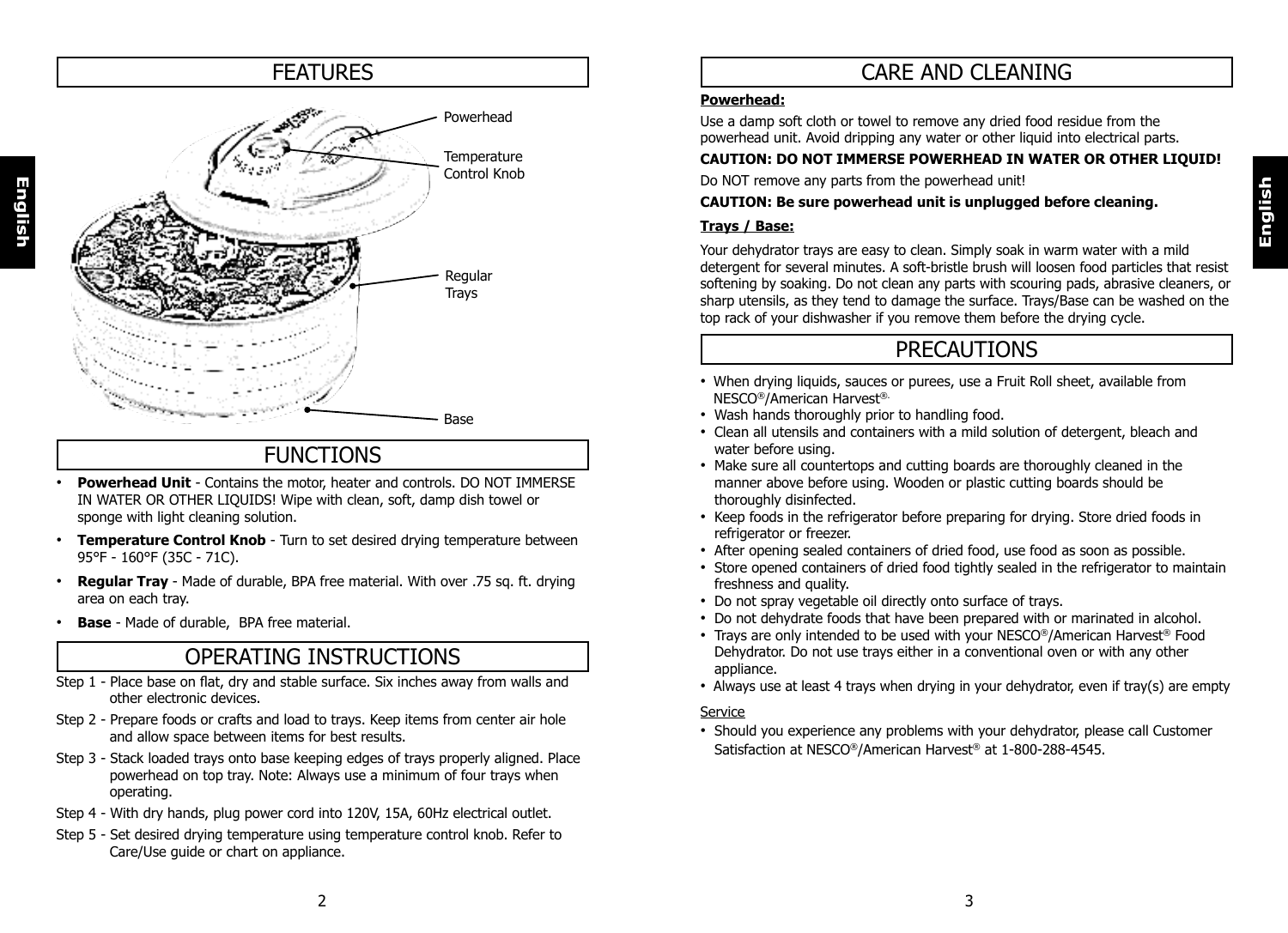## FEATURES

Powerhead

Temperature Control Knob

Regular Trays

Base

## FUNCTIONS

- **Powerhead Unit** - Contains the motor, heater and controls. DO NOT IMMERSE IN WATER OR OTHER LIQUIDS! Wipe with clean, soft, damp dish towel or sponge with light cleaning solution.
- **Temperature Control Knob** - Turn to set desired drying temperature between 95°F - 160°F (35C - 71C).
- **Regular Tray** - Made of durable, BPA free material. With over .75 sq. ft. drying area on each tray.
- **Base** - Made of durable, BPA free material.

## OPERATING INSTRUCTIONS

Step 1 - Place base on flat, dry and stable surface. Six inches away from walls and other electronic devices.

Step 2 - Prepare foods or crafts and load to trays. Keep items from center air hole and allow space between items for best results.

Step 3 - Stack loaded trays onto base keeping edges of trays properly aligned. Place powerhead on top tray. Note: Always use a minimum of four trays when operating.

Step 4 - With dry hands, plug power cord into 120V, 15A, 60Hz electrical outlet.

Step 5 - Set desired drying temperature using temperature control knob. Refer to Care/Use guide or chart on appliance.

## CARE AND CLEANING

**Powerhead:**

Use a damp soft cloth or towel to remove any dried food residue from the powerhead unit. Avoid dripping any water or other liquid into electrical parts.

**CAUTION: DO NOT IMMERSE POWERHEAD IN WATER OR OTHER LIQUID!**

Do NOT remove any parts from the powerhead unit!

**CAUTION: Be sure powerhead unit is unplugged before cleaning.**

**Trays / Base:**

Your dehydrator trays are easy to clean. Simply soak in warm water with a mild detergent for several minutes. A soft-bristle brush will loosen food particles that resist softening by soaking. Do not clean any parts with scouring pads, abrasive cleaners, or sharp utensils, as they tend to damage the surface. Trays/Base can be washed on the top rack of your dishwasher if you remove them before the drying cycle.

## PRECAUTIONS

- When drying liquids, sauces or purees, use a Fruit Roll sheet, available from NESCO®/American Harvest®.
- Wash hands thoroughly prior to handling food.
- Clean all utensils and containers with a mild solution of detergent, bleach and water before using.
- Make sure all countertops and cutting boards are thoroughly cleaned in the manner above before using. Wooden or plastic cutting boards should be thoroughly disinfected.
- Keep foods in the refrigerator before preparing for drying. Store dried foods in refrigerator or freezer.
- After opening sealed containers of dried food, use food as soon as possible.
- Store opened containers of dried food tightly sealed in the refrigerator to maintain freshness and quality.
- Do not spray vegetable oil directly onto surface of trays.
- Do not dehydrate foods that have been prepared with or marinated in alcohol.
- Trays are only intended to be used with your NESCO®/American Harvest® Food Dehydrator. Do not use trays either in a conventional oven or with any other appliance.
- Always use at least 4 trays when drying in your dehydrator, even if tray(s) are empty

Service

- Should you experience any problems with your dehydrator, please call Customer Satisfaction at NESCO®/American Harvest® at 1-800-288-4545.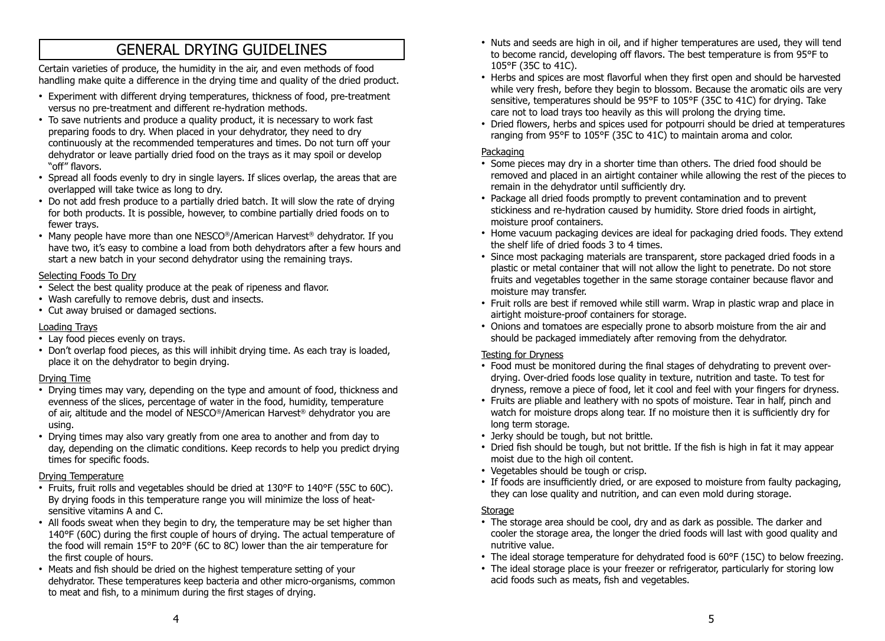# GENERAL DRYING GUIDELINES

Certain varieties of produce, the humidity in the air, and even methods of food handling make quite a difference in the drying time and quality of the dried product.

- Experiment with different drying temperatures, thickness of food, pre-treatment versus no pre-treatment and different re-hydration methods.
- To save nutrients and produce a quality product, it is necessary to work fast preparing foods to dry. When placed in your dehydrator, they need to dry continuously at the recommended temperatures and times. Do not turn off your dehydrator or leave partially dried food on the trays as it may spoil or develop "off" flavors.
- Spread all foods evenly to dry in single layers. If slices overlap, the areas that are overlapped will take twice as long to dry.
- Do not add fresh produce to a partially dried batch. It will slow the rate of drying for both products. It is possible, however, to combine partially dried foods on to fewer trays.
- Many people have more than one NESCO®/American Harvest® dehydrator. If you have two, it's easy to combine a load from both dehydrators after a few hours and start a new batch in your second dehydrator using the remaining trays.

## Selecting Foods To Dry

- Select the best quality produce at the peak of ripeness and flavor.
- Wash carefully to remove debris, dust and insects.
- Cut away bruised or damaged sections.

## Loading Trays

- Lay food pieces evenly on trays.
- Don't overlap food pieces, as this will inhibit drying time. As each tray is loaded, place it on the dehydrator to begin drying.

## Drying Time

- Drying times may vary, depending on the type and amount of food, thickness and evenness of the slices, percentage of water in the food, humidity, temperature of air, altitude and the model of NESCO®/American Harvest® dehydrator you are using.
- Drying times may also vary greatly from one area to another and from day to day, depending on the climatic conditions. Keep records to help you predict drying times for specific foods.

## Drying Temperature

- Fruits, fruit rolls and vegetables should be dried at 130°F to 140°F (55C to 60C). By drying foods in this temperature range you will minimize the loss of heat-sensitive vitamins A and C.
- All foods sweat when they begin to dry, the temperature may be set higher than 140°F (60C) during the first couple of hours of drying. The actual temperature of the food will remain 15°F to 20°F (6C to 8C) lower than the air temperature for the first couple of hours.
- Meats and fish should be dried on the highest temperature setting of your dehydrator. These temperatures keep bacteria and other micro-organisms, common to meat and fish, to a minimum during the first stages of drying.
- Nuts and seeds are high in oil, and if higher temperatures are used, they will tend to become rancid, developing off flavors. The best temperature is from 95°F to 105°F (35C to 41C).
- Herbs and spices are most flavorful when they first open and should be harvested while very fresh, before they begin to blossom. Because the aromatic oils are very sensitive, temperatures should be 95°F to 105°F (35C to 41C) for drying. Take care not to load trays too heavily as this will prolong the drying time.
- Dried flowers, herbs and spices used for potpourri should be dried at temperatures ranging from 95°F to 105°F (35C to 41C) to maintain aroma and color.

## Packaging

- Some pieces may dry in a shorter time than others. The dried food should be removed and placed in an airtight container while allowing the rest of the pieces to remain in the dehydrator until sufficiently dry.
- Package all dried foods promptly to prevent contamination and to prevent stickiness and re-hydration caused by humidity. Store dried foods in airtight, moisture proof containers.
- Home vacuum packaging devices are ideal for packaging dried foods. They extend the shelf life of dried foods 3 to 4 times.
- Since most packaging materials are transparent, store packaged dried foods in a plastic or metal container that will not allow the light to penetrate. Do not store fruits and vegetables together in the same storage container because flavor and moisture may transfer.
- Fruit rolls are best if removed while still warm. Wrap in plastic wrap and place in airtight moisture-proof containers for storage.
- Onions and tomatoes are especially prone to absorb moisture from the air and should be packaged immediately after removing from the dehydrator.

## Testing for Dryness

- Food must be monitored during the final stages of dehydrating to prevent over-drying. Over-dried foods lose quality in texture, nutrition and taste. To test for dryness, remove a piece of food, let it cool and feel with your fingers for dryness.
- Fruits are pliable and leathery with no spots of moisture. Tear in half, pinch and watch for moisture drops along tear. If no moisture then it is sufficiently dry for long term storage.
- Jerky should be tough, but not brittle.
- Dried fish should be tough, but not brittle. If the fish is high in fat it may appear moist due to the high oil content.
- Vegetables should be tough or crisp.
- If foods are insufficiently dried, or are exposed to moisture from faulty packaging, they can lose quality and nutrition, and can even mold during storage.

## Storage

- The storage area should be cool, dry and as dark as possible. The darker and cooler the storage area, the longer the dried foods will last with good quality and nutritive value.
- The ideal storage temperature for dehydrated food is 60°F (15C) to below freezing.
- The ideal storage place is your freezer or refrigerator, particularly for storing low acid foods such as meats, fish and vegetables.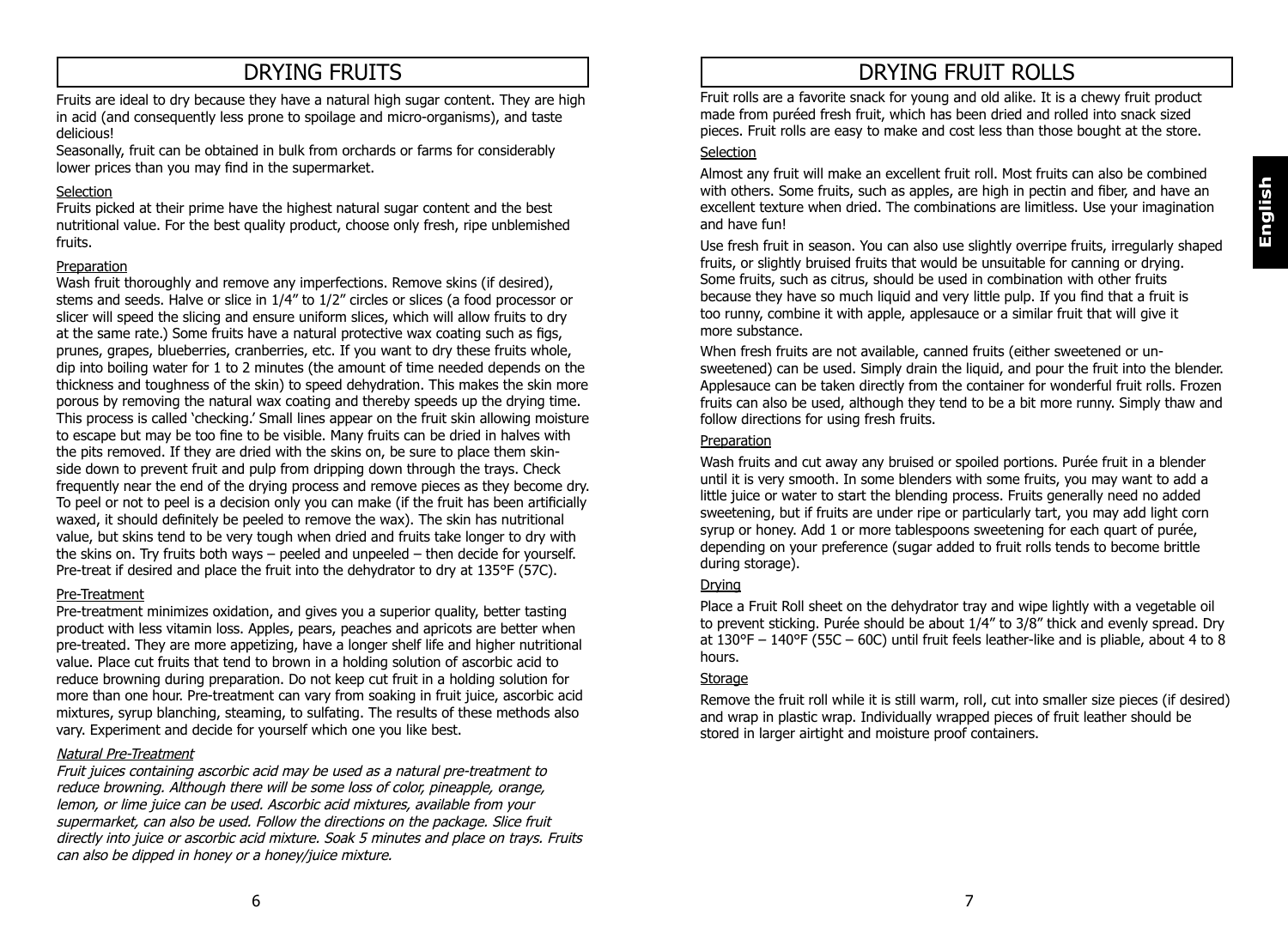# DRYING FRUITS

Fruits are ideal to dry because they have a natural high sugar content. They are high in acid (and consequently less prone to spoilage and micro-organisms), and taste delicious!

Seasonally, fruit can be obtained in bulk from orchards or farms for considerably lower prices than you may find in the supermarket.

## Selection

Fruits picked at their prime have the highest natural sugar content and the best nutritional value. For the best quality product, choose only fresh, ripe unblemished fruits.

## Preparation

Wash fruit thoroughly and remove any imperfections. Remove skins (if desired), stems and seeds. Halve or slice in 1/4" to 1/2" circles or slices (a food processor or slicer will speed the slicing and ensure uniform slices, which will allow fruits to dry at the same rate.) Some fruits have a natural protective wax coating such as figs, prunes, grapes, blueberries, cranberries, etc. If you want to dry these fruits whole, dip into boiling water for 1 to 2 minutes (the amount of time needed depends on the thickness and toughness of the skin) to speed dehydration. This makes the skin more porous by removing the natural wax coating and thereby speeds up the drying time. This process is called 'checking.' Small lines appear on the fruit skin allowing moisture to escape but may be too fine to be visible. Many fruits can be dried in halves with the pits removed. If they are dried with the skins on, be sure to place them skin-side down to prevent fruit and pulp from dripping down through the trays. Check frequently near the end of the drying process and remove pieces as they become dry. To peel or not to peel is a decision only you can make (if the fruit has been artificially waxed, it should definitely be peeled to remove the wax). The skin has nutritional value, but skins tend to be very tough when dried and fruits take longer to dry with the skins on. Try fruits both ways – peeled and unpeeled – then decide for yourself. Pre-treat if desired and place the fruit into the dehydrator to dry at 135°F (57C).

## Pre-Treatment

Pre-treatment minimizes oxidation, and gives you a superior quality, better tasting product with less vitamin loss. Apples, pears, peaches and apricots are better when pre-treated. They are more appetizing, have a longer shelf life and higher nutritional value. Place cut fruits that tend to brown in a holding solution of ascorbic acid to reduce browning during preparation. Do not keep cut fruit in a holding solution for more than one hour. Pre-treatment can vary from soaking in fruit juice, ascorbic acid mixtures, syrup blanching, steaming, to sulfating. The results of these methods also vary. Experiment and decide for yourself which one you like best.

### *Natural Pre-Treatment*

*Fruit juices containing ascorbic acid may be used as a natural pre-treatment to reduce browning. Although there will be some loss of color, pineapple, orange, lemon, or lime juice can be used. Ascorbic acid mixtures, available from your supermarket, can also be used. Follow the directions on the package. Slice fruit directly into juice or ascorbic acid mixture. Soak 5 minutes and place on trays. Fruits can also be dipped in honey or a honey/juice mixture.*

# DRYING FRUIT ROLLS

Fruit rolls are a favorite snack for young and old alike. It is a chewy fruit product made from puréed fresh fruit, which has been dried and rolled into snack sized pieces. Fruit rolls are easy to make and cost less than those bought at the store.

## Selection

Almost any fruit will make an excellent fruit roll. Most fruits can also be combined with others. Some fruits, such as apples, are high in pectin and fiber, and have an excellent texture when dried. The combinations are limitless. Use your imagination and have fun!

Use fresh fruit in season. You can also use slightly overripe fruits, irregularly shaped fruits, or slightly bruised fruits that would be unsuitable for canning or drying. Some fruits, such as citrus, should be used in combination with other fruits because they have so much liquid and very little pulp. If you find that a fruit is too runny, combine it with apple, applesauce or a similar fruit that will give it more substance.

When fresh fruits are not available, canned fruits (either sweetened or un-sweetened) can be used. Simply drain the liquid, and pour the fruit into the blender. Applesauce can be taken directly from the container for wonderful fruit rolls. Frozen fruits can also be used, although they tend to be a bit more runny. Simply thaw and follow directions for using fresh fruits.

## Preparation

Wash fruits and cut away any bruised or spoiled portions. Purée fruit in a blender until it is very smooth. In some blenders with some fruits, you may want to add a little juice or water to start the blending process. Fruits generally need no added sweetening, but if fruits are under ripe or particularly tart, you may add light corn syrup or honey. Add 1 or more tablespoons sweetening for each quart of purée, depending on your preference (sugar added to fruit rolls tends to become brittle during storage).

## Drying

Place a Fruit Roll sheet on the dehydrator tray and wipe lightly with a vegetable oil to prevent sticking. Purée should be about 1/4" to 3/8" thick and evenly spread. Dry at 130°F – 140°F (55C – 60C) until fruit feels leather-like and is pliable, about 4 to 8 hours.

## Storage

Remove the fruit roll while it is still warm, roll, cut into smaller size pieces (if desired) and wrap in plastic wrap. Individually wrapped pieces of fruit leather should be stored in larger airtight and moisture proof containers.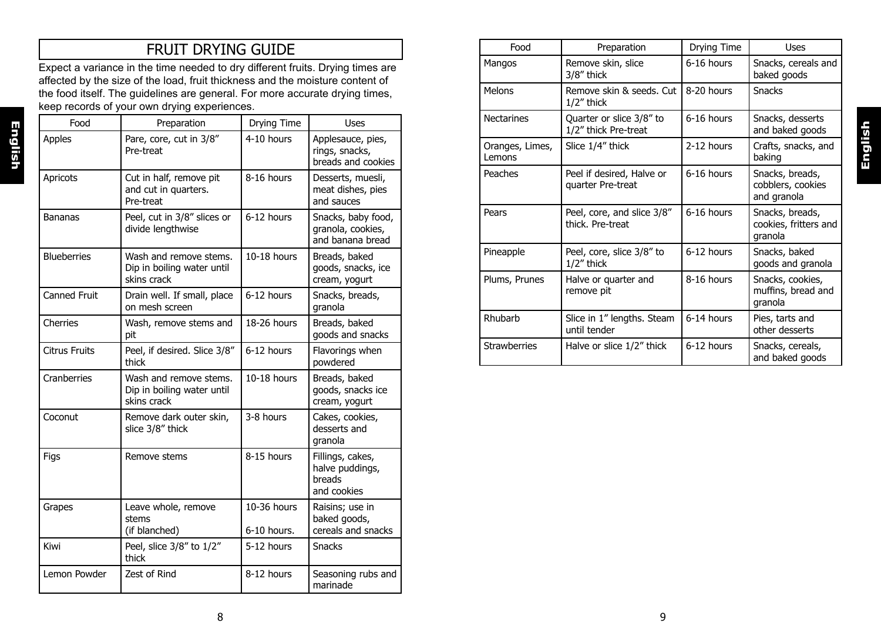# FRUIT DRYING GUIDE

Expect a variance in the time needed to dry different fruits. Drying times are affected by the size of the load, fruit thickness and the moisture content of the food itself. The guidelines are general. For more accurate drying times, keep records of your own drying experiences.

| Food | Preparation | Drying Time | Uses |
|---|---|---|---|
| Apples | Pare, core, cut in 3/8" Pre-treat | 4-10 hours | Applesauce, pies, rings, snacks, breads and cookies |
| Apricots | Cut in half, remove pit and cut in quarters. Pre-treat | 8-16 hours | Desserts, muesli, meat dishes, pies and sauces |
| Bananas | Peel, cut in 3/8" slices or divide lengthwise | 6-12 hours | Snacks, baby food, granola, cookies, and banana bread |
| Blueberries | Wash and remove stems. Dip in boiling water until skins crack | 10-18 hours | Breads, baked goods, snacks, ice cream, yogurt |
| Canned Fruit | Drain well. If small, place on mesh screen | 6-12 hours | Snacks, breads, granola |
| Cherries | Wash, remove stems and pit | 18-26 hours | Breads, baked goods and snacks |
| Citrus Fruits | Peel, if desired. Slice 3/8" thick | 6-12 hours | Flavorings when powdered |
| Cranberries | Wash and remove stems. Dip in boiling water until skins crack | 10-18 hours | Breads, baked goods, snacks ice cream, yogurt |
| Coconut | Remove dark outer skin, slice 3/8" thick | 3-8 hours | Cakes, cookies, desserts and granola |
| Figs | Remove stems | 8-15 hours | Fillings, cakes, halve puddings, breads and cookies |
| Grapes | Leave whole, remove stems (if blanched) | 10-36 hours 6-10 hours. | Raisins; use in baked goods, cereals and snacks |
| Kiwi | Peel, slice 3/8" to 1/2" thick | 5-12 hours | Snacks |
| Lemon Powder | Zest of Rind | 8-12 hours | Seasoning rubs and marinade |
| Mangos | Remove skin, slice 3/8" thick | 6-16 hours | Snacks, cereals and baked goods |
| Melons | Remove skin & seeds. Cut 1/2" thick | 8-20 hours | Snacks |
| Nectarines | Quarter or slice 3/8" to 1/2" thick Pre-treat | 6-16 hours | Snacks, desserts and baked goods |
| Oranges, Limes, Lemons | Slice 1/4" thick | 2-12 hours | Crafts, snacks, and baking |
| Peaches | Peel if desired, Halve or quarter Pre-treat | 6-16 hours | Snacks, breads, cobblers, cookies and granola |
| Pears | Peel, core, and slice 3/8" thick. Pre-treat | 6-16 hours | Snacks, breads, cookies, fritters and granola |
| Pineapple | Peel, core, slice 3/8" to 1/2" thick | 6-12 hours | Snacks, baked goods and granola |
| Plums, Prunes | Halve or quarter and remove pit | 8-16 hours | Snacks, cookies, muffins, bread and granola |
| Rhubarb | Slice in 1" lengths. Steam until tender | 6-14 hours | Pies, tarts and other desserts |
| Strawberries | Halve or slice 1/2" thick | 6-12 hours | Snacks, cereals, and baked goods |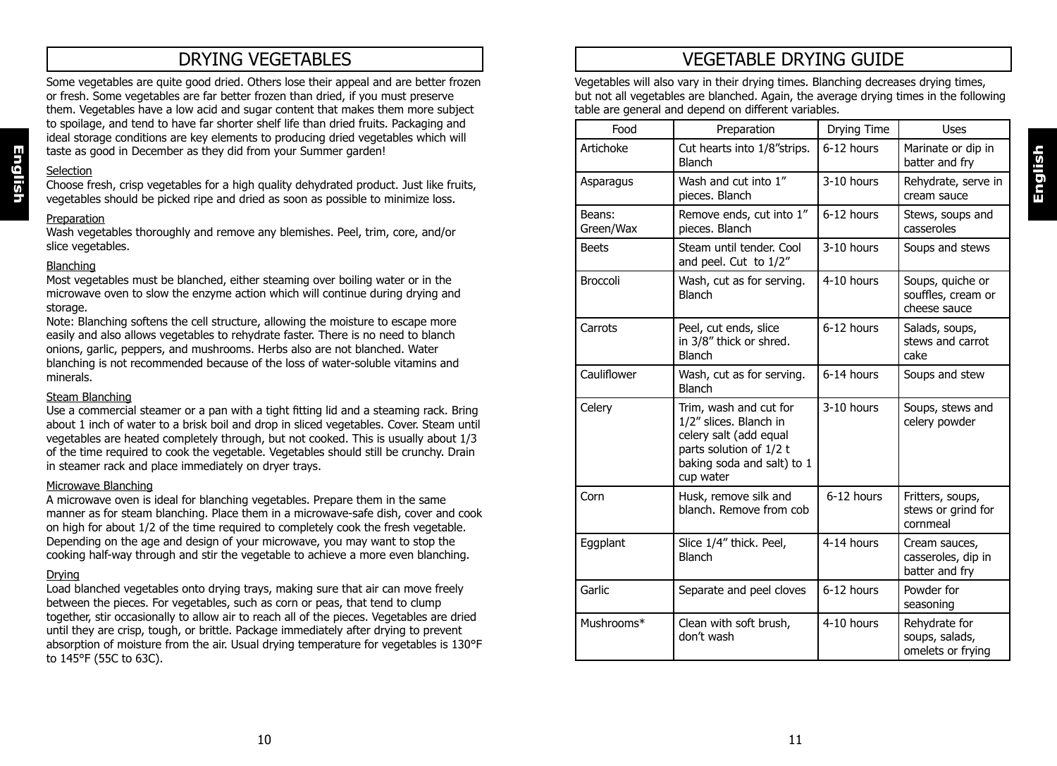## DRYING VEGETABLES

Some vegetables are quite good dried. Others lose their appeal and are better frozen or fresh. Some vegetables are far better frozen than dried, if you must preserve them. Vegetables have a low acid and sugar content that makes them more subject to spoilage, and tend to have far shorter shelf life than dried fruits. Packaging and ideal storage conditions are key elements to producing dried vegetables which will taste as good in December as they did from your Summer garden!

### Selection

Choose fresh, crisp vegetables for a high quality dehydrated product. Just like fruits, vegetables should be picked ripe and dried as soon as possible to minimize loss.

### Preparation

Wash vegetables thoroughly and remove any blemishes. Peel, trim, core, and/or slice vegetables.

### Blanching

Most vegetables must be blanched, either steaming over boiling water or in the microwave oven to slow the enzyme action which will continue during drying and storage.

Note: Blanching softens the cell structure, allowing the moisture to escape more easily and also allows vegetables to rehydrate faster. There is no need to blanch onions, garlic, peppers, and mushrooms. Herbs also are not blanched. Water blanching is not recommended because of the loss of water-soluble vitamins and minerals.

### Steam Blanching

Use a commercial steamer or a pan with a tight fitting lid and a steaming rack. Bring about 1 inch of water to a brisk boil and drop in sliced vegetables. Cover. Steam until vegetables are heated completely through, but not cooked. This is usually about 1/3 of the time required to cook the vegetable. Vegetables should still be crunchy. Drain in steamer rack and place immediately on dryer trays.

### Microwave Blanching

A microwave oven is ideal for blanching vegetables. Prepare them in the same manner as for steam blanching. Place them in a microwave-safe dish, cover and cook on high for about 1/2 of the time required to completely cook the fresh vegetable. Depending on the age and design of your microwave, you may want to stop the cooking half-way through and stir the vegetable to achieve a more even blanching.

### Drying

Load blanched vegetables onto drying trays, making sure that air can move freely between the pieces. For vegetables, such as corn or peas, that tend to clump together, stir occasionally to allow air to reach all of the pieces. Vegetables are dried until they are crisp, tough, or brittle. Package immediately after drying to prevent absorption of moisture from the air. Usual drying temperature for vegetables is 130°F to 145°F (55C to 63C).

## VEGETABLE DRYING GUIDE

Vegetables will also vary in their drying times. Blanching decreases drying times, but not all vegetables are blanched. Again, the average drying times in the following table are general and depend on different variables.

| Food | Preparation | Drying Time | Uses |
|---|---|---|---|
| Artichoke | Cut hearts into 1/8"strips. Blanch | 6-12 hours | Marinate or dip in batter and fry |
| Asparagus | Wash and cut into 1" pieces. Blanch | 3-10 hours | Rehydrate, serve in cream sauce |
| Beans: Green/Wax | Remove ends, cut into 1" pieces. Blanch | 6-12 hours | Stews, soups and casseroles |
| Beets | Steam until tender. Cool and peel. Cut to 1/2" | 3-10 hours | Soups and stews |
| Broccoli | Wash, cut as for serving. Blanch | 4-10 hours | Soups, quiche or souffles, cream or cheese sauce |
| Carrots | Peel, cut ends, slice in 3/8" thick or shred. Blanch | 6-12 hours | Salads, soups, stews and carrot cake |
| Cauliflower | Wash, cut as for serving. Blanch | 6-14 hours | Soups and stew |
| Celery | Trim, wash and cut for 1/2" slices. Blanch in celery salt (add equal parts solution of 1/2 t baking soda and salt) to 1 cup water | 3-10 hours | Soups, stews and celery powder |
| Corn | Husk, remove silk and blanch. Remove from cob | 6-12 hours | Fritters, soups, stews or grind for cornmeal |
| Eggplant | Slice 1/4" thick. Peel, Blanch | 4-14 hours | Cream sauces, casseroles, dip in batter and fry |
| Garlic | Separate and peel cloves | 6-12 hours | Powder for seasoning |
| Mushrooms* | Clean with soft brush, don't wash | 4-10 hours | Rehydrate for soups, salads, omelets or frying |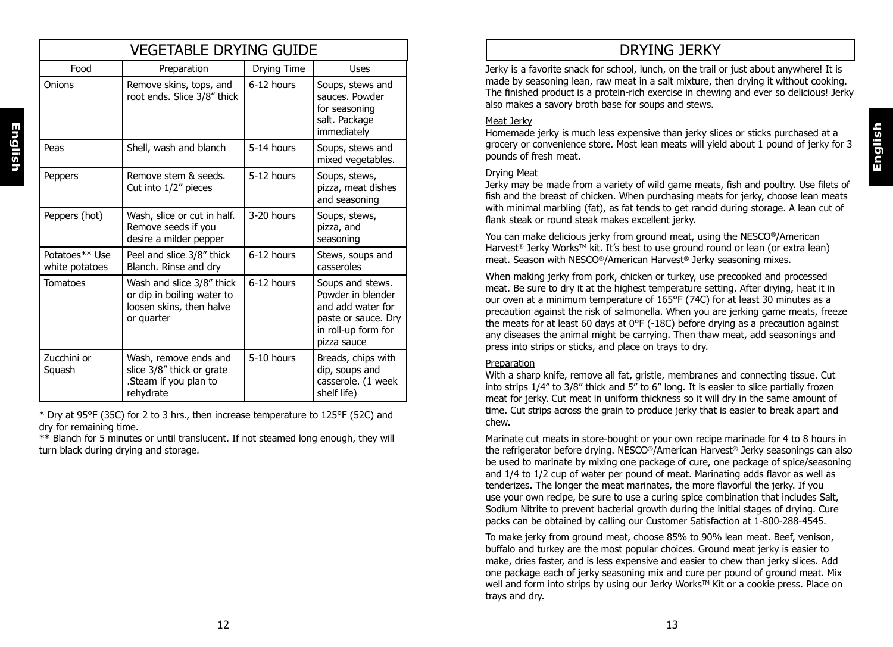## VEGETABLE DRYING GUIDE

| Food | Preparation | Drying Time | Uses |
|---|---|---|---|
| Onions | Remove skins, tops, and root ends. Slice 3/8" thick | 6-12 hours | Soups, stews and sauces. Powder for seasoning salt. Package immediately |
| Peas | Shell, wash and blanch | 5-14 hours | Soups, stews and mixed vegetables. |
| Peppers | Remove stem & seeds. Cut into 1/2" pieces | 5-12 hours | Soups, stews, pizza, meat dishes and seasoning |
| Peppers (hot) | Wash, slice or cut in half. Remove seeds if you desire a milder pepper | 3-20 hours | Soups, stews, pizza, and seasoning |
| Potatoes** Use white potatoes | Peel and slice 3/8" thick Blanch. Rinse and dry | 6-12 hours | Stews, soups and casseroles |
| Tomatoes | Wash and slice 3/8" thick or dip in boiling water to loosen skins, then halve or quarter | 6-12 hours | Soups and stews. Powder in blender and add water for paste or sauce. Dry in roll-up form for pizza sauce |
| Zucchini or Squash | Wash, remove ends and slice 3/8" thick or grate .Steam if you plan to rehydrate | 5-10 hours | Breads, chips with dip, soups and casserole. (1 week shelf life) |

* Dry at 95°F (35C) for 2 to 3 hrs., then increase temperature to 125°F (52C) and dry for remaining time.

** Blanch for 5 minutes or until translucent. If not steamed long enough, they will turn black during drying and storage.

## DRYING JERKY

Jerky is a favorite snack for school, lunch, on the trail or just about anywhere! It is made by seasoning lean, raw meat in a salt mixture, then drying it without cooking. The finished product is a protein-rich exercise in chewing and ever so delicious! Jerky also makes a savory broth base for soups and stews.

### Meat Jerky

Homemade jerky is much less expensive than jerky slices or sticks purchased at a grocery or convenience store. Most lean meats will yield about 1 pound of jerky for 3 pounds of fresh meat.

### Drying Meat

Jerky may be made from a variety of wild game meats, fish and poultry. Use filets of fish and the breast of chicken. When purchasing meats for jerky, choose lean meats with minimal marbling (fat), as fat tends to get rancid during storage. A lean cut of flank steak or round steak makes excellent jerky.

You can make delicious jerky from ground meat, using the NESCO®/American Harvest® Jerky Works™ kit. It's best to use ground round or lean (or extra lean) meat. Season with NESCO®/American Harvest® Jerky seasoning mixes.

When making jerky from pork, chicken or turkey, use precooked and processed meat. Be sure to dry it at the highest temperature setting. After drying, heat it in our oven at a minimum temperature of 165°F (74C) for at least 30 minutes as a precaution against the risk of salmonella. When you are jerking game meats, freeze the meats for at least 60 days at 0°F (-18C) before drying as a precaution against any diseases the animal might be carrying. Then thaw meat, add seasonings and press into strips or sticks, and place on trays to dry.

### Preparation

With a sharp knife, remove all fat, gristle, membranes and connecting tissue. Cut into strips 1/4" to 3/8" thick and 5" to 6" long. It is easier to slice partially frozen meat for jerky. Cut meat in uniform thickness so it will dry in the same amount of time. Cut strips across the grain to produce jerky that is easier to break apart and chew.

Marinate cut meats in store-bought or your own recipe marinade for 4 to 8 hours in the refrigerator before drying. NESCO®/American Harvest® Jerky seasonings can also be used to marinate by mixing one package of cure, one package of spice/seasoning and 1/4 to 1/2 cup of water per pound of meat. Marinating adds flavor as well as tenderizes. The longer the meat marinates, the more flavorful the jerky. If you use your own recipe, be sure to use a curing spice combination that includes Salt, Sodium Nitrite to prevent bacterial growth during the initial stages of drying. Cure packs can be obtained by calling our Customer Satisfaction at 1-800-288-4545.

To make jerky from ground meat, choose 85% to 90% lean meat. Beef, venison, buffalo and turkey are the most popular choices. Ground meat jerky is easier to make, dries faster, and is less expensive and easier to chew than jerky slices. Add one package each of jerky seasoning mix and cure per pound of ground meat. Mix well and form into strips by using our Jerky Works™ Kit or a cookie press. Place on trays and dry.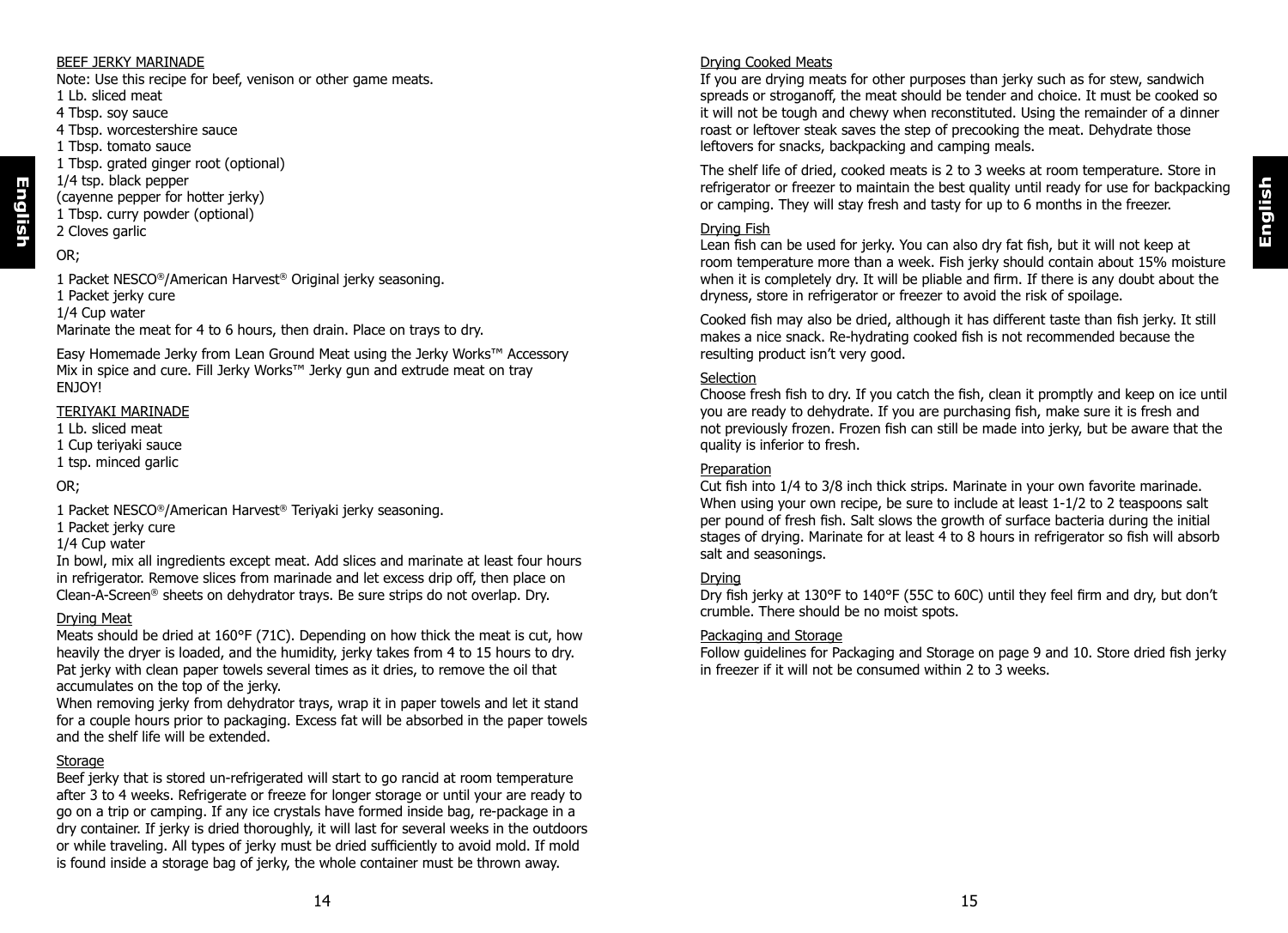### BEEF JERKY MARINADE

Note: Use this recipe for beef, venison or other game meats.

1 Lb. sliced meat
4 Tbsp. soy sauce
4 Tbsp. worcestershire sauce
1 Tbsp. tomato sauce
1 Tbsp. grated ginger root (optional)
1/4 tsp. black pepper
(cayenne pepper for hotter jerky)
1 Tbsp. curry powder (optional)
2 Cloves garlic

OR;

1 Packet NESCO®/American Harvest® Original jerky seasoning.
1 Packet jerky cure
1/4 Cup water
Marinate the meat for 4 to 6 hours, then drain. Place on trays to dry.

Easy Homemade Jerky from Lean Ground Meat using the Jerky Works™ Accessory
Mix in spice and cure. Fill Jerky Works™ Jerky gun and extrude meat on tray
ENJOY!

### TERIYAKI MARINADE

1 Lb. sliced meat
1 Cup teriyaki sauce
1 tsp. minced garlic

OR;

1 Packet NESCO®/American Harvest® Teriyaki jerky seasoning.
1 Packet jerky cure
1/4 Cup water
In bowl, mix all ingredients except meat. Add slices and marinate at least four hours in refrigerator. Remove slices from marinade and let excess drip off, then place on Clean-A-Screen® sheets on dehydrator trays. Be sure strips do not overlap. Dry.

### Drying Meat

Meats should be dried at 160°F (71C). Depending on how thick the meat is cut, how heavily the dryer is loaded, and the humidity, jerky takes from 4 to 15 hours to dry. Pat jerky with clean paper towels several times as it dries, to remove the oil that accumulates on the top of the jerky.
When removing jerky from dehydrator trays, wrap it in paper towels and let it stand for a couple hours prior to packaging. Excess fat will be absorbed in the paper towels and the shelf life will be extended.

### Storage

Beef jerky that is stored un-refrigerated will start to go rancid at room temperature after 3 to 4 weeks. Refrigerate or freeze for longer storage or until your are ready to go on a trip or camping. If any ice crystals have formed inside bag, re-package in a dry container. If jerky is dried thoroughly, it will last for several weeks in the outdoors or while traveling. All types of jerky must be dried sufficiently to avoid mold. If mold is found inside a storage bag of jerky, the whole container must be thrown away.

### Drying Cooked Meats

If you are drying meats for other purposes than jerky such as for stew, sandwich spreads or stroganoff, the meat should be tender and choice. It must be cooked so it will not be tough and chewy when reconstituted. Using the remainder of a dinner roast or leftover steak saves the step of precooking the meat. Dehydrate those leftovers for snacks, backpacking and camping meals.

The shelf life of dried, cooked meats is 2 to 3 weeks at room temperature. Store in refrigerator or freezer to maintain the best quality until ready for use for backpacking or camping. They will stay fresh and tasty for up to 6 months in the freezer.

### Drying Fish

Lean fish can be used for jerky. You can also dry fat fish, but it will not keep at room temperature more than a week. Fish jerky should contain about 15% moisture when it is completely dry. It will be pliable and firm. If there is any doubt about the dryness, store in refrigerator or freezer to avoid the risk of spoilage.

Cooked fish may also be dried, although it has different taste than fish jerky. It still makes a nice snack. Re-hydrating cooked fish is not recommended because the resulting product isn't very good.

### Selection

Choose fresh fish to dry. If you catch the fish, clean it promptly and keep on ice until you are ready to dehydrate. If you are purchasing fish, make sure it is fresh and not previously frozen. Frozen fish can still be made into jerky, but be aware that the quality is inferior to fresh.

### Preparation

Cut fish into 1/4 to 3/8 inch thick strips. Marinate in your own favorite marinade. When using your own recipe, be sure to include at least 1-1/2 to 2 teaspoons salt per pound of fresh fish. Salt slows the growth of surface bacteria during the initial stages of drying. Marinate for at least 4 to 8 hours in refrigerator so fish will absorb salt and seasonings.

### Drying

Dry fish jerky at 130°F to 140°F (55C to 60C) until they feel firm and dry, but don't crumble. There should be no moist spots.

### Packaging and Storage

Follow guidelines for Packaging and Storage on page 9 and 10. Store dried fish jerky in freezer if it will not be consumed within 2 to 3 weeks.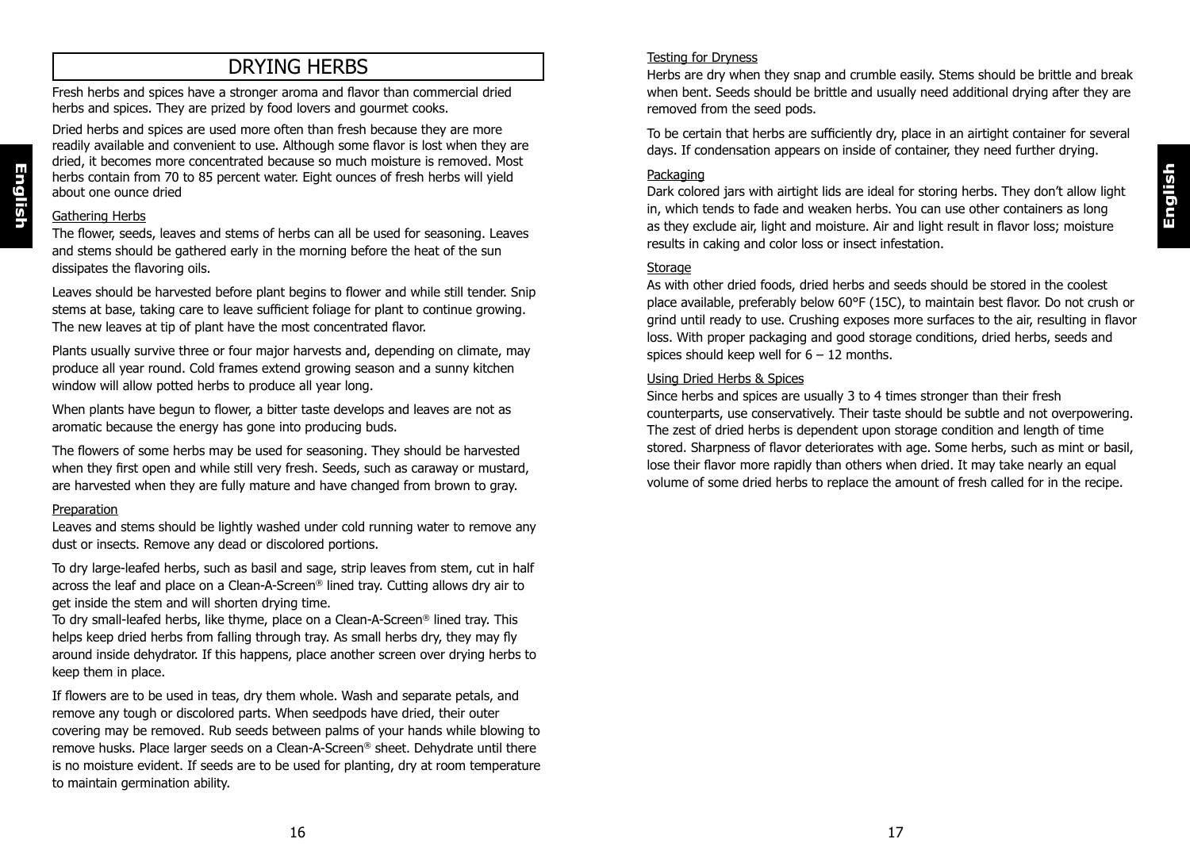# DRYING HERBS

Fresh herbs and spices have a stronger aroma and flavor than commercial dried herbs and spices. They are prized by food lovers and gourmet cooks.

Dried herbs and spices are used more often than fresh because they are more readily available and convenient to use. Although some flavor is lost when they are dried, it becomes more concentrated because so much moisture is removed. Most herbs contain from 70 to 85 percent water. Eight ounces of fresh herbs will yield about one ounce dried

## Gathering Herbs

The flower, seeds, leaves and stems of herbs can all be used for seasoning. Leaves and stems should be gathered early in the morning before the heat of the sun dissipates the flavoring oils.

Leaves should be harvested before plant begins to flower and while still tender. Snip stems at base, taking care to leave sufficient foliage for plant to continue growing. The new leaves at tip of plant have the most concentrated flavor.

Plants usually survive three or four major harvests and, depending on climate, may produce all year round. Cold frames extend growing season and a sunny kitchen window will allow potted herbs to produce all year long.

When plants have begun to flower, a bitter taste develops and leaves are not as aromatic because the energy has gone into producing buds.

The flowers of some herbs may be used for seasoning. They should be harvested when they first open and while still very fresh. Seeds, such as caraway or mustard, are harvested when they are fully mature and have changed from brown to gray.

## Preparation

Leaves and stems should be lightly washed under cold running water to remove any dust or insects. Remove any dead or discolored portions.

To dry large-leafed herbs, such as basil and sage, strip leaves from stem, cut in half across the leaf and place on a Clean-A-Screen® lined tray. Cutting allows dry air to get inside the stem and will shorten drying time.

To dry small-leafed herbs, like thyme, place on a Clean-A-Screen® lined tray. This helps keep dried herbs from falling through tray. As small herbs dry, they may fly around inside dehydrator. If this happens, place another screen over drying herbs to keep them in place.

If flowers are to be used in teas, dry them whole. Wash and separate petals, and remove any tough or discolored parts. When seedpods have dried, their outer covering may be removed. Rub seeds between palms of your hands while blowing to remove husks. Place larger seeds on a Clean-A-Screen® sheet. Dehydrate until there is no moisture evident. If seeds are to be used for planting, dry at room temperature to maintain germination ability.

## Testing for Dryness

Herbs are dry when they snap and crumble easily. Stems should be brittle and break when bent. Seeds should be brittle and usually need additional drying after they are removed from the seed pods.

To be certain that herbs are sufficiently dry, place in an airtight container for several days. If condensation appears on inside of container, they need further drying.

## Packaging

Dark colored jars with airtight lids are ideal for storing herbs. They don't allow light in, which tends to fade and weaken herbs. You can use other containers as long as they exclude air, light and moisture. Air and light result in flavor loss; moisture results in caking and color loss or insect infestation.

## Storage

As with other dried foods, dried herbs and seeds should be stored in the coolest place available, preferably below 60°F (15C), to maintain best flavor. Do not crush or grind until ready to use. Crushing exposes more surfaces to the air, resulting in flavor loss. With proper packaging and good storage conditions, dried herbs, seeds and spices should keep well for 6 – 12 months.

## Using Dried Herbs & Spices

Since herbs and spices are usually 3 to 4 times stronger than their fresh counterparts, use conservatively. Their taste should be subtle and not overpowering. The zest of dried herbs is dependent upon storage condition and length of time stored. Sharpness of flavor deteriorates with age. Some herbs, such as mint or basil, lose their flavor more rapidly than others when dried. It may take nearly an equal volume of some dried herbs to replace the amount of fresh called for in the recipe.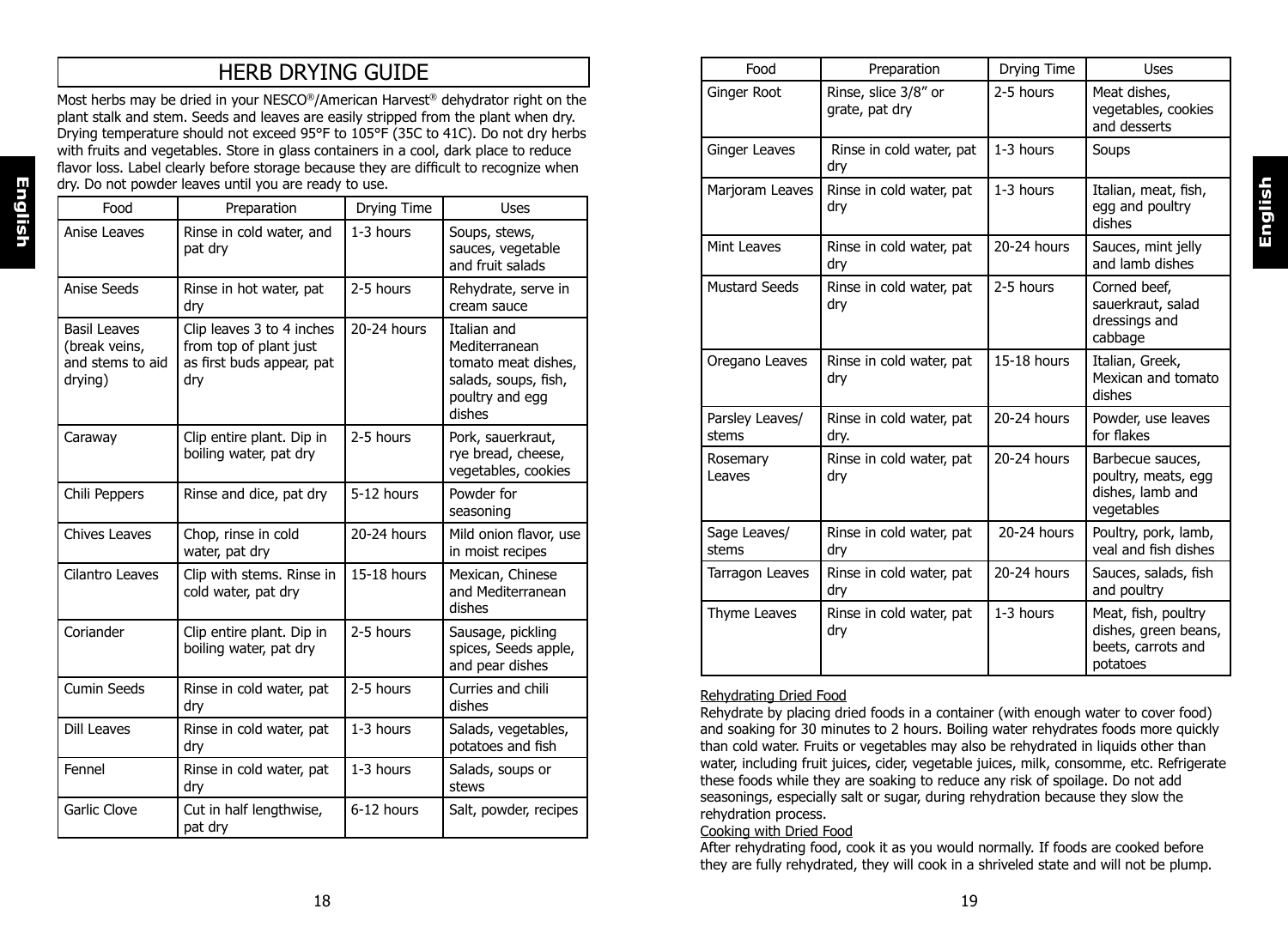# HERB DRYING GUIDE

Most herbs may be dried in your NESCO®/American Harvest® dehydrator right on the plant stalk and stem. Seeds and leaves are easily stripped from the plant when dry. Drying temperature should not exceed 95°F to 105°F (35C to 41C). Do not dry herbs with fruits and vegetables. Store in glass containers in a cool, dark place to reduce flavor loss. Label clearly before storage because they are difficult to recognize when dry. Do not powder leaves until you are ready to use.

| Food | Preparation | Drying Time | Uses |
|---|---|---|---|
| Anise Leaves | Rinse in cold water, and pat dry | 1-3 hours | Soups, stews, sauces, vegetable and fruit salads |
| Anise Seeds | Rinse in hot water, pat dry | 2-5 hours | Rehydrate, serve in cream sauce |
| Basil Leaves (break veins, and stems to aid drying) | Clip leaves 3 to 4 inches from top of plant just as first buds appear, pat dry | 20-24 hours | Italian and Mediterranean tomato meat dishes, salads, soups, fish, poultry and egg dishes |
| Caraway | Clip entire plant. Dip in boiling water, pat dry | 2-5 hours | Pork, sauerkraut, rye bread, cheese, vegetables, cookies |
| Chili Peppers | Rinse and dice, pat dry | 5-12 hours | Powder for seasoning |
| Chives Leaves | Chop, rinse in cold water, pat dry | 20-24 hours | Mild onion flavor, use in moist recipes |
| Cilantro Leaves | Clip with stems. Rinse in cold water, pat dry | 15-18 hours | Mexican, Chinese and Mediterranean dishes |
| Coriander | Clip entire plant. Dip in boiling water, pat dry | 2-5 hours | Sausage, pickling spices, Seeds apple, and pear dishes |
| Cumin Seeds | Rinse in cold water, pat dry | 2-5 hours | Curries and chili dishes |
| Dill Leaves | Rinse in cold water, pat dry | 1-3 hours | Salads, vegetables, potatoes and fish |
| Fennel | Rinse in cold water, pat dry | 1-3 hours | Salads, soups or stews |
| Garlic Clove | Cut in half lengthwise, pat dry | 6-12 hours | Salt, powder, recipes |
| Ginger Root | Rinse, slice 3/8" or grate, pat dry | 2-5 hours | Meat dishes, vegetables, cookies and desserts |
| Ginger Leaves | Rinse in cold water, pat dry | 1-3 hours | Soups |
| Marjoram Leaves | Rinse in cold water, pat dry | 1-3 hours | Italian, meat, fish, egg and poultry dishes |
| Mint Leaves | Rinse in cold water, pat dry | 20-24 hours | Sauces, mint jelly and lamb dishes |
| Mustard Seeds | Rinse in cold water, pat dry | 2-5 hours | Corned beef, sauerkraut, salad dressings and cabbage |
| Oregano Leaves | Rinse in cold water, pat dry | 15-18 hours | Italian, Greek, Mexican and tomato dishes |
| Parsley Leaves/ stems | Rinse in cold water, pat dry. | 20-24 hours | Powder, use leaves for flakes |
| Rosemary Leaves | Rinse in cold water, pat dry | 20-24 hours | Barbecue sauces, poultry, meats, egg dishes, lamb and vegetables |
| Sage Leaves/ stems | Rinse in cold water, pat dry | 20-24 hours | Poultry, pork, lamb, veal and fish dishes |
| Tarragon Leaves | Rinse in cold water, pat dry | 20-24 hours | Sauces, salads, fish and poultry |
| Thyme Leaves | Rinse in cold water, pat dry | 1-3 hours | Meat, fish, poultry dishes, green beans, beets, carrots and potatoes |

Rehydrating Dried Food

Rehydrate by placing dried foods in a container (with enough water to cover food) and soaking for 30 minutes to 2 hours. Boiling water rehydrates foods more quickly than cold water. Fruits or vegetables may also be rehydrated in liquids other than water, including fruit juices, cider, vegetable juices, milk, consomme, etc. Refrigerate these foods while they are soaking to reduce any risk of spoilage. Do not add seasonings, especially salt or sugar, during rehydration because they slow the rehydration process.

Cooking with Dried Food

After rehydrating food, cook it as you would normally. If foods are cooked before they are fully rehydrated, they will cook in a shriveled state and will not be plump.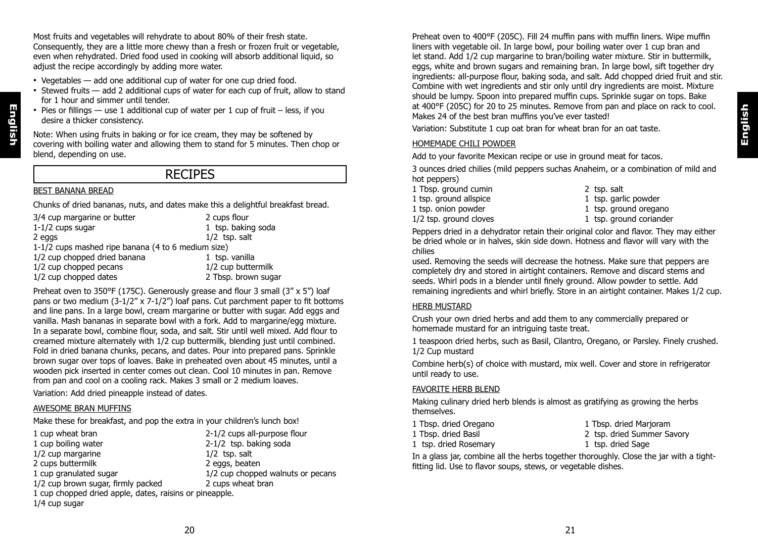Most fruits and vegetables will rehydrate to about 80% of their fresh state. Consequently, they are a little more chewy than a fresh or frozen fruit or vegetable, even when rehydrated. Dried food used in cooking will absorb additional liquid, so adjust the recipe accordingly by adding more water.

- Vegetables — add one additional cup of water for one cup dried food.
- Stewed fruits — add 2 additional cups of water for each cup of fruit, allow to stand for 1 hour and simmer until tender.
- Pies or fillings — use 1 additional cup of water per 1 cup of fruit – less, if you desire a thicker consistency.

Note: When using fruits in baking or for ice cream, they may be softened by covering with boiling water and allowing them to stand for 5 minutes. Then chop or blend, depending on use.

# RECIPES

## BEST BANANA BREAD

Chunks of dried bananas, nuts, and dates make this a delightful breakfast bread.

3/4 cup margarine or butter
1-1/2 cups sugar
2 eggs
1-1/2 cups mashed ripe banana (4 to 6 medium size)
1/2 cup chopped dried banana
1/2 cup chopped pecans
1/2 cup chopped dates
2 cups flour
1 tsp. baking soda
1/2 tsp. salt
1 tsp. vanilla
1/2 cup buttermilk
2 Tbsp. brown sugar

Preheat oven to 350°F (175C). Generously grease and flour 3 small (3" x 5") loaf pans or two medium (3-1/2" x 7-1/2") loaf pans. Cut parchment paper to fit bottoms and line pans. In a large bowl, cream margarine or butter with sugar. Add eggs and vanilla. Mash bananas in separate bowl with a fork. Add to margarine/egg mixture. In a separate bowl, combine flour, soda, and salt. Stir until well mixed. Add flour to creamed mixture alternately with 1/2 cup buttermilk, blending just until combined. Fold in dried banana chunks, pecans, and dates. Pour into prepared pans. Sprinkle brown sugar over tops of loaves. Bake in preheated oven about 45 minutes, until a wooden pick inserted in center comes out clean. Cool 10 minutes in pan. Remove from pan and cool on a cooling rack. Makes 3 small or 2 medium loaves.

Variation: Add dried pineapple instead of dates.

## AWESOME BRAN MUFFINS

Make these for breakfast, and pop the extra in your children's lunch box!

1 cup wheat bran
1 cup boiling water
1/2 cup margarine
2 cups buttermilk
1 cup granulated sugar
1/2 cup brown sugar, firmly packed
2-1/2 cups all-purpose flour
2-1/2 tsp. baking soda
1/2 tsp. salt
2 eggs, beaten
1/2 cup chopped walnuts or pecans
2 cups wheat bran
1 cup chopped dried apple, dates, raisins or pineapple.
1/4 cup sugar

Preheat oven to 400°F (205C). Fill 24 muffin pans with muffin liners. Wipe muffin liners with vegetable oil. In large bowl, pour boiling water over 1 cup bran and let stand. Add 1/2 cup margarine to bran/boiling water mixture. Stir in buttermilk, eggs, white and brown sugars and remaining bran. In large bowl, sift together dry ingredients: all-purpose flour, baking soda, and salt. Add chopped dried fruit and stir. Combine with wet ingredients and stir only until dry ingredients are moist. Mixture should be lumpy. Spoon into prepared muffin cups. Sprinkle sugar on tops. Bake at 400°F (205C) for 20 to 25 minutes. Remove from pan and place on rack to cool. Makes 24 of the best bran muffins you've ever tasted!

Variation: Substitute 1 cup oat bran for wheat bran for an oat taste.

## HOMEMADE CHILI POWDER

Add to your favorite Mexican recipe or use in ground meat for tacos.

3 ounces dried chilies (mild peppers suchas Anaheim, or a combination of mild and hot peppers)
1 Tbsp. ground cumin
1 tsp. ground allspice
1 tsp. onion powder
1/2 tsp. ground cloves
2 tsp. salt
1 tsp. garlic powder
1 tsp. ground oregano
1 tsp. ground coriander

Peppers dried in a dehydrator retain their original color and flavor. They may either be dried whole or in halves, skin side down. Hotness and flavor will vary with the chilies used. Removing the seeds will decrease the hotness. Make sure that peppers are completely dry and stored in airtight containers. Remove and discard stems and seeds. Whirl pods in a blender until finely ground. Allow powder to settle. Add remaining ingredients and whirl briefly. Store in an airtight container. Makes 1/2 cup.

## HERB MUSTARD

Crush your own dried herbs and add them to any commercially prepared or homemade mustard for an intriguing taste treat.

1 teaspoon dried herbs, such as Basil, Cilantro, Oregano, or Parsley. Finely crushed.
1/2 Cup mustard

Combine herb(s) of choice with mustard, mix well. Cover and store in refrigerator until ready to use.

## FAVORITE HERB BLEND

Making culinary dried herb blends is almost as gratifying as growing the herbs themselves.

1 Tbsp. dried Oregano
1 Tbsp. dried Basil
1 tsp. dried Rosemary
1 Tbsp. dried Marjoram
2 tsp. dried Summer Savory
1 tsp. dried Sage

In a glass jar, combine all the herbs together thoroughly. Close the jar with a tight-fitting lid. Use to flavor soups, stews, or vegetable dishes.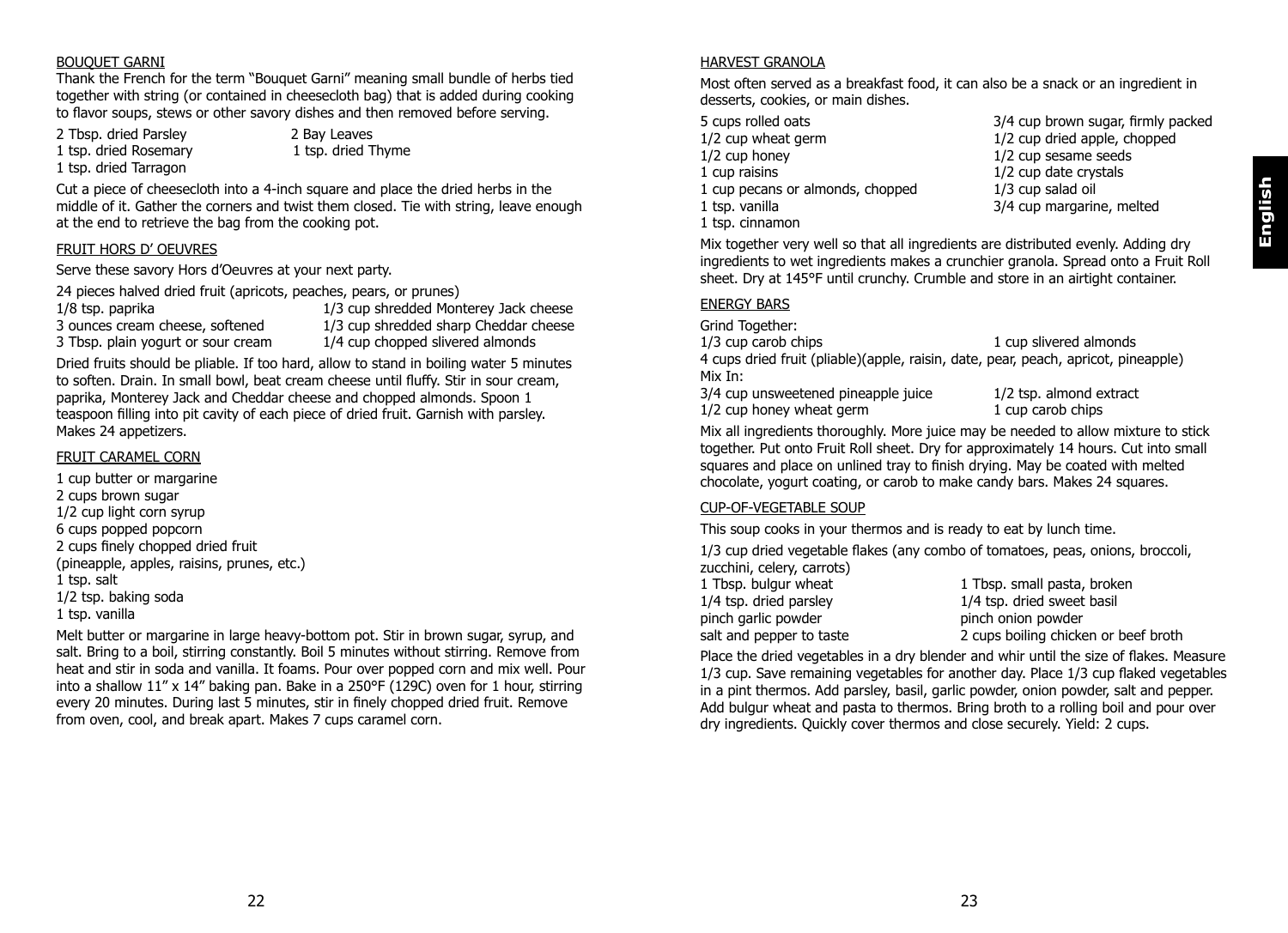## BOUQUET GARNI

Thank the French for the term "Bouquet Garni" meaning small bundle of herbs tied together with string (or contained in cheesecloth bag) that is added during cooking to flavor soups, stews or other savory dishes and then removed before serving.

2 Tbsp. dried Parsley
1 tsp. dried Rosemary
1 tsp. dried Tarragon
2 Bay Leaves
1 tsp. dried Thyme

Cut a piece of cheesecloth into a 4-inch square and place the dried herbs in the middle of it. Gather the corners and twist them closed. Tie with string, leave enough at the end to retrieve the bag from the cooking pot.

## FRUIT HORS D' OEUVRES

Serve these savory Hors d'Oeuvres at your next party.

24 pieces halved dried fruit (apricots, peaches, pears, or prunes)
1/8 tsp. paprika
3 ounces cream cheese, softened
3 Tbsp. plain yogurt or sour cream
1/3 cup shredded Monterey Jack cheese
1/3 cup shredded sharp Cheddar cheese
1/4 cup chopped slivered almonds

Dried fruits should be pliable. If too hard, allow to stand in boiling water 5 minutes to soften. Drain. In small bowl, beat cream cheese until fluffy. Stir in sour cream, paprika, Monterey Jack and Cheddar cheese and chopped almonds. Spoon 1 teaspoon filling into pit cavity of each piece of dried fruit. Garnish with parsley. Makes 24 appetizers.

## FRUIT CARAMEL CORN

1 cup butter or margarine
2 cups brown sugar
1/2 cup light corn syrup
6 cups popped popcorn
2 cups finely chopped dried fruit
(pineapple, apples, raisins, prunes, etc.)
1 tsp. salt
1/2 tsp. baking soda
1 tsp. vanilla

Melt butter or margarine in large heavy-bottom pot. Stir in brown sugar, syrup, and salt. Bring to a boil, stirring constantly. Boil 5 minutes without stirring. Remove from heat and stir in soda and vanilla. It foams. Pour over popped corn and mix well. Pour into a shallow 11" x 14" baking pan. Bake in a 250°F (129C) oven for 1 hour, stirring every 20 minutes. During last 5 minutes, stir in finely chopped dried fruit. Remove from oven, cool, and break apart. Makes 7 cups caramel corn.

## HARVEST GRANOLA

Most often served as a breakfast food, it can also be a snack or an ingredient in desserts, cookies, or main dishes.

5 cups rolled oats
1/2 cup wheat germ
1/2 cup honey
1 cup raisins
1 cup pecans or almonds, chopped
1 tsp. vanilla
1 tsp. cinnamon
3/4 cup brown sugar, firmly packed
1/2 cup dried apple, chopped
1/2 cup sesame seeds
1/2 cup date crystals
1/3 cup salad oil
3/4 cup margarine, melted

Mix together very well so that all ingredients are distributed evenly. Adding dry ingredients to wet ingredients makes a crunchier granola. Spread onto a Fruit Roll sheet. Dry at 145°F until crunchy. Crumble and store in an airtight container.

## ENERGY BARS

Grind Together:
1/3 cup carob chips
1 cup slivered almonds
4 cups dried fruit (pliable)(apple, raisin, date, pear, peach, apricot, pineapple)
Mix In:
3/4 cup unsweetened pineapple juice
1/2 cup honey wheat germ
1/2 tsp. almond extract
1 cup carob chips

Mix all ingredients thoroughly. More juice may be needed to allow mixture to stick together. Put onto Fruit Roll sheet. Dry for approximately 14 hours. Cut into small squares and place on unlined tray to finish drying. May be coated with melted chocolate, yogurt coating, or carob to make candy bars. Makes 24 squares.

## CUP-OF-VEGETABLE SOUP

This soup cooks in your thermos and is ready to eat by lunch time.

1/3 cup dried vegetable flakes (any combo of tomatoes, peas, onions, broccoli, zucchini, celery, carrots)
1 Tbsp. bulgur wheat
1/4 tsp. dried parsley
pinch garlic powder
salt and pepper to taste
1 Tbsp. small pasta, broken
1/4 tsp. dried sweet basil
pinch onion powder
2 cups boiling chicken or beef broth

Place the dried vegetables in a dry blender and whir until the size of flakes. Measure 1/3 cup. Save remaining vegetables for another day. Place 1/3 cup flaked vegetables in a pint thermos. Add parsley, basil, garlic powder, onion powder, salt and pepper. Add bulgur wheat and pasta to thermos. Bring broth to a rolling boil and pour over dry ingredients. Quickly cover thermos and close securely. Yield: 2 cups.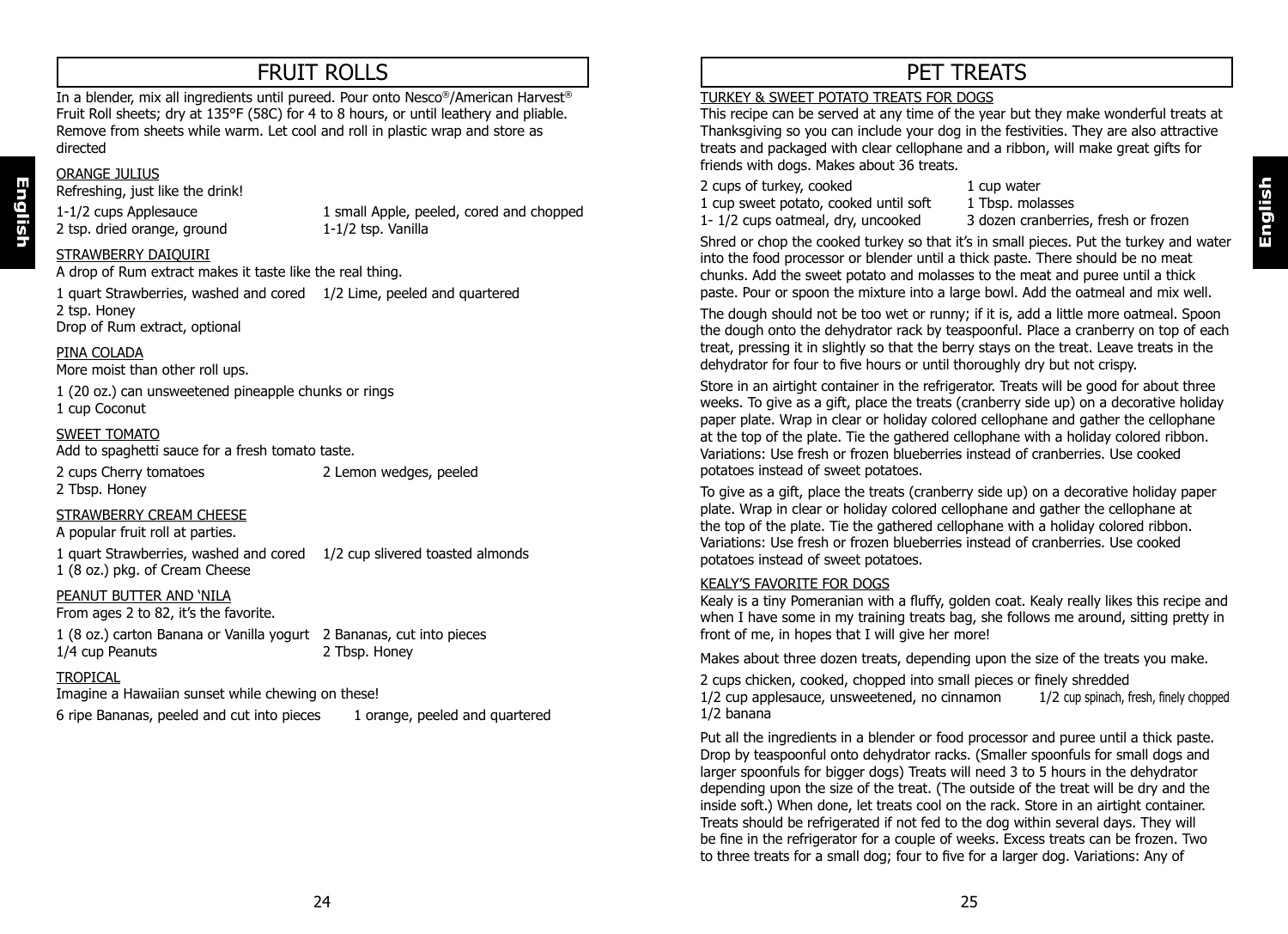# FRUIT ROLLS

In a blender, mix all ingredients until pureed. Pour onto Nesco®/American Harvest® Fruit Roll sheets; dry at 135°F (58C) for 4 to 8 hours, or until leathery and pliable. Remove from sheets while warm. Let cool and roll in plastic wrap and store as directed

ORANGE JULIUS

Refreshing, just like the drink!

1-1/2 cups Applesauce
2 tsp. dried orange, ground
1 small Apple, peeled, cored and chopped
1-1/2 tsp. Vanilla

STRAWBERRY DAIQUIRI

A drop of Rum extract makes it taste like the real thing.

1 quart Strawberries, washed and cored
2 tsp. Honey
Drop of Rum extract, optional
1/2 Lime, peeled and quartered

PINA COLADA

More moist than other roll ups.

1 (20 oz.) can unsweetened pineapple chunks or rings
1 cup Coconut

SWEET TOMATO

Add to spaghetti sauce for a fresh tomato taste.

2 cups Cherry tomatoes
2 Tbsp. Honey
2 Lemon wedges, peeled

STRAWBERRY CREAM CHEESE

A popular fruit roll at parties.

1 quart Strawberries, washed and cored
1 (8 oz.) pkg. of Cream Cheese
1/2 cup slivered toasted almonds

PEANUT BUTTER AND 'NILA

From ages 2 to 82, it's the favorite.

1 (8 oz.) carton Banana or Vanilla yogurt
1/4 cup Peanuts
2 Bananas, cut into pieces
2 Tbsp. Honey

TROPICAL

Imagine a Hawaiian sunset while chewing on these!

6 ripe Bananas, peeled and cut into pieces
1 orange, peeled and quartered

# PET TREATS

TURKEY & SWEET POTATO TREATS FOR DOGS

This recipe can be served at any time of the year but they make wonderful treats at Thanksgiving so you can include your dog in the festivities. They are also attractive treats and packaged with clear cellophane and a ribbon, will make great gifts for friends with dogs. Makes about 36 treats.

2 cups of turkey, cooked
1 cup sweet potato, cooked until soft
1- 1/2 cups oatmeal, dry, uncooked
1 cup water
1 Tbsp. molasses
3 dozen cranberries, fresh or frozen

Shred or chop the cooked turkey so that it's in small pieces. Put the turkey and water into the food processor or blender until a thick paste. There should be no meat chunks. Add the sweet potato and molasses to the meat and puree until a thick paste. Pour or spoon the mixture into a large bowl. Add the oatmeal and mix well.

The dough should not be too wet or runny; if it is, add a little more oatmeal. Spoon the dough onto the dehydrator rack by teaspoonful. Place a cranberry on top of each treat, pressing it in slightly so that the berry stays on the treat. Leave treats in the dehydrator for four to five hours or until thoroughly dry but not crispy.

Store in an airtight container in the refrigerator. Treats will be good for about three weeks. To give as a gift, place the treats (cranberry side up) on a decorative holiday paper plate. Wrap in clear or holiday colored cellophane and gather the cellophane at the top of the plate. Tie the gathered cellophane with a holiday colored ribbon. Variations: Use fresh or frozen blueberries instead of cranberries. Use cooked potatoes instead of sweet potatoes.

To give as a gift, place the treats (cranberry side up) on a decorative holiday paper plate. Wrap in clear or holiday colored cellophane and gather the cellophane at the top of the plate. Tie the gathered cellophane with a holiday colored ribbon. Variations: Use fresh or frozen blueberries instead of cranberries. Use cooked potatoes instead of sweet potatoes.

KEALY'S FAVORITE FOR DOGS

Kealy is a tiny Pomeranian with a fluffy, golden coat. Kealy really likes this recipe and when I have some in my training treats bag, she follows me around, sitting pretty in front of me, in hopes that I will give her more!

Makes about three dozen treats, depending upon the size of the treats you make.

2 cups chicken, cooked, chopped into small pieces or finely shredded
1/2 cup applesauce, unsweetened, no cinnamon
1/2 cup spinach, fresh, finely chopped
1/2 banana

Put all the ingredients in a blender or food processor and puree until a thick paste. Drop by teaspoonful onto dehydrator racks. (Smaller spoonfuls for small dogs and larger spoonfuls for bigger dogs) Treats will need 3 to 5 hours in the dehydrator depending upon the size of the treat. (The outside of the treat will be dry and the inside soft.) When done, let treats cool on the rack. Store in an airtight container. Treats should be refrigerated if not fed to the dog within several days. They will be fine in the refrigerator for a couple of weeks. Excess treats can be frozen. Two to three treats for a small dog; four to five for a larger dog. Variations: Any of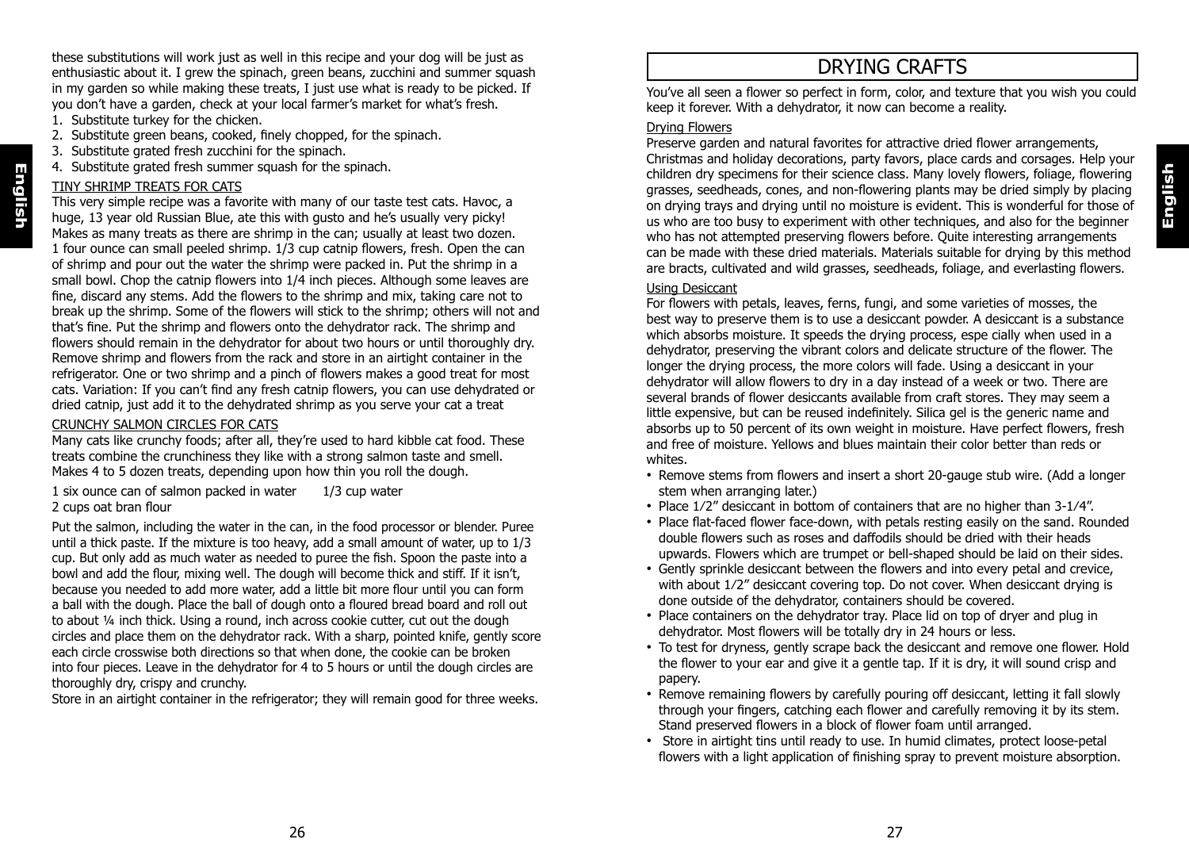these substitutions will work just as well in this recipe and your dog will be just as enthusiastic about it. I grew the spinach, green beans, zucchini and summer squash in my garden so while making these treats, I just use what is ready to be picked. If you don't have a garden, check at your local farmer's market for what's fresh.

1. Substitute turkey for the chicken.
2. Substitute green beans, cooked, finely chopped, for the spinach.
3. Substitute grated fresh zucchini for the spinach.
4. Substitute grated fresh summer squash for the spinach.

TINY SHRIMP TREATS FOR CATS

This very simple recipe was a favorite with many of our taste test cats. Havoc, a huge, 13 year old Russian Blue, ate this with gusto and he's usually very picky! Makes as many treats as there are shrimp in the can; usually at least two dozen. 1 four ounce can small peeled shrimp. 1/3 cup catnip flowers, fresh. Open the can of shrimp and pour out the water the shrimp were packed in. Put the shrimp in a small bowl. Chop the catnip flowers into 1/4 inch pieces. Although some leaves are fine, discard any stems. Add the flowers to the shrimp and mix, taking care not to break up the shrimp. Some of the flowers will stick to the shrimp; others will not and that's fine. Put the shrimp and flowers onto the dehydrator rack. The shrimp and flowers should remain in the dehydrator for about two hours or until thoroughly dry. Remove shrimp and flowers from the rack and store in an airtight container in the refrigerator. One or two shrimp and a pinch of flowers makes a good treat for most cats. Variation: If you can't find any fresh catnip flowers, you can use dehydrated or dried catnip, just add it to the dehydrated shrimp as you serve your cat a treat

CRUNCHY SALMON CIRCLES FOR CATS

Many cats like crunchy foods; after all, they're used to hard kibble cat food. These treats combine the crunchiness they like with a strong salmon taste and smell. Makes 4 to 5 dozen treats, depending upon how thin you roll the dough.

1 six ounce can of salmon packed in water      1/3 cup water
2 cups oat bran flour

Put the salmon, including the water in the can, in the food processor or blender. Puree until a thick paste. If the mixture is too heavy, add a small amount of water, up to 1/3 cup. But only add as much water as needed to puree the fish. Spoon the paste into a bowl and add the flour, mixing well. The dough will become thick and stiff. If it isn't, because you needed to add more water, add a little bit more flour until you can form a ball with the dough. Place the ball of dough onto a floured bread board and roll out to about ¼ inch thick. Using a round, inch across cookie cutter, cut out the dough circles and place them on the dehydrator rack. With a sharp, pointed knife, gently score each circle crosswise both directions so that when done, the cookie can be broken into four pieces. Leave in the dehydrator for 4 to 5 hours or until the dough circles are thoroughly dry, crispy and crunchy.
Store in an airtight container in the refrigerator; they will remain good for three weeks.

# DRYING CRAFTS

You've all seen a flower so perfect in form, color, and texture that you wish you could keep it forever. With a dehydrator, it now can become a reality.

Drying Flowers

Preserve garden and natural favorites for attractive dried flower arrangements, Christmas and holiday decorations, party favors, place cards and corsages. Help your children dry specimens for their science class. Many lovely flowers, foliage, flowering grasses, seedheads, cones, and non-flowering plants may be dried simply by placing on drying trays and drying until no moisture is evident. This is wonderful for those of us who are too busy to experiment with other techniques, and also for the beginner who has not attempted preserving flowers before. Quite interesting arrangements can be made with these dried materials. Materials suitable for drying by this method are bracts, cultivated and wild grasses, seedheads, foliage, and everlasting flowers.

Using Desiccant

For flowers with petals, leaves, ferns, fungi, and some varieties of mosses, the best way to preserve them is to use a desiccant powder. A desiccant is a substance which absorbs moisture. It speeds the drying process, espe cially when used in a dehydrator, preserving the vibrant colors and delicate structure of the flower. The longer the drying process, the more colors will fade. Using a desiccant in your dehydrator will allow flowers to dry in a day instead of a week or two. There are several brands of flower desiccants available from craft stores. They may seem a little expensive, but can be reused indefinitely. Silica gel is the generic name and absorbs up to 50 percent of its own weight in moisture. Have perfect flowers, fresh and free of moisture. Yellows and blues maintain their color better than reds or whites.

- Remove stems from flowers and insert a short 20-gauge stub wire. (Add a longer stem when arranging later.)
- Place 1/2" desiccant in bottom of containers that are no higher than 3-1/4".
- Place flat-faced flower face-down, with petals resting easily on the sand. Rounded double flowers such as roses and daffodils should be dried with their heads upwards. Flowers which are trumpet or bell-shaped should be laid on their sides.
- Gently sprinkle desiccant between the flowers and into every petal and crevice, with about 1/2" desiccant covering top. Do not cover. When desiccant drying is done outside of the dehydrator, containers should be covered.
- Place containers on the dehydrator tray. Place lid on top of dryer and plug in dehydrator. Most flowers will be totally dry in 24 hours or less.
- To test for dryness, gently scrape back the desiccant and remove one flower. Hold the flower to your ear and give it a gentle tap. If it is dry, it will sound crisp and papery.
- Remove remaining flowers by carefully pouring off desiccant, letting it fall slowly through your fingers, catching each flower and carefully removing it by its stem. Stand preserved flowers in a block of flower foam until arranged.
- Store in airtight tins until ready to use. In humid climates, protect loose-petal flowers with a light application of finishing spray to prevent moisture absorption.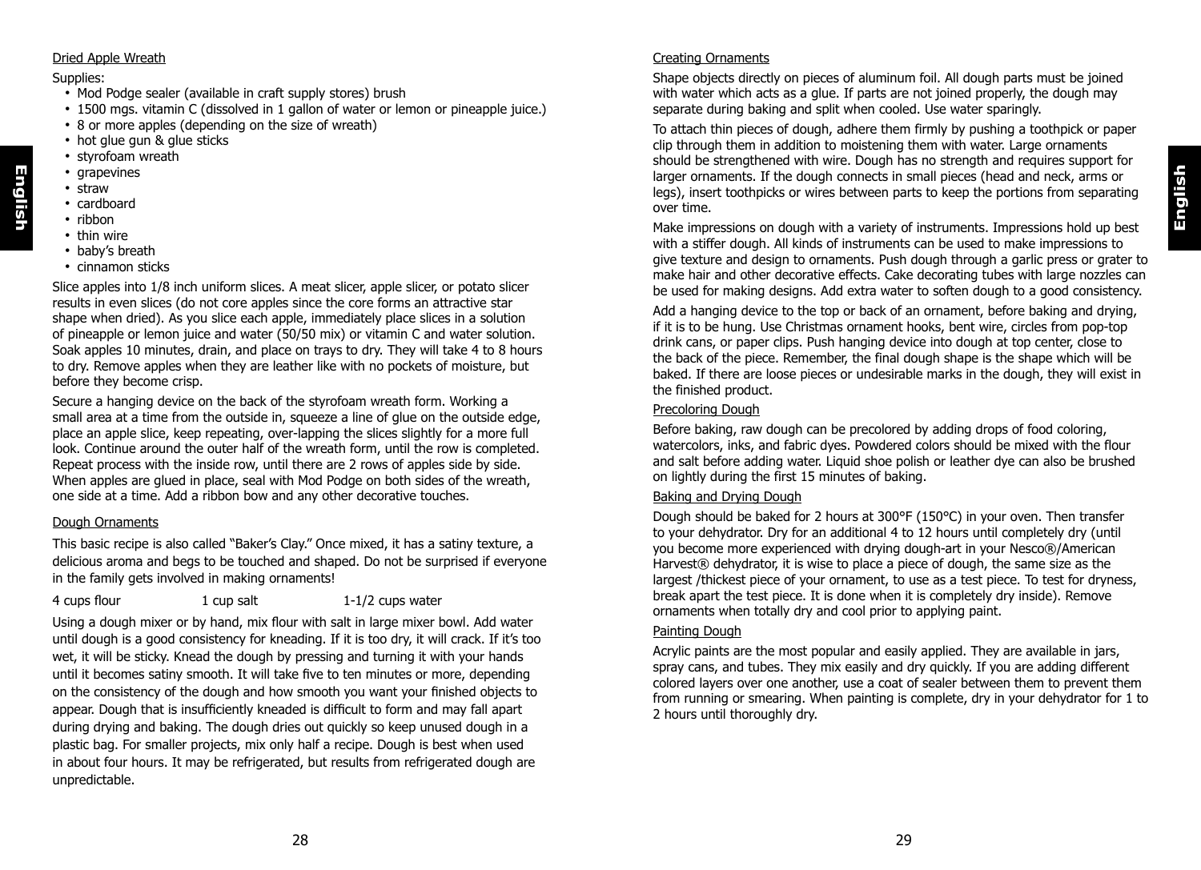## Dried Apple Wreath

Supplies:

- Mod Podge sealer (available in craft supply stores) brush
- 1500 mgs. vitamin C (dissolved in 1 gallon of water or lemon or pineapple juice.)
- 8 or more apples (depending on the size of wreath)
- hot glue gun & glue sticks
- styrofoam wreath
- grapevines
- straw
- cardboard
- ribbon
- thin wire
- baby's breath
- cinnamon sticks

Slice apples into 1/8 inch uniform slices. A meat slicer, apple slicer, or potato slicer results in even slices (do not core apples since the core forms an attractive star shape when dried). As you slice each apple, immediately place slices in a solution of pineapple or lemon juice and water (50/50 mix) or vitamin C and water solution. Soak apples 10 minutes, drain, and place on trays to dry. They will take 4 to 8 hours to dry. Remove apples when they are leather like with no pockets of moisture, but before they become crisp.

Secure a hanging device on the back of the styrofoam wreath form. Working a small area at a time from the outside in, squeeze a line of glue on the outside edge, place an apple slice, keep repeating, over-lapping the slices slightly for a more full look. Continue around the outer half of the wreath form, until the row is completed. Repeat process with the inside row, until there are 2 rows of apples side by side. When apples are glued in place, seal with Mod Podge on both sides of the wreath, one side at a time. Add a ribbon bow and any other decorative touches.

## Dough Ornaments

This basic recipe is also called "Baker's Clay." Once mixed, it has a satiny texture, a delicious aroma and begs to be touched and shaped. Do not be surprised if everyone in the family gets involved in making ornaments!

4 cups flour 1 cup salt 1-1/2 cups water

Using a dough mixer or by hand, mix flour with salt in large mixer bowl. Add water until dough is a good consistency for kneading. If it is too dry, it will crack. If it's too wet, it will be sticky. Knead the dough by pressing and turning it with your hands until it becomes satiny smooth. It will take five to ten minutes or more, depending on the consistency of the dough and how smooth you want your finished objects to appear. Dough that is insufficiently kneaded is difficult to form and may fall apart during drying and baking. The dough dries out quickly so keep unused dough in a plastic bag. For smaller projects, mix only half a recipe. Dough is best when used in about four hours. It may be refrigerated, but results from refrigerated dough are unpredictable.

## Creating Ornaments

Shape objects directly on pieces of aluminum foil. All dough parts must be joined with water which acts as a glue. If parts are not joined properly, the dough may separate during baking and split when cooled. Use water sparingly.

To attach thin pieces of dough, adhere them firmly by pushing a toothpick or paper clip through them in addition to moistening them with water. Large ornaments should be strengthened with wire. Dough has no strength and requires support for larger ornaments. If the dough connects in small pieces (head and neck, arms or legs), insert toothpicks or wires between parts to keep the portions from separating over time.

Make impressions on dough with a variety of instruments. Impressions hold up best with a stiffer dough. All kinds of instruments can be used to make impressions to give texture and design to ornaments. Push dough through a garlic press or grater to make hair and other decorative effects. Cake decorating tubes with large nozzles can be used for making designs. Add extra water to soften dough to a good consistency.

Add a hanging device to the top or back of an ornament, before baking and drying, if it is to be hung. Use Christmas ornament hooks, bent wire, circles from pop-top drink cans, or paper clips. Push hanging device into dough at top center, close to the back of the piece. Remember, the final dough shape is the shape which will be baked. If there are loose pieces or undesirable marks in the dough, they will exist in the finished product.

## Precoloring Dough

Before baking, raw dough can be precolored by adding drops of food coloring, watercolors, inks, and fabric dyes. Powdered colors should be mixed with the flour and salt before adding water. Liquid shoe polish or leather dye can also be brushed on lightly during the first 15 minutes of baking.

## Baking and Drying Dough

Dough should be baked for 2 hours at 300°F (150°C) in your oven. Then transfer to your dehydrator. Dry for an additional 4 to 12 hours until completely dry (until you become more experienced with drying dough-art in your Nesco®/American Harvest® dehydrator, it is wise to place a piece of dough, the same size as the largest /thickest piece of your ornament, to use as a test piece. To test for dryness, break apart the test piece. It is done when it is completely dry inside). Remove ornaments when totally dry and cool prior to applying paint.

## Painting Dough

Acrylic paints are the most popular and easily applied. They are available in jars, spray cans, and tubes. They mix easily and dry quickly. If you are adding different colored layers over one another, use a coat of sealer between them to prevent them from running or smearing. When painting is complete, dry in your dehydrator for 1 to 2 hours until thoroughly dry.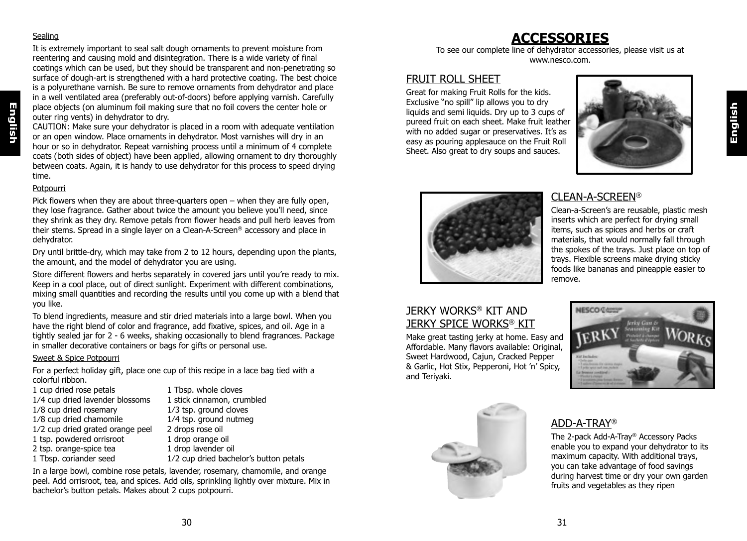Sealing

It is extremely important to seal salt dough ornaments to prevent moisture from reentering and causing mold and disintegration. There is a wide variety of final coatings which can be used, but they should be transparent and non-penetrating so surface of dough-art is strengthened with a hard protective coating. The best choice is a polyurethane varnish. Be sure to remove ornaments from dehydrator and place in a well ventilated area (preferably out-of-doors) before applying varnish. Carefully place objects (on aluminum foil making sure that no foil covers the center hole or outer ring vents) in dehydrator to dry.
CAUTION: Make sure your dehydrator is placed in a room with adequate ventilation or an open window. Place ornaments in dehydrator. Most varnishes will dry in an hour or so in dehydrator. Repeat varnishing process until a minimum of 4 complete coats (both sides of object) have been applied, allowing ornament to dry thoroughly between coats. Again, it is handy to use dehydrator for this process to speed drying time.

Potpourri

Pick flowers when they are about three-quarters open – when they are fully open, they lose fragrance. Gather about twice the amount you believe you'll need, since they shrink as they dry. Remove petals from flower heads and pull herb leaves from their stems. Spread in a single layer on a Clean-A-Screen® accessory and place in dehydrator.

Dry until brittle-dry, which may take from 2 to 12 hours, depending upon the plants, the amount, and the model of dehydrator you are using.

Store different flowers and herbs separately in covered jars until you're ready to mix. Keep in a cool place, out of direct sunlight. Experiment with different combinations, mixing small quantities and recording the results until you come up with a blend that you like.

To blend ingredients, measure and stir dried materials into a large bowl. When you have the right blend of color and fragrance, add fixative, spices, and oil. Age in a tightly sealed jar for 2 - 6 weeks, shaking occasionally to blend fragrances. Package in smaller decorative containers or bags for gifts or personal use.

Sweet & Spice Potpourri

For a perfect holiday gift, place one cup of this recipe in a lace bag tied with a colorful ribbon.

1 cup dried rose petals
1/4 cup dried lavender blossoms
1/8 cup dried rosemary
1/8 cup dried chamomile
1/2 cup dried grated orange peel
1 tsp. powdered orrisroot
2 tsp. orange-spice tea
1 Tbsp. coriander seed
1 Tbsp. whole cloves
1 stick cinnamon, crumbled
1/3 tsp. ground cloves
1/4 tsp. ground nutmeg
2 drops rose oil
1 drop orange oil
1 drop lavender oil
1/2 cup dried bachelor's button petals

In a large bowl, combine rose petals, lavender, rosemary, chamomile, and orange peel. Add orrisroot, tea, and spices. Add oils, sprinkling lightly over mixture. Mix in bachelor's button petals. Makes about 2 cups potpourri.

# ACCESSORIES

To see our complete line of dehydrator accessories, please visit us at www.nesco.com.

## FRUIT ROLL SHEET

Great for making Fruit Rolls for the kids. Exclusive "no spill" lip allows you to dry liquids and semi liquids. Dry up to 3 cups of pureed fruit on each sheet. Make fruit leather with no added sugar or preservatives. It's as easy as pouring applesauce on the Fruit Roll Sheet. Also great to dry soups and sauces.

## CLEAN-A-SCREEN®

Clean-a-Screen's are reusable, plastic mesh inserts which are perfect for drying small items, such as spices and herbs or craft materials, that would normally fall through the spokes of the trays. Just place on top of trays. Flexible screens make drying sticky foods like bananas and pineapple easier to remove.

## JERKY WORKS® KIT AND JERKY SPICE WORKS® KIT

Make great tasting jerky at home. Easy and Affordable. Many flavors available: Original, Sweet Hardwood, Cajun, Cracked Pepper & Garlic, Hot Stix, Pepperoni, Hot 'n' Spicy, and Teriyaki.

## ADD-A-TRAY®

The 2-pack Add-A-Tray® Accessory Packs enable you to expand your dehydrator to its maximum capacity. With additional trays, you can take advantage of food savings during harvest time or dry your own garden fruits and vegetables as they ripen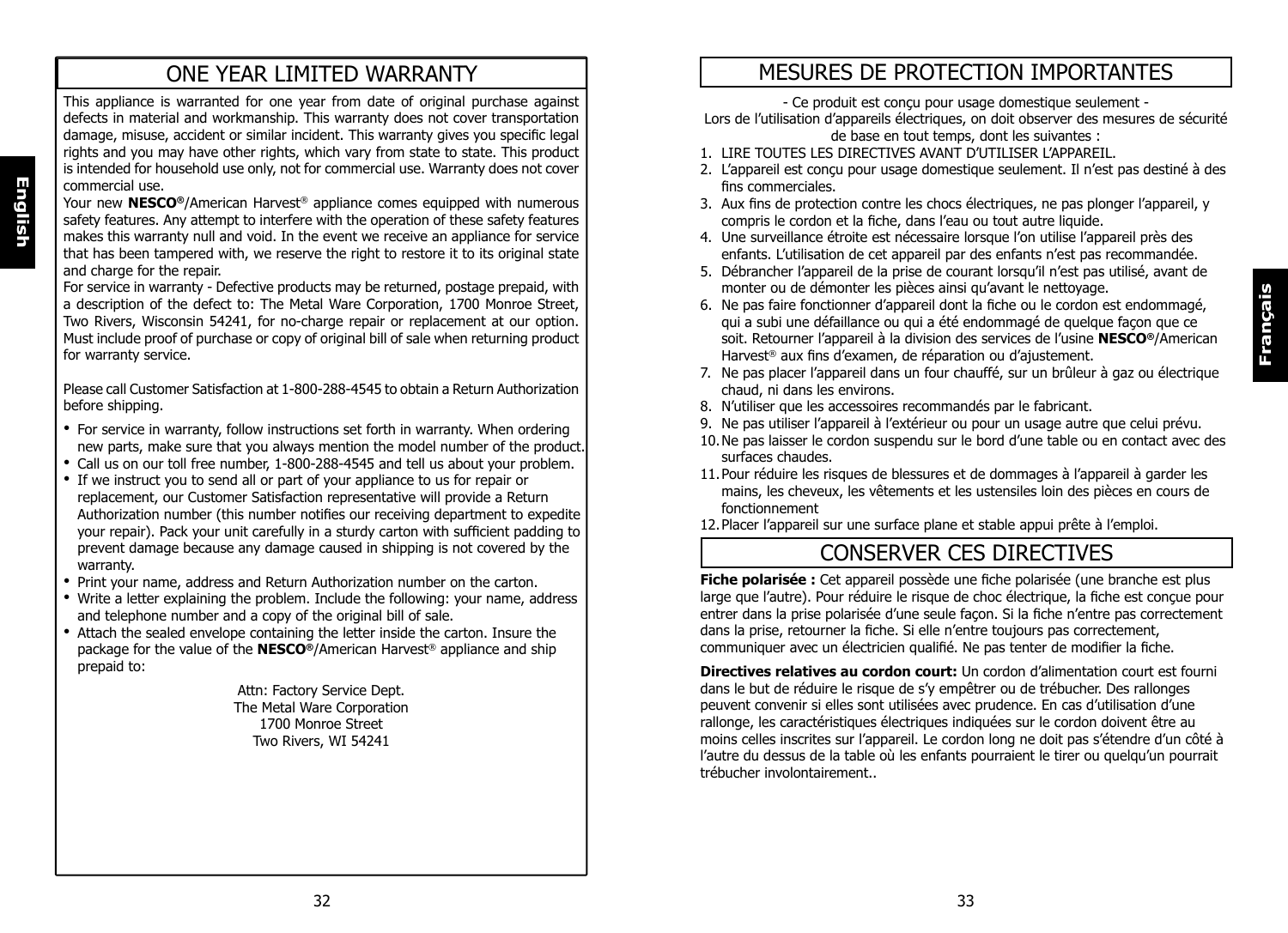# ONE YEAR LIMITED WARRANTY

This appliance is warranted for one year from date of original purchase against defects in material and workmanship. This warranty does not cover transportation damage, misuse, accident or similar incident. This warranty gives you specific legal rights and you may have other rights, which vary from state to state. This product is intended for household use only, not for commercial use. Warranty does not cover commercial use.

Your new **NESCO®**/American Harvest® appliance comes equipped with numerous safety features. Any attempt to interfere with the operation of these safety features makes this warranty null and void. In the event we receive an appliance for service that has been tampered with, we reserve the right to restore it to its original state and charge for the repair.

For service in warranty - Defective products may be returned, postage prepaid, with a description of the defect to: The Metal Ware Corporation, 1700 Monroe Street, Two Rivers, Wisconsin 54241, for no-charge repair or replacement at our option. Must include proof of purchase or copy of original bill of sale when returning product for warranty service.

Please call Customer Satisfaction at 1-800-288-4545 to obtain a Return Authorization before shipping.

- For service in warranty, follow instructions set forth in warranty. When ordering new parts, make sure that you always mention the model number of the product.
- Call us on our toll free number, 1-800-288-4545 and tell us about your problem.
- If we instruct you to send all or part of your appliance to us for repair or replacement, our Customer Satisfaction representative will provide a Return Authorization number (this number notifies our receiving department to expedite your repair). Pack your unit carefully in a sturdy carton with sufficient padding to prevent damage because any damage caused in shipping is not covered by the warranty.
- Print your name, address and Return Authorization number on the carton.
- Write a letter explaining the problem. Include the following: your name, address and telephone number and a copy of the original bill of sale.
- Attach the sealed envelope containing the letter inside the carton. Insure the package for the value of the **NESCO®**/American Harvest® appliance and ship prepaid to:

Attn: Factory Service Dept.
The Metal Ware Corporation
1700 Monroe Street
Two Rivers, WI 54241

# MESURES DE PROTECTION IMPORTANTES

- Ce produit est conçu pour usage domestique seulement -

Lors de l'utilisation d'appareils électriques, on doit observer des mesures de sécurité de base en tout temps, dont les suivantes :

1. LIRE TOUTES LES DIRECTIVES AVANT D'UTILISER L'APPAREIL.
2. L'appareil est conçu pour usage domestique seulement. Il n'est pas destiné à des fins commerciales.
3. Aux fins de protection contre les chocs électriques, ne pas plonger l'appareil, y compris le cordon et la fiche, dans l'eau ou tout autre liquide.
4. Une surveillance étroite est nécessaire lorsque l'on utilise l'appareil près des enfants. L'utilisation de cet appareil par des enfants n'est pas recommandée.
5. Débrancher l'appareil de la prise de courant lorsqu'il n'est pas utilisé, avant de monter ou de démonter les pièces ainsi qu'avant le nettoyage.
6. Ne pas faire fonctionner d'appareil dont la fiche ou le cordon est endommagé, qui a subi une défaillance ou qui a été endommagé de quelque façon que ce soit. Retourner l'appareil à la division des services de l'usine **NESCO®**/American Harvest® aux fins d'examen, de réparation ou d'ajustement.
7. Ne pas placer l'appareil dans un four chauffé, sur un brûleur à gaz ou électrique chaud, ni dans les environs.
8. N'utiliser que les accessoires recommandés par le fabricant.
9. Ne pas utiliser l'appareil à l'extérieur ou pour un usage autre que celui prévu.
10. Ne pas laisser le cordon suspendu sur le bord d'une table ou en contact avec des surfaces chaudes.
11. Pour réduire les risques de blessures et de dommages à l'appareil à garder les mains, les cheveux, les vêtements et les ustensiles loin des pièces en cours de fonctionnement
12. Placer l'appareil sur une surface plane et stable appui prête à l'emploi.

# CONSERVER CES DIRECTIVES

**Fiche polarisée :** Cet appareil possède une fiche polarisée (une branche est plus large que l'autre). Pour réduire le risque de choc électrique, la fiche est conçue pour entrer dans la prise polarisée d'une seule façon. Si la fiche n'entre pas correctement dans la prise, retourner la fiche. Si elle n'entre toujours pas correctement, communiquer avec un électricien qualifié. Ne pas tenter de modifier la fiche.

**Directives relatives au cordon court:** Un cordon d'alimentation court est fourni dans le but de réduire le risque de s'y empêtrer ou de trébucher. Des rallonges peuvent convenir si elles sont utilisées avec prudence. En cas d'utilisation d'une rallonge, les caractéristiques électriques indiquées sur le cordon doivent être au moins celles inscrites sur l'appareil. Le cordon long ne doit pas s'étendre d'un côté à l'autre du dessus de la table où les enfants pourraient le tirer ou quelqu'un pourrait trébucher involontairement..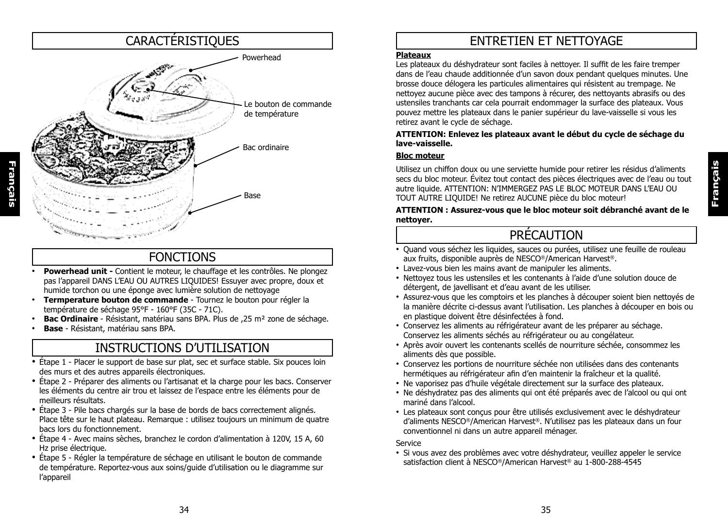# CARACTÉRISTIQUES

Powerhead

Le bouton de commande de température

Bac ordinaire

Base

# FONCTIONS

- **Powerhead unit -** Contient le moteur, le chauffage et les contrôles. Ne plongez pas l'appareil DANS L'EAU OU AUTRES LIQUIDES! Essuyer avec propre, doux et humide torchon ou une éponge avec lumière solution de nettoyage
- **Termperature bouton de commande** - Tournez le bouton pour régler la température de séchage 95°F - 160°F (35C - 71C).
- **Bac Ordinaire** - Résistant, matériau sans BPA. Plus de ,25 m² zone de séchage.
- **Base** - Résistant, matériau sans BPA.

# INSTRUCTIONS D'UTILISATION

- Étape 1 - Placer le support de base sur plat, sec et surface stable. Six pouces loin des murs et des autres appareils électroniques.
- Étape 2 - Préparer des aliments ou l'artisanat et la charge pour les bacs. Conserver les éléments du centre air trou et laissez de l'espace entre les éléments pour de meilleurs résultats.
- Étape 3 - Pile bacs chargés sur la base de bords de bacs correctement alignés. Place tête sur le haut plateau. Remarque : utilisez toujours un minimum de quatre bacs lors du fonctionnement.
- Étape 4 - Avec mains sèches, branchez le cordon d'alimentation à 120V, 15 A, 60 Hz prise électrique.
- Étape 5 - Régler la température de séchage en utilisant le bouton de commande de température. Reportez-vous aux soins/guide d'utilisation ou le diagramme sur l'appareil

# ENTRETIEN ET NETTOYAGE

**Plateaux**

Les plateaux du déshydrateur sont faciles à nettoyer. Il suffit de les faire tremper dans de l'eau chaude additionnée d'un savon doux pendant quelques minutes. Une brosse douce délogera les particules alimentaires qui résistent au trempage. Ne nettoyez aucune pièce avec des tampons à récurer, des nettoyants abrasifs ou des ustensiles tranchants car cela pourrait endommager la surface des plateaux. Vous pouvez mettre les plateaux dans le panier supérieur du lave-vaisselle si vous les retirez avant le cycle de séchage.

**ATTENTION: Enlevez les plateaux avant le début du cycle de séchage du lave-vaisselle.**

**Bloc moteur**

Utilisez un chiffon doux ou une serviette humide pour retirer les résidus d'aliments secs du bloc moteur. Évitez tout contact des pièces électriques avec de l'eau ou tout autre liquide. ATTENTION: N'IMMERGEZ PAS LE BLOC MOTEUR DANS L'EAU OU TOUT AUTRE LIQUIDE! Ne retirez AUCUNE pièce du bloc moteur!

**ATTENTION : Assurez-vous que le bloc moteur soit débranché avant de le nettoyer.**

# PRÉCAUTION

- Quand vous séchez les liquides, sauces ou purées, utilisez une feuille de rouleau aux fruits, disponible auprès de NESCO®/American Harvest®.
- Lavez-vous bien les mains avant de manipuler les aliments.
- Nettoyez tous les ustensiles et les contenants à l'aide d'une solution douce de détergent, de javellisant et d'eau avant de les utiliser.
- Assurez-vous que les comptoirs et les planches à découper soient bien nettoyés de la manière décrite ci-dessus avant l'utilisation. Les planches à découper en bois ou en plastique doivent être désinfectées à fond.
- Conservez les aliments au réfrigérateur avant de les préparer au séchage. Conservez les aliments séchés au réfrigérateur ou au congélateur.
- Après avoir ouvert les contenants scellés de nourriture séchée, consommez les aliments dès que possible.
- Conservez les portions de nourriture séchée non utilisées dans des contenants hermétiques au réfrigérateur afin d'en maintenir la fraîcheur et la qualité.
- Ne vaporisez pas d'huile végétale directement sur la surface des plateaux.
- Ne déshydratez pas des aliments qui ont été préparés avec de l'alcool ou qui ont mariné dans l'alcool.
- Les plateaux sont conçus pour être utilisés exclusivement avec le déshydrateur d'aliments NESCO®/American Harvest®. N'utilisez pas les plateaux dans un four conventionnel ni dans un autre appareil ménager.

Service

- Si vous avez des problèmes avec votre déshydrateur, veuillez appeler le service satisfaction client à NESCO®/American Harvest® au 1-800-288-4545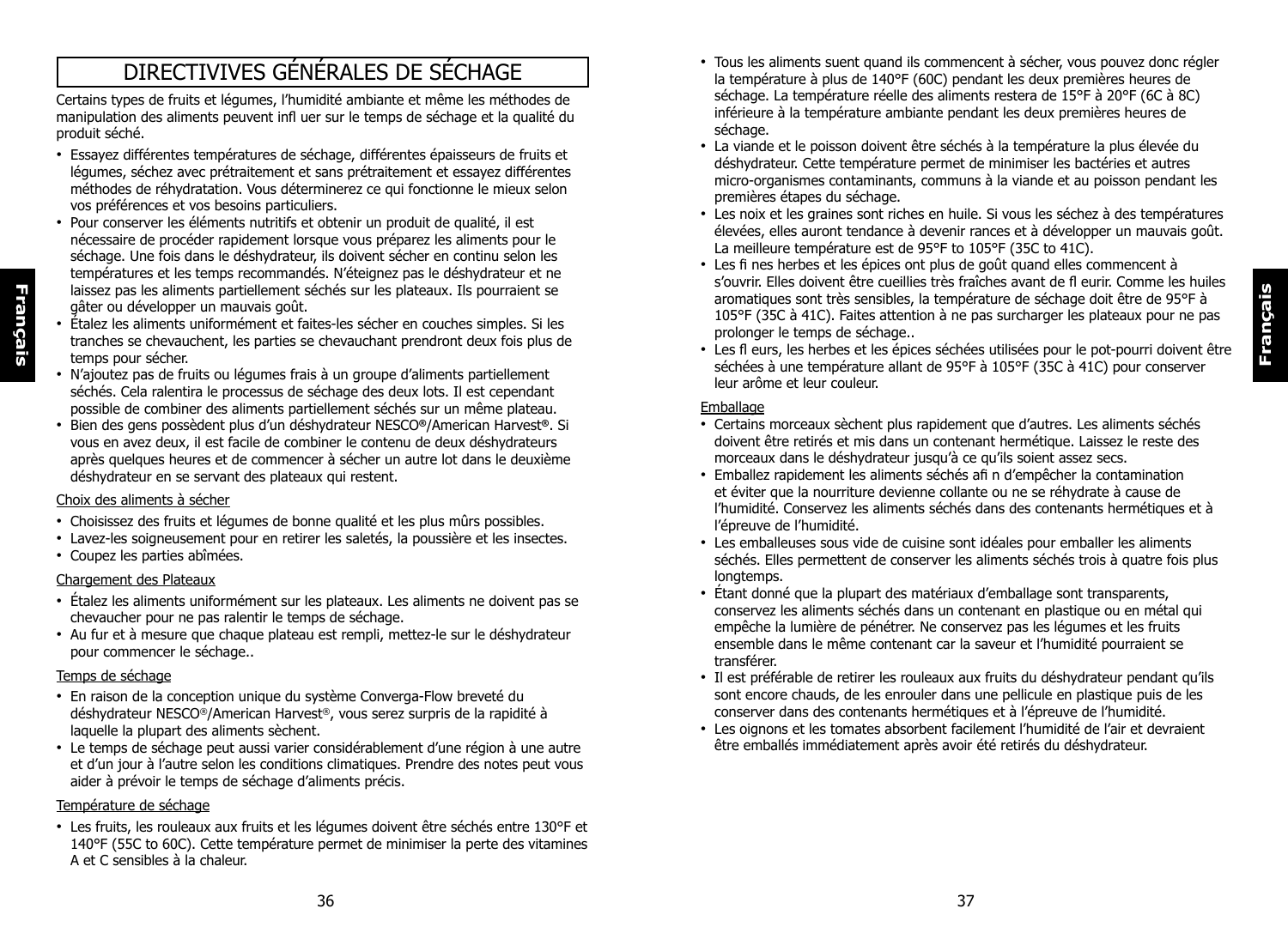# DIRECTIVIVES GÉNÉRALES DE SÉCHAGE

Certains types de fruits et légumes, l'humidité ambiante et même les méthodes de manipulation des aliments peuvent infl uer sur le temps de séchage et la qualité du produit séché.

- Essayez différentes températures de séchage, différentes épaisseurs de fruits et légumes, séchez avec prétraitement et sans prétraitement et essayez différentes méthodes de réhydratation. Vous déterminerez ce qui fonctionne le mieux selon vos préférences et vos besoins particuliers.
- Pour conserver les éléments nutritifs et obtenir un produit de qualité, il est nécessaire de procéder rapidement lorsque vous préparez les aliments pour le séchage. Une fois dans le déshydrateur, ils doivent sécher en continu selon les températures et les temps recommandés. N'éteignez pas le déshydrateur et ne laissez pas les aliments partiellement séchés sur les plateaux. Ils pourraient se gâter ou développer un mauvais goût.
- Étalez les aliments uniformément et faites-les sécher en couches simples. Si les tranches se chevauchent, les parties se chevauchant prendront deux fois plus de temps pour sécher.
- N'ajoutez pas de fruits ou légumes frais à un groupe d'aliments partiellement séchés. Cela ralentira le processus de séchage des deux lots. Il est cependant possible de combiner des aliments partiellement séchés sur un même plateau.
- Bien des gens possèdent plus d'un déshydrateur NESCO®/American Harvest®. Si vous en avez deux, il est facile de combiner le contenu de deux déshydrateurs après quelques heures et de commencer à sécher un autre lot dans le deuxième déshydrateur en se servant des plateaux qui restent.

## Choix des aliments à sécher

- Choisissez des fruits et légumes de bonne qualité et les plus mûrs possibles.
- Lavez-les soigneusement pour en retirer les saletés, la poussière et les insectes.
- Coupez les parties abîmées.

## Chargement des Plateaux

- Étalez les aliments uniformément sur les plateaux. Les aliments ne doivent pas se chevaucher pour ne pas ralentir le temps de séchage.
- Au fur et à mesure que chaque plateau est rempli, mettez-le sur le déshydrateur pour commencer le séchage..

## Temps de séchage

- En raison de la conception unique du système Converga-Flow breveté du déshydrateur NESCO®/American Harvest®, vous serez surpris de la rapidité à laquelle la plupart des aliments sèchent.
- Le temps de séchage peut aussi varier considérablement d'une région à une autre et d'un jour à l'autre selon les conditions climatiques. Prendre des notes peut vous aider à prévoir le temps de séchage d'aliments précis.

## Température de séchage

- Les fruits, les rouleaux aux fruits et les légumes doivent être séchés entre 130°F et 140°F (55C to 60C). Cette température permet de minimiser la perte des vitamines A et C sensibles à la chaleur.
- Tous les aliments suent quand ils commencent à sécher, vous pouvez donc régler la température à plus de 140°F (60C) pendant les deux premières heures de séchage. La température réelle des aliments restera de 15°F à 20°F (6C à 8C) inférieure à la température ambiante pendant les deux premières heures de séchage.
- La viande et le poisson doivent être séchés à la température la plus élevée du déshydrateur. Cette température permet de minimiser les bactéries et autres micro-organismes contaminants, communs à la viande et au poisson pendant les premières étapes du séchage.
- Les noix et les graines sont riches en huile. Si vous les séchez à des températures élevées, elles auront tendance à devenir rances et à développer un mauvais goût. La meilleure température est de 95°F to 105°F (35C to 41C).
- Les fi nes herbes et les épices ont plus de goût quand elles commencent à s'ouvrir. Elles doivent être cueillies très fraîches avant de fl eurir. Comme les huiles aromatiques sont très sensibles, la température de séchage doit être de 95°F à 105°F (35C à 41C). Faites attention à ne pas surcharger les plateaux pour ne pas prolonger le temps de séchage..
- Les fl eurs, les herbes et les épices séchées utilisées pour le pot-pourri doivent être séchées à une température allant de 95°F à 105°F (35C à 41C) pour conserver leur arôme et leur couleur.

## Emballage

- Certains morceaux sèchent plus rapidement que d'autres. Les aliments séchés doivent être retirés et mis dans un contenant hermétique. Laissez le reste des morceaux dans le déshydrateur jusqu'à ce qu'ils soient assez secs.
- Emballez rapidement les aliments séchés afi n d'empêcher la contamination et éviter que la nourriture devienne collante ou ne se réhydrate à cause de l'humidité. Conservez les aliments séchés dans des contenants hermétiques et à l'épreuve de l'humidité.
- Les emballeuses sous vide de cuisine sont idéales pour emballer les aliments séchés. Elles permettent de conserver les aliments séchés trois à quatre fois plus longtemps.
- Étant donné que la plupart des matériaux d'emballage sont transparents, conservez les aliments séchés dans un contenant en plastique ou en métal qui empêche la lumière de pénétrer. Ne conservez pas les légumes et les fruits ensemble dans le même contenant car la saveur et l'humidité pourraient se transférer.
- Il est préférable de retirer les rouleaux aux fruits du déshydrateur pendant qu'ils sont encore chauds, de les enrouler dans une pellicule en plastique puis de les conserver dans des contenants hermétiques et à l'épreuve de l'humidité.
- Les oignons et les tomates absorbent facilement l'humidité de l'air et devraient être emballés immédiatement après avoir été retirés du déshydrateur.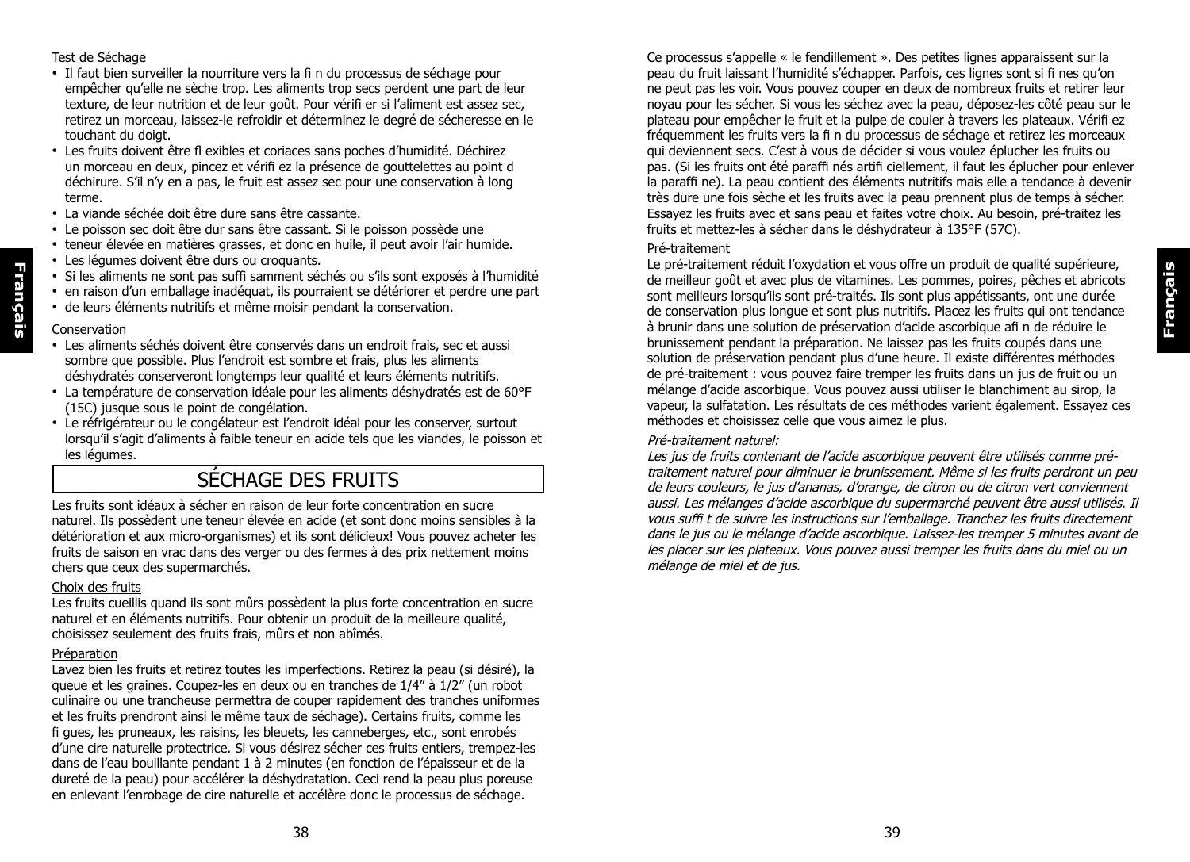<u>Test de Séchage</u>

- Il faut bien surveiller la nourriture vers la fi n du processus de séchage pour empêcher qu'elle ne sèche trop. Les aliments trop secs perdent une part de leur texture, de leur nutrition et de leur goût. Pour vérifi er si l'aliment est assez sec, retirez un morceau, laissez-le refroidir et déterminez le degré de sécheresse en le touchant du doigt.
- Les fruits doivent être fl exibles et coriaces sans poches d'humidité. Déchirez un morceau en deux, pincez et vérifi ez la présence de gouttelettes au point d déchirure. S'il n'y en a pas, le fruit est assez sec pour une conservation à long terme.
- La viande séchée doit être dure sans être cassante.
- Le poisson sec doit être dur sans être cassant. Si le poisson possède une
- teneur élevée en matières grasses, et donc en huile, il peut avoir l'air humide.
- Les légumes doivent être durs ou croquants.
- Si les aliments ne sont pas suffi samment séchés ou s'ils sont exposés à l'humidité
- en raison d'un emballage inadéquat, ils pourraient se détériorer et perdre une part
- de leurs éléments nutritifs et même moisir pendant la conservation.

<u>Conservation</u>

- Les aliments séchés doivent être conservés dans un endroit frais, sec et aussi sombre que possible. Plus l'endroit est sombre et frais, plus les aliments déshydratés conserveront longtemps leur qualité et leurs éléments nutritifs.
- La température de conservation idéale pour les aliments déshydratés est de 60°F (15C) jusque sous le point de congélation.
- Le réfrigérateur ou le congélateur est l'endroit idéal pour les conserver, surtout lorsqu'il s'agit d'aliments à faible teneur en acide tels que les viandes, le poisson et les légumes.

## SÉCHAGE DES FRUITS

Les fruits sont idéaux à sécher en raison de leur forte concentration en sucre naturel. Ils possèdent une teneur élevée en acide (et sont donc moins sensibles à la détérioration et aux micro-organismes) et ils sont délicieux! Vous pouvez acheter les fruits de saison en vrac dans des verger ou des fermes à des prix nettement moins chers que ceux des supermarchés.

<u>Choix des fruits</u>

Les fruits cueillis quand ils sont mûrs possèdent la plus forte concentration en sucre naturel et en éléments nutritifs. Pour obtenir un produit de la meilleure qualité, choisissez seulement des fruits frais, mûrs et non abîmés.

<u>Préparation</u>

Lavez bien les fruits et retirez toutes les imperfections. Retirez la peau (si désiré), la queue et les graines. Coupez-les en deux ou en tranches de 1/4" à 1/2" (un robot culinaire ou une trancheuse permettra de couper rapidement des tranches uniformes et les fruits prendront ainsi le même taux de séchage). Certains fruits, comme les fi gues, les pruneaux, les raisins, les bleuets, les canneberges, etc., sont enrobés d'une cire naturelle protectrice. Si vous désirez sécher ces fruits entiers, trempez-les dans de l'eau bouillante pendant 1 à 2 minutes (en fonction de l'épaisseur et de la dureté de la peau) pour accélérer la déshydratation. Ceci rend la peau plus poreuse en enlevant l'enrobage de cire naturelle et accélère donc le processus de séchage.

Ce processus s'appelle « le fendillement ». Des petites lignes apparaissent sur la peau du fruit laissant l'humidité s'échapper. Parfois, ces lignes sont si fi nes qu'on ne peut pas les voir. Vous pouvez couper en deux de nombreux fruits et retirer leur noyau pour les sécher. Si vous les séchez avec la peau, déposez-les côté peau sur le plateau pour empêcher le fruit et la pulpe de couler à travers les plateaux. Vérifi ez fréquemment les fruits vers la fi n du processus de séchage et retirez les morceaux qui deviennent secs. C'est à vous de décider si vous voulez éplucher les fruits ou pas. (Si les fruits ont été paraffi nés artifi ciellement, il faut les éplucher pour enlever la paraffi ne). La peau contient des éléments nutritifs mais elle a tendance à devenir très dure une fois sèche et les fruits avec la peau prennent plus de temps à sécher. Essayez les fruits avec et sans peau et faites votre choix. Au besoin, pré-traitez les fruits et mettez-les à sécher dans le déshydrateur à 135°F (57C).

<u>Pré-traitement</u>

Le pré-traitement réduit l'oxydation et vous offre un produit de qualité supérieure, de meilleur goût et avec plus de vitamines. Les pommes, poires, pêches et abricots sont meilleurs lorsqu'ils sont pré-traités. Ils sont plus appétissants, ont une durée de conservation plus longue et sont plus nutritifs. Placez les fruits qui ont tendance à brunir dans une solution de préservation d'acide ascorbique afi n de réduire le brunissement pendant la préparation. Ne laissez pas les fruits coupés dans une solution de préservation pendant plus d'une heure. Il existe différentes méthodes de pré-traitement : vous pouvez faire tremper les fruits dans un jus de fruit ou un mélange d'acide ascorbique. Vous pouvez aussi utiliser le blanchiment au sirop, la vapeur, la sulfatation. Les résultats de ces méthodes varient également. Essayez ces méthodes et choisissez celle que vous aimez le plus.

*<u>Pré-traitement naturel:</u>*

*Les jus de fruits contenant de l'acide ascorbique peuvent être utilisés comme pré-traitement naturel pour diminuer le brunissement. Même si les fruits perdront un peu de leurs couleurs, le jus d'ananas, d'orange, de citron ou de citron vert conviennent aussi. Les mélanges d'acide ascorbique du supermarché peuvent être aussi utilisés. Il vous suffi t de suivre les instructions sur l'emballage. Tranchez les fruits directement dans le jus ou le mélange d'acide ascorbique. Laissez-les tremper 5 minutes avant de les placer sur les plateaux. Vous pouvez aussi tremper les fruits dans du miel ou un mélange de miel et de jus.*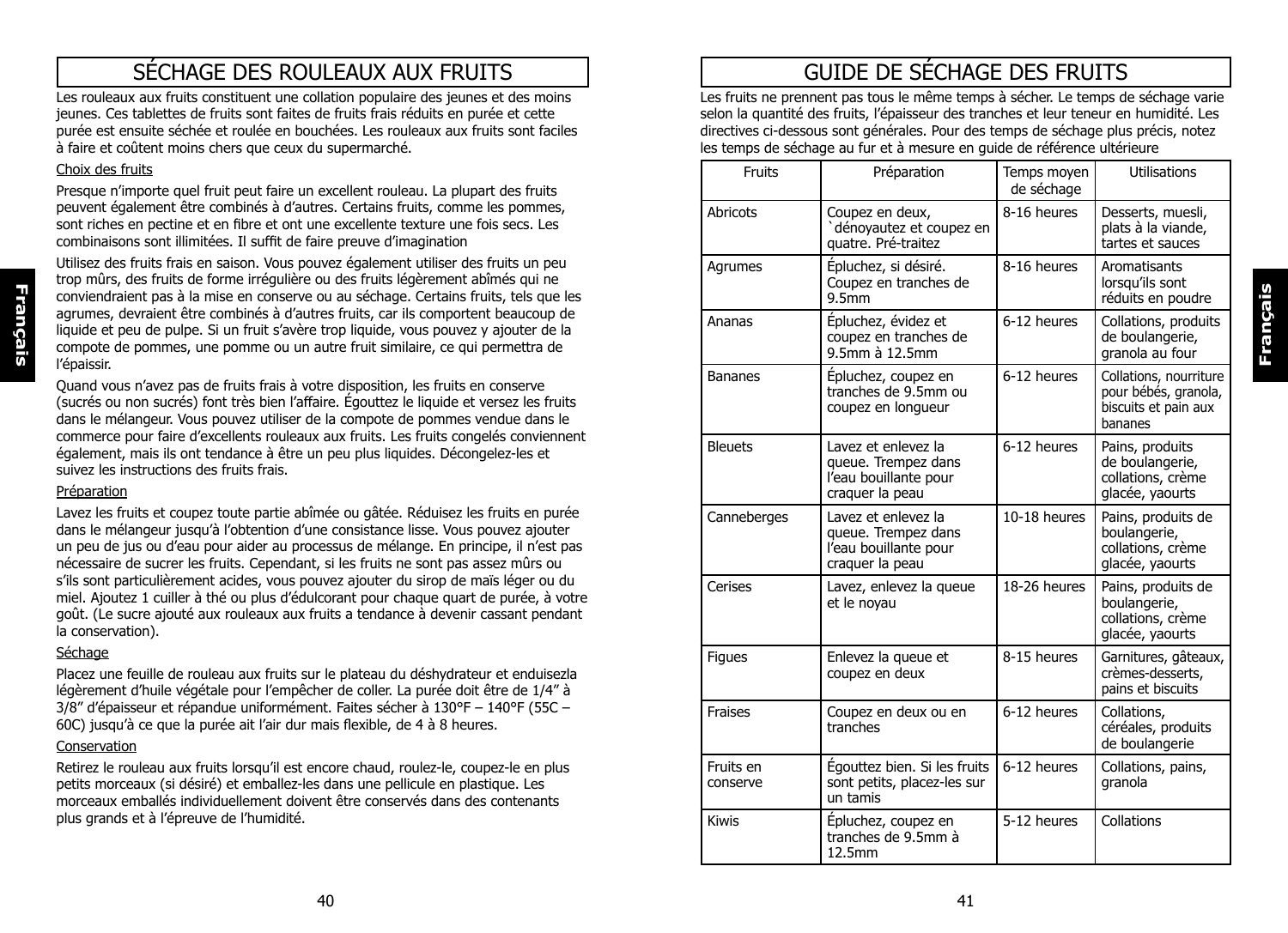# SÉCHAGE DES ROULEAUX AUX FRUITS

Les rouleaux aux fruits constituent une collation populaire des jeunes et des moins jeunes. Ces tablettes de fruits sont faites de fruits frais réduits en purée et cette purée est ensuite séchée et roulée en bouchées. Les rouleaux aux fruits sont faciles à faire et coûtent moins chers que ceux du supermarché.

Choix des fruits

Presque n'importe quel fruit peut faire un excellent rouleau. La plupart des fruits peuvent également être combinés à d'autres. Certains fruits, comme les pommes, sont riches en pectine et en fibre et ont une excellente texture une fois secs. Les combinaisons sont illimitées. Il suffit de faire preuve d'imagination

Utilisez des fruits frais en saison. Vous pouvez également utiliser des fruits un peu trop mûrs, des fruits de forme irrégulière ou des fruits légèrement abîmés qui ne conviendraient pas à la mise en conserve ou au séchage. Certains fruits, tels que les agrumes, devraient être combinés à d'autres fruits, car ils comportent beaucoup de liquide et peu de pulpe. Si un fruit s'avère trop liquide, vous pouvez y ajouter de la compote de pommes, une pomme ou un autre fruit similaire, ce qui permettra de l'épaissir.

Quand vous n'avez pas de fruits frais à votre disposition, les fruits en conserve (sucrés ou non sucrés) font très bien l'affaire. Égouttez le liquide et versez les fruits dans le mélangeur. Vous pouvez utiliser de la compote de pommes vendue dans le commerce pour faire d'excellents rouleaux aux fruits. Les fruits congelés conviennent également, mais ils ont tendance à être un peu plus liquides. Décongelez-les et suivez les instructions des fruits frais.

Préparation

Lavez les fruits et coupez toute partie abîmée ou gâtée. Réduisez les fruits en purée dans le mélangeur jusqu'à l'obtention d'une consistance lisse. Vous pouvez ajouter un peu de jus ou d'eau pour aider au processus de mélange. En principe, il n'est pas nécessaire de sucrer les fruits. Cependant, si les fruits ne sont pas assez mûrs ou s'ils sont particulièrement acides, vous pouvez ajouter du sirop de maïs léger ou du miel. Ajoutez 1 cuiller à thé ou plus d'édulcorant pour chaque quart de purée, à votre goût. (Le sucre ajouté aux rouleaux aux fruits a tendance à devenir cassant pendant la conservation).

Séchage

Placez une feuille de rouleau aux fruits sur le plateau du déshydrateur et enduisezla légèrement d'huile végétale pour l'empêcher de coller. La purée doit être de 1/4" à 3/8" d'épaisseur et répandue uniformément. Faites sécher à 130°F – 140°F (55C – 60C) jusqu'à ce que la purée ait l'air dur mais flexible, de 4 à 8 heures.

Conservation

Retirez le rouleau aux fruits lorsqu'il est encore chaud, roulez-le, coupez-le en plus petits morceaux (si désiré) et emballez-les dans une pellicule en plastique. Les morceaux emballés individuellement doivent être conservés dans des contenants plus grands et à l'épreuve de l'humidité.

# GUIDE DE SÉCHAGE DES FRUITS

Les fruits ne prennent pas tous le même temps à sécher. Le temps de séchage varie selon la quantité des fruits, l'épaisseur des tranches et leur teneur en humidité. Les directives ci-dessous sont générales. Pour des temps de séchage plus précis, notez les temps de séchage au fur et à mesure en guide de référence ultérieure

| Fruits | Préparation | Temps moyen de séchage | Utilisations |
|---|---|---|---|
| Abricots | Coupez en deux, `dénoyautez et coupez en quatre. Pré-traitez | 8-16 heures | Desserts, muesli, plats à la viande, tartes et sauces |
| Agrumes | Épluchez, si désiré. Coupez en tranches de 9.5mm | 8-16 heures | Aromatisants lorsqu'ils sont réduits en poudre |
| Ananas | Épluchez, évidez et coupez en tranches de 9.5mm à 12.5mm | 6-12 heures | Collations, produits de boulangerie, granola au four |
| Bananes | Épluchez, coupez en tranches de 9.5mm ou coupez en longueur | 6-12 heures | Collations, nourriture pour bébés, granola, biscuits et pain aux bananes |
| Bleuets | Lavez et enlevez la queue. Trempez dans l'eau bouillante pour craquer la peau | 6-12 heures | Pains, produits de boulangerie, collations, crème glacée, yaourts |
| Canneberges | Lavez et enlevez la queue. Trempez dans l'eau bouillante pour craquer la peau | 10-18 heures | Pains, produits de boulangerie, collations, crème glacée, yaourts |
| Cerises | Lavez, enlevez la queue et le noyau | 18-26 heures | Pains, produits de boulangerie, collations, crème glacée, yaourts |
| Figues | Enlevez la queue et coupez en deux | 8-15 heures | Garnitures, gâteaux, crèmes-desserts, pains et biscuits |
| Fraises | Coupez en deux ou en tranches | 6-12 heures | Collations, céréales, produits de boulangerie |
| Fruits en conserve | Égouttez bien. Si les fruits sont petits, placez-les sur un tamis | 6-12 heures | Collations, pains, granola |
| Kiwis | Épluchez, coupez en tranches de 9.5mm à 12.5mm | 5-12 heures | Collations |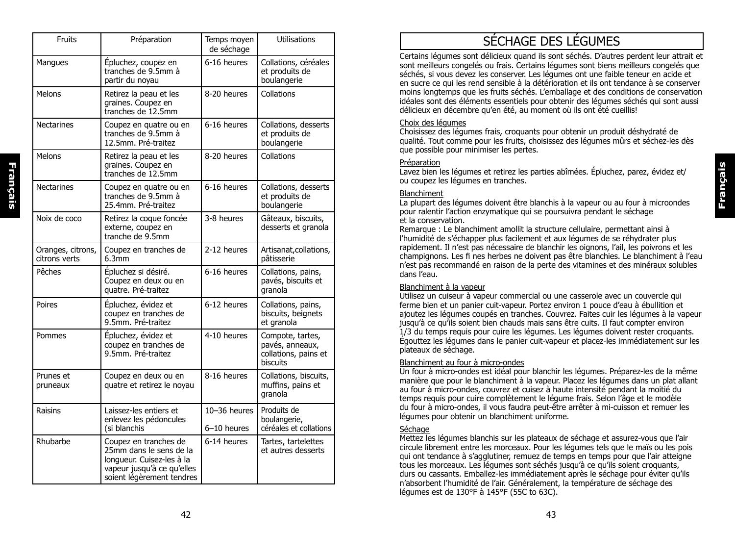| Fruits | Préparation | Temps moyen de séchage | Utilisations |
|---|---|---|---|
| Mangues | Épluchez, coupez en tranches de 9.5mm à partir du noyau | 6-16 heures | Collations, céréales et produits de boulangerie |
| Melons | Retirez la peau et les graines. Coupez en tranches de 12.5mm | 8-20 heures | Collations |
| Nectarines | Coupez en quatre ou en tranches de 9.5mm à 12.5mm. Pré-traitez | 6-16 heures | Collations, desserts et produits de boulangerie |
| Melons | Retirez la peau et les graines. Coupez en tranches de 12.5mm | 8-20 heures | Collations |
| Nectarines | Coupez en quatre ou en tranches de 9.5mm à 25.4mm. Pré-traitez | 6-16 heures | Collations, desserts et produits de boulangerie |
| Noix de coco | Retirez la coque foncée externe, coupez en tranche de 9.5mm | 3-8 heures | Gâteaux, biscuits, desserts et granola |
| Oranges, citrons, citrons verts | Coupez en tranches de 6.3mm | 2-12 heures | Artisanat,collations, pâtisserie |
| Pêches | Épluchez si désiré. Coupez en deux ou en quatre. Pré-traitez | 6-16 heures | Collations, pains, pavés, biscuits et granola |
| Poires | Épluchez, évidez et coupez en tranches de 9.5mm. Pré-traitez | 6-12 heures | Collations, pains, biscuits, beignets et granola |
| Pommes | Épluchez, évidez et coupez en tranches de 9.5mm. Pré-traitez | 4-10 heures | Compote, tartes, pavés, anneaux, collations, pains et biscuits |
| Prunes et pruneaux | Coupez en deux ou en quatre et retirez le noyau | 8-16 heures | Collations, biscuits, muffins, pains et granola |
| Raisins | Laissez-les entiers et enlevez les pédoncules (si blanchis | 10–36 heures<br>6–10 heures | Produits de boulangerie, céréales et collations |
| Rhubarbe | Coupez en tranches de 25mm dans le sens de la longueur. Cuisez-les à la vapeur jusqu'à ce qu'elles soient légèrement tendres | 6-14 heures | Tartes, tartelettes et autres desserts |

# SÉCHAGE DES LÉGUMES

Certains légumes sont délicieux quand ils sont séchés. D'autres perdent leur attrait et sont meilleurs congelés ou frais. Certains légumes sont biens meilleurs congelés que séchés, si vous devez les conserver. Les légumes ont une faible teneur en acide et en sucre ce qui les rend sensible à la détérioration et ils ont tendance à se conserver moins longtemps que les fruits séchés. L'emballage et des conditions de conservation idéales sont des éléments essentiels pour obtenir des légumes séchés qui sont aussi délicieux en décembre qu'en été, au moment où ils ont été cueillis!

Choix des légumes
Choisissez des légumes frais, croquants pour obtenir un produit déshydraté de qualité. Tout comme pour les fruits, choisissez des légumes mûrs et séchez-les dès que possible pour minimiser les pertes.

Préparation
Lavez bien les légumes et retirez les parties abîmées. Épluchez, parez, évidez et/ou coupez les légumes en tranches.

Blanchiment
La plupart des légumes doivent être blanchis à la vapeur ou au four à microondes pour ralentir l'action enzymatique qui se poursuivra pendant le séchage et la conservation.
Remarque : Le blanchiment amollit la structure cellulaire, permettant ainsi à l'humidité de s'échapper plus facilement et aux légumes de se réhydrater plus rapidement. Il n'est pas nécessaire de blanchir les oignons, l'ail, les poivrons et les champignons. Les fi nes herbes ne doivent pas être blanchies. Le blanchiment à l'eau n'est pas recommandé en raison de la perte des vitamines et des minéraux solubles dans l'eau.

Blanchiment à la vapeur
Utilisez un cuiseur à vapeur commercial ou une casserole avec un couvercle qui ferme bien et un panier cuit-vapeur. Portez environ 1 pouce d'eau à ébullition et ajoutez les légumes coupés en tranches. Couvrez. Faites cuir les légumes à la vapeur jusqu'à ce qu'ils soient bien chauds mais sans être cuits. Il faut compter environ 1/3 du temps requis pour cuire les légumes. Les légumes doivent rester croquants. Égouttez les légumes dans le panier cuit-vapeur et placez-les immédiatement sur les plateaux de séchage.

Blanchiment au four à micro-ondes
Un four à micro-ondes est idéal pour blanchir les légumes. Préparez-les de la même manière que pour le blanchiment à la vapeur. Placez les légumes dans un plat allant au four à micro-ondes, couvrez et cuisez à haute intensité pendant la moitié du temps requis pour cuire complètement le légume frais. Selon l'âge et le modèle du four à micro-ondes, il vous faudra peut-être arrêter à mi-cuisson et remuer les légumes pour obtenir un blanchiment uniforme.

Séchage
Mettez les légumes blanchis sur les plateaux de séchage et assurez-vous que l'air circule librement entre les morceaux. Pour les légumes tels que le maïs ou les pois qui ont tendance à s'agglutiner, remuez de temps en temps pour que l'air atteigne tous les morceaux. Les légumes sont séchés jusqu'à ce qu'ils soient croquants, durs ou cassants. Emballez-les immédiatement après le séchage pour éviter qu'ils n'absorbent l'humidité de l'air. Généralement, la température de séchage des légumes est de 130°F à 145°F (55C to 63C).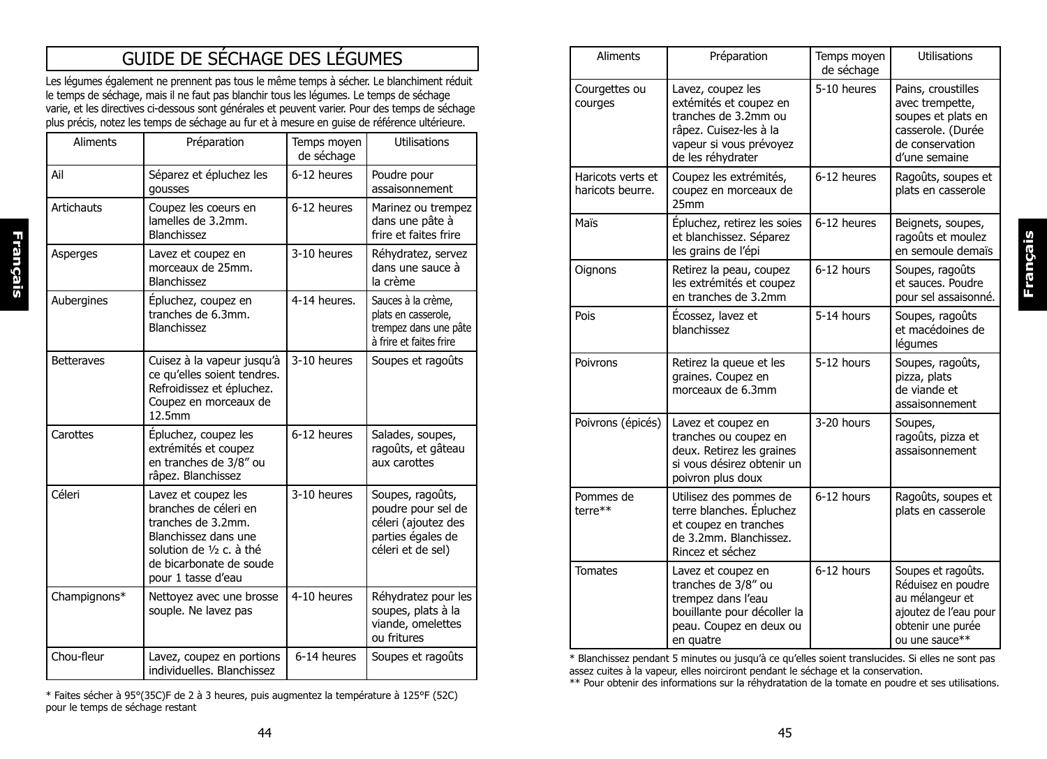# GUIDE DE SÉCHAGE DES LÉGUMES

Les légumes également ne prennent pas tous le même temps à sécher. Le blanchiment réduit le temps de séchage, mais il ne faut pas blanchir tous les légumes. Le temps de séchage varie, et les directives ci-dessous sont générales et peuvent varier. Pour des temps de séchage plus précis, notez les temps de séchage au fur et à mesure en guise de référence ultérieure.

| Aliments | Préparation | Temps moyen de séchage | Utilisations |
|---|---|---|---|
| Ail | Séparez et épluchez les gousses | 6-12 heures | Poudre pour assaisonnement |
| Artichauts | Coupez les coeurs en lamelles de 3.2mm. Blanchissez | 6-12 heures | Marinez ou trempez dans une pâte à frire et faites frire |
| Asperges | Lavez et coupez en morceaux de 25mm. Blanchissez | 3-10 heures | Réhydratez, servez dans une sauce à la crème |
| Aubergines | Épluchez, coupez en tranches de 6.3mm. Blanchissez | 4-14 heures. | Sauces à la crème, plats en casserole, trempez dans une pâte à frire et faites frire |
| Betteraves | Cuisez à la vapeur jusqu'à ce qu'elles soient tendres. Refroidissez et épluchez. Coupez en morceaux de 12.5mm | 3-10 heures | Soupes et ragoûts |
| Carottes | Épluchez, coupez les extrémités et coupez en tranches de 3/8" ou râpez. Blanchissez | 6-12 heures | Salades, soupes, ragoûts, et gâteau aux carottes |
| Céleri | Lavez et coupez les branches de céleri en tranches de 3.2mm. Blanchissez dans une solution de ½ c. à thé de bicarbonate de soude pour 1 tasse d'eau | 3-10 heures | Soupes, ragoûts, poudre pour sel de céleri (ajoutez des parties égales de céleri et de sel) |
| Champignons* | Nettoyez avec une brosse souple. Ne lavez pas | 4-10 heures | Réhydratez pour les soupes, plats à la viande, omelettes ou fritures |
| Chou-fleur | Lavez, coupez en portions individuelles. Blanchissez | 6-14 heures | Soupes et ragoûts |

\* Faites sécher à 95°(35C)F de 2 à 3 heures, puis augmentez la température à 125°F (52C) pour le temps de séchage restant

| Aliments | Préparation | Temps moyen de séchage | Utilisations |
|---|---|---|---|
| Courgettes ou courges | Lavez, coupez les extémités et coupez en tranches de 3.2mm ou râpez. Cuisez-les à la vapeur si vous prévoyez de les réhydrater | 5-10 heures | Pains, croustilles avec trempette, soupes et plats en casserole. (Durée de conservation d'une semaine |
| Haricots verts et haricots beurre. | Coupez les extrémités, coupez en morceaux de 25mm | 6-12 heures | Ragoûts, soupes et plats en casserole |
| Maïs | Épluchez, retirez les soies et blanchissez. Séparez les grains de l'épi | 6-12 heures | Beignets, soupes, ragoûts et moulez en semoule demaïs |
| Oignons | Retirez la peau, coupez les extrémités et coupez en tranches de 3.2mm | 6-12 hours | Soupes, ragoûts et sauces. Poudre pour sel assaisonné. |
| Pois | Écossez, lavez et blanchissez | 5-14 hours | Soupes, ragoûts et macédoines de légumes |
| Poivrons | Retirez la queue et les graines. Coupez en morceaux de 6.3mm | 5-12 hours | Soupes, ragoûts, pizza, plats de viande et assaisonnement |
| Poivrons (épicés) | Lavez et coupez en tranches ou coupez en deux. Retirez les graines si vous désirez obtenir un poivron plus doux | 3-20 hours | Soupes, ragoûts, pizza et assaisonnement |
| Pommes de terre** | Utilisez des pommes de terre blanches. Épluchez et coupez en tranches de 3.2mm. Blanchissez. Rincez et séchez | 6-12 hours | Ragoûts, soupes et plats en casserole |
| Tomates | Lavez et coupez en tranches de 3/8" ou trempez dans l'eau bouillante pour décoller la peau. Coupez en deux ou en quatre | 6-12 hours | Soupes et ragoûts. Réduisez en poudre au mélangeur et ajoutez de l'eau pour obtenir une purée ou une sauce** |

\* Blanchissez pendant 5 minutes ou jusqu'à ce qu'elles soient translucides. Si elles ne sont pas assez cuites à la vapeur, elles noirciront pendant le séchage et la conservation.

\*\* Pour obtenir des informations sur la réhydratation de la tomate en poudre et ses utilisations.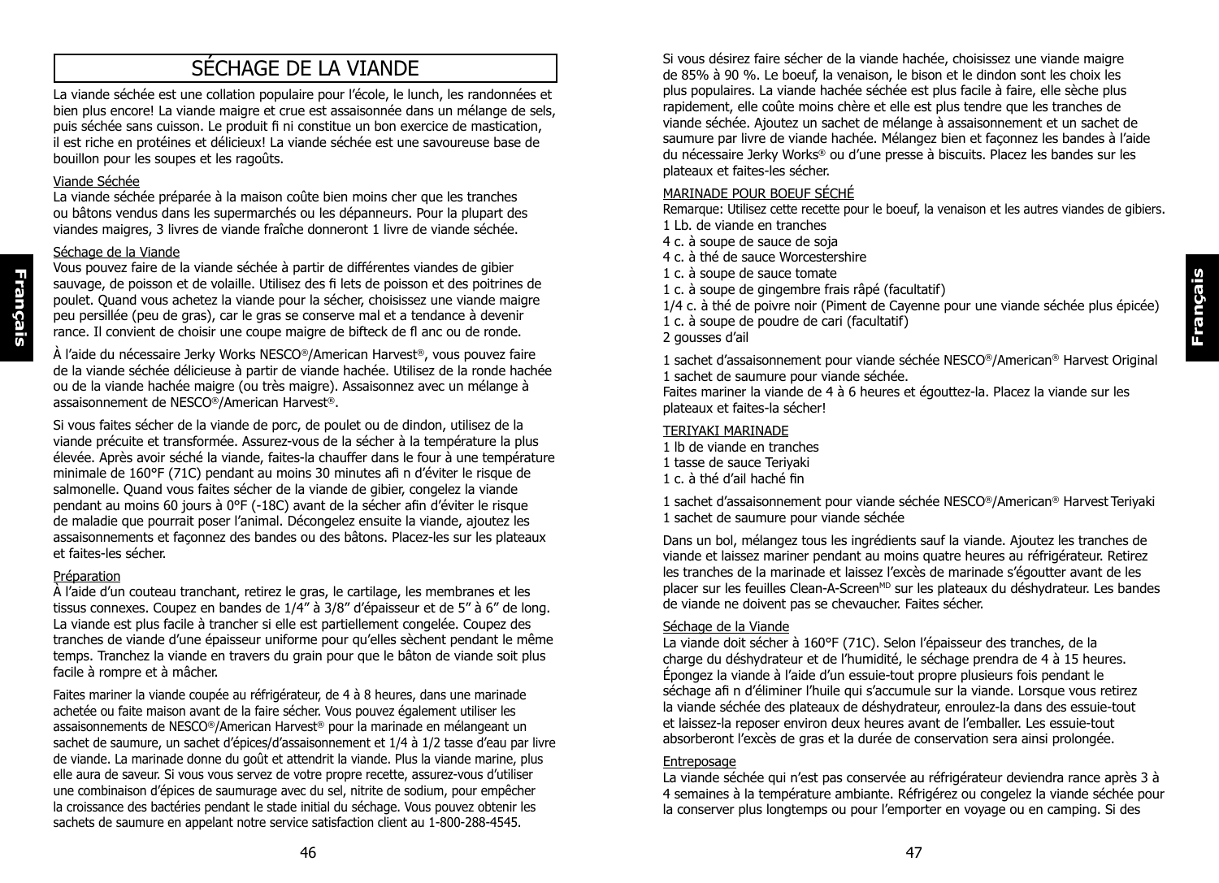# SÉCHAGE DE LA VIANDE

La viande séchée est une collation populaire pour l'école, le lunch, les randonnées et bien plus encore! La viande maigre et crue est assaisonnée dans un mélange de sels, puis séchée sans cuisson. Le produit fi ni constitue un bon exercice de mastication, il est riche en protéines et délicieux! La viande séchée est une savoureuse base de bouillon pour les soupes et les ragoûts.

Viande Séchée

La viande séchée préparée à la maison coûte bien moins cher que les tranches ou bâtons vendus dans les supermarchés ou les dépanneurs. Pour la plupart des viandes maigres, 3 livres de viande fraîche donneront 1 livre de viande séchée.

Séchage de la Viande

Vous pouvez faire de la viande séchée à partir de différentes viandes de gibier sauvage, de poisson et de volaille. Utilisez des fi lets de poisson et des poitrines de poulet. Quand vous achetez la viande pour la sécher, choisissez une viande maigre peu persillée (peu de gras), car le gras se conserve mal et a tendance à devenir rance. Il convient de choisir une coupe maigre de bifteck de fl anc ou de ronde.

À l'aide du nécessaire Jerky Works NESCO®/American Harvest®, vous pouvez faire de la viande séchée délicieuse à partir de viande hachée. Utilisez de la ronde hachée ou de la viande hachée maigre (ou très maigre). Assaisonnez avec un mélange à assaisonnement de NESCO®/American Harvest®.

Si vous faites sécher de la viande de porc, de poulet ou de dindon, utilisez de la viande précuite et transformée. Assurez-vous de la sécher à la température la plus élevée. Après avoir séché la viande, faites-la chauffer dans le four à une température minimale de 160°F (71C) pendant au moins 30 minutes afi n d'éviter le risque de salmonelle. Quand vous faites sécher de la viande de gibier, congelez la viande pendant au moins 60 jours à 0°F (-18C) avant de la sécher afin d'éviter le risque de maladie que pourrait poser l'animal. Décongelez ensuite la viande, ajoutez les assaisonnements et façonnez des bandes ou des bâtons. Placez-les sur les plateaux et faites-les sécher.

Préparation

À l'aide d'un couteau tranchant, retirez le gras, le cartilage, les membranes et les tissus connexes. Coupez en bandes de 1/4" à 3/8" d'épaisseur et de 5" à 6" de long. La viande est plus facile à trancher si elle est partiellement congelée. Coupez des tranches de viande d'une épaisseur uniforme pour qu'elles sèchent pendant le même temps. Tranchez la viande en travers du grain pour que le bâton de viande soit plus facile à rompre et à mâcher.

Faites mariner la viande coupée au réfrigérateur, de 4 à 8 heures, dans une marinade achetée ou faite maison avant de la faire sécher. Vous pouvez également utiliser les assaisonnements de NESCO®/American Harvest® pour la marinade en mélangeant un sachet de saumure, un sachet d'épices/d'assaisonnement et 1/4 à 1/2 tasse d'eau par livre de viande. La marinade donne du goût et attendrit la viande. Plus la viande marine, plus elle aura de saveur. Si vous vous servez de votre propre recette, assurez-vous d'utiliser une combinaison d'épices de saumurage avec du sel, nitrite de sodium, pour empêcher la croissance des bactéries pendant le stade initial du séchage. Vous pouvez obtenir les sachets de saumure en appelant notre service satisfaction client au 1-800-288-4545.

Si vous désirez faire sécher de la viande hachée, choisissez une viande maigre de 85% à 90 %. Le boeuf, la venaison, le bison et le dindon sont les choix les plus populaires. La viande hachée séchée est plus facile à faire, elle sèche plus rapidement, elle coûte moins chère et elle est plus tendre que les tranches de viande séchée. Ajoutez un sachet de mélange à assaisonnement et un sachet de saumure par livre de viande hachée. Mélangez bien et façonnez les bandes à l'aide du nécessaire Jerky Works® ou d'une presse à biscuits. Placez les bandes sur les plateaux et faites-les sécher.

MARINADE POUR BOEUF SÉCHÉ

Remarque: Utilisez cette recette pour le boeuf, la venaison et les autres viandes de gibiers.

1 Lb. de viande en tranches
4 c. à soupe de sauce de soja
4 c. à thé de sauce Worcestershire
1 c. à soupe de sauce tomate
1 c. à soupe de gingembre frais râpé (facultatif)
1/4 c. à thé de poivre noir (Piment de Cayenne pour une viande séchée plus épicée)
1 c. à soupe de poudre de cari (facultatif)
2 gousses d'ail

1 sachet d'assaisonnement pour viande séchée NESCO®/American® Harvest Original
1 sachet de saumure pour viande séchée.
Faites mariner la viande de 4 à 6 heures et égouttez-la. Placez la viande sur les plateaux et faites-la sécher!

TERIYAKI MARINADE

1 lb de viande en tranches
1 tasse de sauce Teriyaki
1 c. à thé d'ail haché fin

1 sachet d'assaisonnement pour viande séchée NESCO®/American® Harvest Teriyaki
1 sachet de saumure pour viande séchée

Dans un bol, mélangez tous les ingrédients sauf la viande. Ajoutez les tranches de viande et laissez mariner pendant au moins quatre heures au réfrigérateur. Retirez les tranches de la marinade et laissez l'excès de marinade s'égoutter avant de les placer sur les feuilles Clean-A-Screen[MD] sur les plateaux du déshydrateur. Les bandes de viande ne doivent pas se chevaucher. Faites sécher.

Séchage de la Viande

La viande doit sécher à 160°F (71C). Selon l'épaisseur des tranches, de la charge du déshydrateur et de l'humidité, le séchage prendra de 4 à 15 heures. Épongez la viande à l'aide d'un essuie-tout propre plusieurs fois pendant le séchage afi n d'éliminer l'huile qui s'accumule sur la viande. Lorsque vous retirez la viande séchée des plateaux de déshydrateur, enroulez-la dans des essuie-tout et laissez-la reposer environ deux heures avant de l'emballer. Les essuie-tout absorberont l'excès de gras et la durée de conservation sera ainsi prolongée.

Entreposage

La viande séchée qui n'est pas conservée au réfrigérateur deviendra rance après 3 à 4 semaines à la température ambiante. Réfrigérez ou congelez la viande séchée pour la conserver plus longtemps ou pour l'emporter en voyage ou en camping. Si des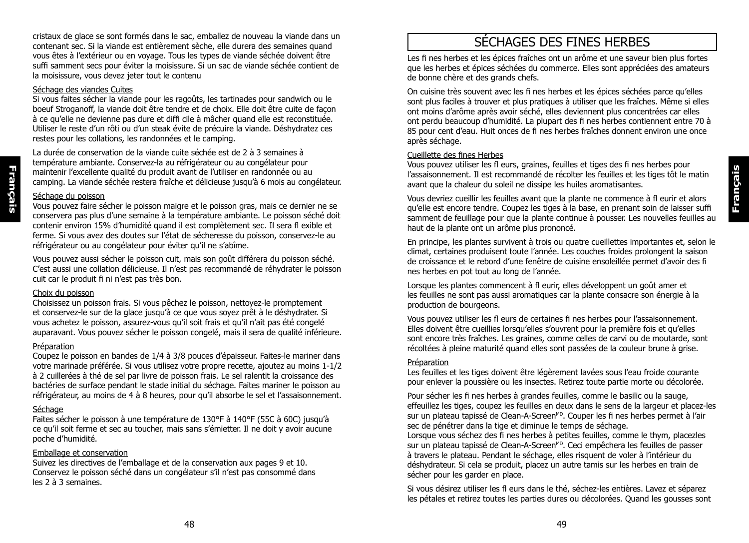cristaux de glace se sont formés dans le sac, emballez de nouveau la viande dans un contenant sec. Si la viande est entièrement sèche, elle durera des semaines quand vous êtes à l'extérieur ou en voyage. Tous les types de viande séchée doivent être suffi samment secs pour éviter la moisissure. Si un sac de viande séchée contient de la moisissure, vous devez jeter tout le contenu

### Séchage des viandes Cuites

Si vous faites sécher la viande pour les ragoûts, les tartinades pour sandwich ou le boeuf Stroganoff, la viande doit être tendre et de choix. Elle doit être cuite de façon à ce qu'elle ne devienne pas dure et diffi cile à mâcher quand elle est reconstituée. Utiliser le reste d'un rôti ou d'un steak évite de précuire la viande. Déshydratez ces restes pour les collations, les randonnées et le camping.

La durée de conservation de la viande cuite séchée est de 2 à 3 semaines à température ambiante. Conservez-la au réfrigérateur ou au congélateur pour maintenir l'excellente qualité du produit avant de l'utiliser en randonnée ou au camping. La viande séchée restera fraîche et délicieuse jusqu'à 6 mois au congélateur.

### Séchage du poisson

Vous pouvez faire sécher le poisson maigre et le poisson gras, mais ce dernier ne se conservera pas plus d'une semaine à la température ambiante. Le poisson séché doit contenir environ 15% d'humidité quand il est complètement sec. Il sera fl exible et ferme. Si vous avez des doutes sur l'état de sécheresse du poisson, conservez-le au réfrigérateur ou au congélateur pour éviter qu'il ne s'abîme.

Vous pouvez aussi sécher le poisson cuit, mais son goût différera du poisson séché. C'est aussi une collation délicieuse. Il n'est pas recommandé de réhydrater le poisson cuit car le produit fi ni n'est pas très bon.

### Choix du poisson

Choisissez un poisson frais. Si vous pêchez le poisson, nettoyez-le promptement et conservez-le sur de la glace jusqu'à ce que vous soyez prêt à le déshydrater. Si vous achetez le poisson, assurez-vous qu'il soit frais et qu'il n'ait pas été congelé auparavant. Vous pouvez sécher le poisson congelé, mais il sera de qualité inférieure.

### Préparation

Coupez le poisson en bandes de 1/4 à 3/8 pouces d'épaisseur. Faites-le mariner dans votre marinade préférée. Si vous utilisez votre propre recette, ajoutez au moins 1-1/2 à 2 cuillerées à thé de sel par livre de poisson frais. Le sel ralentit la croissance des bactéries de surface pendant le stade initial du séchage. Faites mariner le poisson au réfrigérateur, au moins de 4 à 8 heures, pour qu'il absorbe le sel et l'assaisonnement.

### Séchage

Faites sécher le poisson à une température de 130°F à 140°F (55C à 60C) jusqu'à ce qu'il soit ferme et sec au toucher, mais sans s'émietter. Il ne doit y avoir aucune poche d'humidité.

### Emballage et conservation

Suivez les directives de l'emballage et de la conservation aux pages 9 et 10. Conservez le poisson séché dans un congélateur s'il n'est pas consommé dans les 2 à 3 semaines.

## SÉCHAGES DES FINES HERBES

Les fi nes herbes et les épices fraîches ont un arôme et une saveur bien plus fortes que les herbes et épices séchées du commerce. Elles sont appréciées des amateurs de bonne chère et des grands chefs.

On cuisine très souvent avec les fi nes herbes et les épices séchées parce qu'elles sont plus faciles à trouver et plus pratiques à utiliser que les fraîches. Même si elles ont moins d'arôme après avoir séché, elles deviennent plus concentrées car elles ont perdu beaucoup d'humidité. La plupart des fi nes herbes contiennent entre 70 à 85 pour cent d'eau. Huit onces de fi nes herbes fraîches donnent environ une once après séchage.

### Cueillette des fines Herbes

Vous pouvez utiliser les fl eurs, graines, feuilles et tiges des fi nes herbes pour l'assaisonnement. Il est recommandé de récolter les feuilles et les tiges tôt le matin avant que la chaleur du soleil ne dissipe les huiles aromatisantes.

Vous devriez cueillir les feuilles avant que la plante ne commence à fl eurir et alors qu'elle est encore tendre. Coupez les tiges à la base, en prenant soin de laisser suffi samment de feuillage pour que la plante continue à pousser. Les nouvelles feuilles au haut de la plante ont un arôme plus prononcé.

En principe, les plantes survivent à trois ou quatre cueillettes importantes et, selon le climat, certaines produisent toute l'année. Les couches froides prolongent la saison de croissance et le rebord d'une fenêtre de cuisine ensoleillée permet d'avoir des fi nes herbes en pot tout au long de l'année.

Lorsque les plantes commencent à fl eurir, elles développent un goût amer et les feuilles ne sont pas aussi aromatiques car la plante consacre son énergie à la production de bourgeons.

Vous pouvez utiliser les fl eurs de certaines fi nes herbes pour l'assaisonnement. Elles doivent être cueillies lorsqu'elles s'ouvrent pour la première fois et qu'elles sont encore très fraîches. Les graines, comme celles de carvi ou de moutarde, sont récoltées à pleine maturité quand elles sont passées de la couleur brune à grise.

### Préparation

Les feuilles et les tiges doivent être légèrement lavées sous l'eau froide courante pour enlever la poussière ou les insectes. Retirez toute partie morte ou décolorée.

Pour sécher les fi nes herbes à grandes feuilles, comme le basilic ou la sauge, effeuillez les tiges, coupez les feuilles en deux dans le sens de la largeur et placez-les sur un plateau tapissé de Clean-A-ScreenMD. Couper les fi nes herbes permet à l'air sec de pénétrer dans la tige et diminue le temps de séchage.
Lorsque vous séchez des fi nes herbes à petites feuilles, comme le thym, placezles sur un plateau tapissé de Clean-A-ScreenMD. Ceci empêchera les feuilles de passer à travers le plateau. Pendant le séchage, elles risquent de voler à l'intérieur du déshydrateur. Si cela se produit, placez un autre tamis sur les herbes en train de sécher pour les garder en place.

Si vous désirez utiliser les fl eurs dans le thé, séchez-les entières. Lavez et séparez les pétales et retirez toutes les parties dures ou décolorées. Quand les gousses sont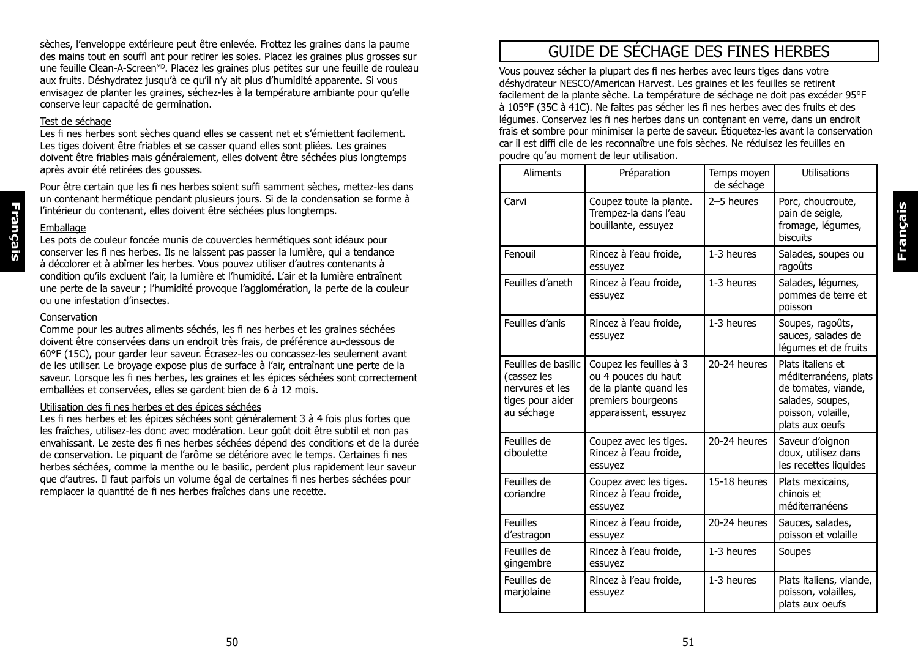sèches, l'enveloppe extérieure peut être enlevée. Frottez les graines dans la paume des mains tout en souffl ant pour retirer les soies. Placez les graines plus grosses sur une feuille Clean-A-Screen[MD]. Placez les graines plus petites sur une feuille de rouleau aux fruits. Déshydratez jusqu'à ce qu'il n'y ait plus d'humidité apparente. Si vous envisagez de planter les graines, séchez-les à la température ambiante pour qu'elle conserve leur capacité de germination.

Test de séchage

Les fi nes herbes sont sèches quand elles se cassent net et s'émiettent facilement. Les tiges doivent être friables et se casser quand elles sont pliées. Les graines doivent être friables mais généralement, elles doivent être séchées plus longtemps après avoir été retirées des gousses.

Pour être certain que les fi nes herbes soient suffi samment sèches, mettez-les dans un contenant hermétique pendant plusieurs jours. Si de la condensation se forme à l'intérieur du contenant, elles doivent être séchées plus longtemps.

Emballage

Les pots de couleur foncée munis de couvercles hermétiques sont idéaux pour conserver les fi nes herbes. Ils ne laissent pas passer la lumière, qui a tendance à décolorer et à abîmer les herbes. Vous pouvez utiliser d'autres contenants à condition qu'ils excluent l'air, la lumière et l'humidité. L'air et la lumière entraînent une perte de la saveur ; l'humidité provoque l'agglomération, la perte de la couleur ou une infestation d'insectes.

Conservation

Comme pour les autres aliments séchés, les fi nes herbes et les graines séchées doivent être conservées dans un endroit très frais, de préférence au-dessous de 60°F (15C), pour garder leur saveur. Écrasez-les ou concassez-les seulement avant de les utiliser. Le broyage expose plus de surface à l'air, entraînant une perte de la saveur. Lorsque les fi nes herbes, les graines et les épices séchées sont correctement emballées et conservées, elles se gardent bien de 6 à 12 mois.

Utilisation des fi nes herbes et des épices séchées

Les fi nes herbes et les épices séchées sont généralement 3 à 4 fois plus fortes que les fraîches, utilisez-les donc avec modération. Leur goût doit être subtil et non pas envahissant. Le zeste des fi nes herbes séchées dépend des conditions et de la durée de conservation. Le piquant de l'arôme se détériore avec le temps. Certaines fi nes herbes séchées, comme la menthe ou le basilic, perdent plus rapidement leur saveur que d'autres. Il faut parfois un volume égal de certaines fi nes herbes séchées pour remplacer la quantité de fi nes herbes fraîches dans une recette.

## GUIDE DE SÉCHAGE DES FINES HERBES

Vous pouvez sécher la plupart des fi nes herbes avec leurs tiges dans votre déshydrateur NESCO/American Harvest. Les graines et les feuilles se retirent facilement de la plante sèche. La température de séchage ne doit pas excéder 95°F à 105°F (35C à 41C). Ne faites pas sécher les fi nes herbes avec des fruits et des légumes. Conservez les fi nes herbes dans un contenant en verre, dans un endroit frais et sombre pour minimiser la perte de saveur. Étiquetez-les avant la conservation car il est diffi cile de les reconnaître une fois sèches. Ne réduisez les feuilles en poudre qu'au moment de leur utilisation.

| Aliments | Préparation | Temps moyen de séchage | Utilisations |
|---|---|---|---|
| Carvi | Coupez toute la plante. Trempez-la dans l'eau bouillante, essuyez | 2–5 heures | Porc, choucroute, pain de seigle, fromage, légumes, biscuits |
| Fenouil | Rincez à l'eau froide, essuyez | 1-3 heures | Salades, soupes ou ragoûts |
| Feuilles d'aneth | Rincez à l'eau froide, essuyez | 1-3 heures | Salades, légumes, pommes de terre et poisson |
| Feuilles d'anis | Rincez à l'eau froide, essuyez | 1-3 heures | Soupes, ragoûts, sauces, salades de légumes et de fruits |
| Feuilles de basilic (cassez les nervures et les tiges pour aider au séchage | Coupez les feuilles à 3 ou 4 pouces du haut de la plante quand les premiers bourgeons apparaissent, essuyez | 20-24 heures | Plats italiens et méditerranéens, plats de tomates, viande, salades, soupes, poisson, volaille, plats aux oeufs |
| Feuilles de ciboulette | Coupez avec les tiges. Rincez à l'eau froide, essuyez | 20-24 heures | Saveur d'oignon doux, utilisez dans les recettes liquides |
| Feuilles de coriandre | Coupez avec les tiges. Rincez à l'eau froide, essuyez | 15-18 heures | Plats mexicains, chinois et méditerranéens |
| Feuilles d'estragon | Rincez à l'eau froide, essuyez | 20-24 heures | Sauces, salades, poisson et volaille |
| Feuilles de gingembre | Rincez à l'eau froide, essuyez | 1-3 heures | Soupes |
| Feuilles de marjolaine | Rincez à l'eau froide, essuyez | 1-3 heures | Plats italiens, viande, poisson, volailles, plats aux oeufs |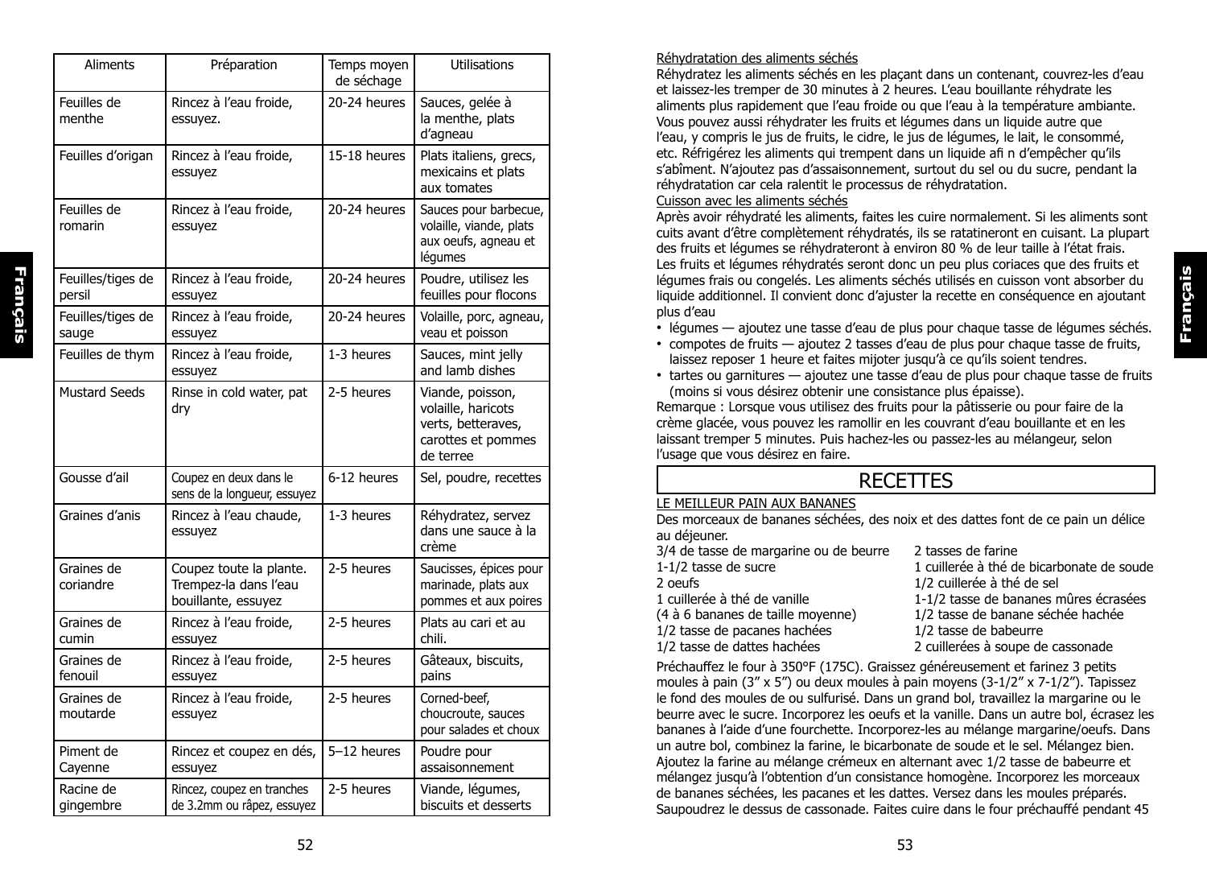| Aliments | Préparation | Temps moyen de séchage | Utilisations |
|---|---|---|---|
| Feuilles de menthe | Rincez à l'eau froide, essuyez. | 20-24 heures | Sauces, gelée à la menthe, plats d'agneau |
| Feuilles d'origan | Rincez à l'eau froide, essuyez | 15-18 heures | Plats italiens, grecs, mexicains et plats aux tomates |
| Feuilles de romarin | Rincez à l'eau froide, essuyez | 20-24 heures | Sauces pour barbecue, volaille, viande, plats aux oeufs, agneau et légumes |
| Feuilles/tiges de persil | Rincez à l'eau froide, essuyez | 20-24 heures | Poudre, utilisez les feuilles pour flocons |
| Feuilles/tiges de sauge | Rincez à l'eau froide, essuyez | 20-24 heures | Volaille, porc, agneau, veau et poisson |
| Feuilles de thym | Rincez à l'eau froide, essuyez | 1-3 heures | Sauces, mint jelly and lamb dishes |
| Mustard Seeds | Rinse in cold water, pat dry | 2-5 heures | Viande, poisson, volaille, haricots verts, betteraves, carottes et pommes de terre |
| Gousse d'ail | Coupez en deux dans le sens de la longueur, essuyez | 6-12 heures | Sel, poudre, recettes |
| Graines d'anis | Rincez à l'eau chaude, essuyez | 1-3 heures | Réhydratez, servez dans une sauce à la crème |
| Graines de coriandre | Coupez toute la plante. Trempez-la dans l'eau bouillante, essuyez | 2-5 heures | Saucisses, épices pour marinade, plats aux pommes et aux poires |
| Graines de cumin | Rincez à l'eau froide, essuyez | 2-5 heures | Plats au cari et au chili. |
| Graines de fenouil | Rincez à l'eau froide, essuyez | 2-5 heures | Gâteaux, biscuits, pains |
| Graines de moutarde | Rincez à l'eau froide, essuyez | 2-5 heures | Corned-beef, choucroute, sauces pour salades et choux |
| Piment de Cayenne | Rincez et coupez en dés, essuyez | 5–12 heures | Poudre pour assaisonnement |
| Racine de gingembre | Rincez, coupez en tranches de 3.2mm ou râpez, essuyez | 2-5 heures | Viande, légumes, biscuits et desserts |

Réhydratation des aliments séchés

Réhydratez les aliments séchés en les plaçant dans un contenant, couvrez-les d'eau et laissez-les tremper de 30 minutes à 2 heures. L'eau bouillante réhydrate les aliments plus rapidement que l'eau froide ou que l'eau à la température ambiante. Vous pouvez aussi réhydrater les fruits et légumes dans un liquide autre que l'eau, y compris le jus de fruits, le cidre, le jus de légumes, le lait, le consommé, etc. Réfrigérez les aliments qui trempent dans un liquide afi n d'empêcher qu'ils s'abîment. N'ajoutez pas d'assaisonnement, surtout du sel ou du sucre, pendant la réhydratation car cela ralentit le processus de réhydratation.

Cuisson avec les aliments séchés

Après avoir réhydraté les aliments, faites les cuire normalement. Si les aliments sont cuits avant d'être complètement réhydratés, ils se ratatineront en cuisant. La plupart des fruits et légumes se réhydrateront à environ 80 % de leur taille à l'état frais. Les fruits et légumes réhydratés seront donc un peu plus coriaces que des fruits et légumes frais ou congelés. Les aliments séchés utilisés en cuisson vont absorber du liquide additionnel. Il convient donc d'ajuster la recette en conséquence en ajoutant plus d'eau

- légumes — ajoutez une tasse d'eau de plus pour chaque tasse de légumes séchés.
- compotes de fruits — ajoutez 2 tasses d'eau de plus pour chaque tasse de fruits, laissez reposer 1 heure et faites mijoter jusqu'à ce qu'ils soient tendres.
- tartes ou garnitures — ajoutez une tasse d'eau de plus pour chaque tasse de fruits (moins si vous désirez obtenir une consistance plus épaisse).

Remarque : Lorsque vous utilisez des fruits pour la pâtisserie ou pour faire de la crème glacée, vous pouvez les ramollir en les couvrant d'eau bouillante et en les laissant tremper 5 minutes. Puis hachez-les ou passez-les au mélangeur, selon l'usage que vous désirez en faire.

# RECETTES

LE MEILLEUR PAIN AUX BANANES

Des morceaux de bananes séchées, des noix et des dattes font de ce pain un délice au déjeuner.

3/4 de tasse de margarine ou de beurre
1-1/2 tasse de sucre
2 oeufs
1 cuillerée à thé de vanille
(4 à 6 bananes de taille moyenne)
1/2 tasse de pacanes hachées
1/2 tasse de dattes hachées
2 tasses de farine
1 cuillerée à thé de bicarbonate de soude
1/2 cuillerée à thé de sel
1-1/2 tasse de bananes mûres écrasées
1/2 tasse de banane séchée hachée
1/2 tasse de babeurre
2 cuillerées à soupe de cassonade

Préchauffez le four à 350°F (175C). Graissez généreusement et farinez 3 petits moules à pain (3" x 5") ou deux moules à pain moyens (3-1/2" x 7-1/2"). Tapissez le fond des moules de ou sulfurisé. Dans un grand bol, travaillez la margarine ou le beurre avec le sucre. Incorporez les oeufs et la vanille. Dans un autre bol, écrasez les bananes à l'aide d'une fourchette. Incorporez-les au mélange margarine/oeufs. Dans un autre bol, combinez la farine, le bicarbonate de soude et le sel. Mélangez bien. Ajoutez la farine au mélange crémeux en alternant avec 1/2 tasse de babeurre et mélangez jusqu'à l'obtention d'un consistance homogène. Incorporez les morceaux de bananes séchées, les pacanes et les dattes. Versez dans les moules préparés. Saupoudrez le dessus de cassonade. Faites cuire dans le four préchauffé pendant 45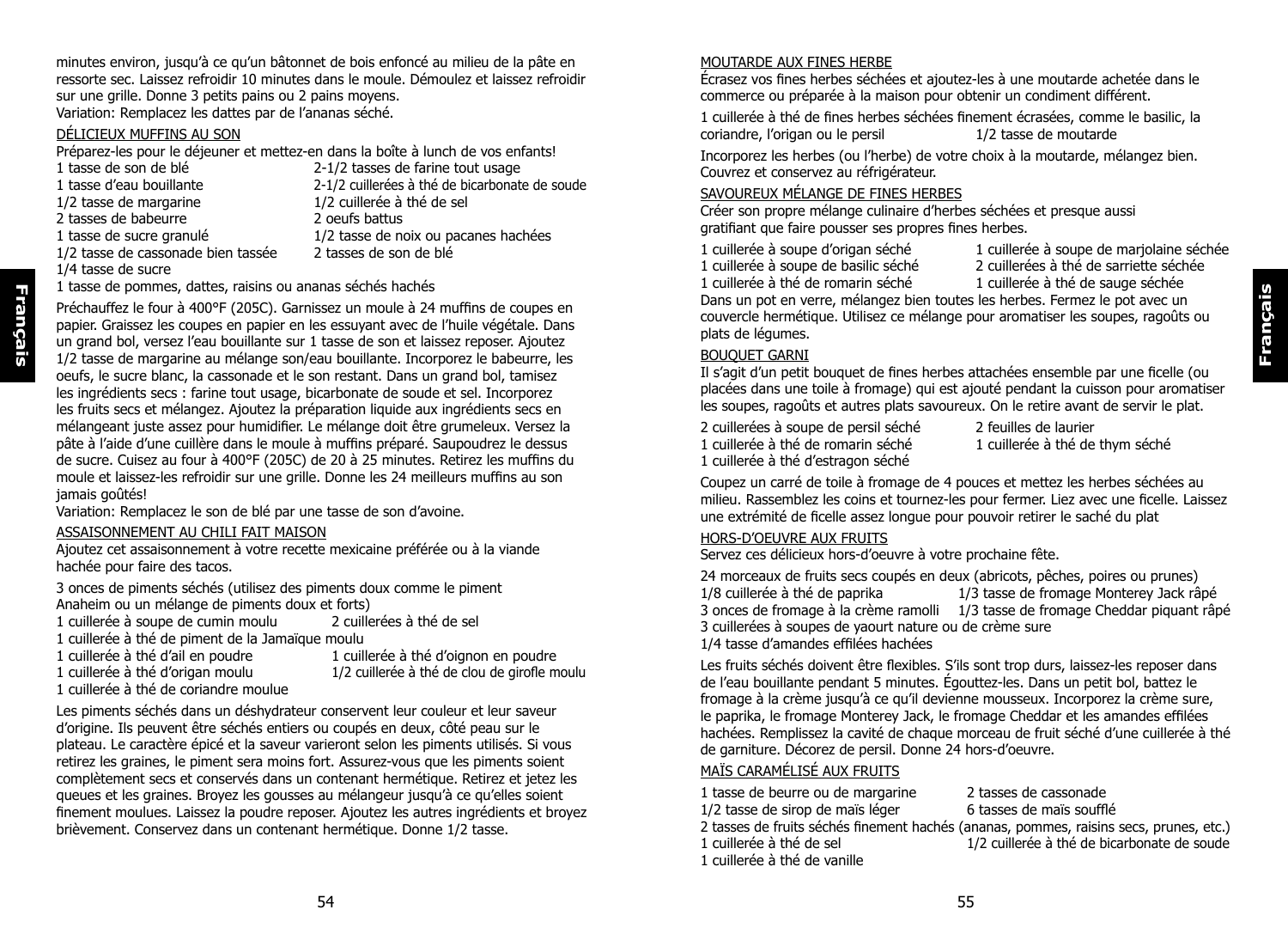minutes environ, jusqu'à ce qu'un bâtonnet de bois enfoncé au milieu de la pâte en ressorte sec. Laissez refroidir 10 minutes dans le moule. Démoulez et laissez refroidir sur une grille. Donne 3 petits pains ou 2 pains moyens.
Variation: Remplacez les dattes par de l'ananas séché.

## DÉLICIEUX MUFFINS AU SON

Préparez-les pour le déjeuner et mettez-en dans la boîte à lunch de vos enfants!

1 tasse de son de blé
1 tasse d'eau bouillante
1/2 tasse de margarine
2 tasses de babeurre
1 tasse de sucre granulé
1/2 tasse de cassonade bien tassée
1/4 tasse de sucre
2-1/2 tasses de farine tout usage
2-1/2 cuillerées à thé de bicarbonate de soude
1/2 cuillerée à thé de sel
2 oeufs battus
1/2 tasse de noix ou pacanes hachées
2 tasses de son de blé
1 tasse de pommes, dattes, raisins ou ananas séchés hachés

Préchauffez le four à 400°F (205C). Garnissez un moule à 24 muffins de coupes en papier. Graissez les coupes en papier en les essuyant avec de l'huile végétale. Dans un grand bol, versez l'eau bouillante sur 1 tasse de son et laissez reposer. Ajoutez 1/2 tasse de margarine au mélange son/eau bouillante. Incorporez le babeurre, les oeufs, le sucre blanc, la cassonade et le son restant. Dans un grand bol, tamisez les ingrédients secs : farine tout usage, bicarbonate de soude et sel. Incorporez les fruits secs et mélangez. Ajoutez la préparation liquide aux ingrédients secs en mélangeant juste assez pour humidifier. Le mélange doit être grumeleux. Versez la pâte à l'aide d'une cuillère dans le moule à muffins préparé. Saupoudrez le dessus de sucre. Cuisez au four à 400°F (205C) de 20 à 25 minutes. Retirez les muffins du moule et laissez-les refroidir sur une grille. Donne les 24 meilleurs muffins au son jamais goûtés!
Variation: Remplacez le son de blé par une tasse de son d'avoine.

## ASSAISONNEMENT AU CHILI FAIT MAISON

Ajoutez cet assaisonnement à votre recette mexicaine préférée ou à la viande hachée pour faire des tacos.

3 onces de piments séchés (utilisez des piments doux comme le piment Anaheim ou un mélange de piments doux et forts)
1 cuillerée à soupe de cumin moulu
2 cuillerées à thé de sel
1 cuillerée à thé de piment de la Jamaïque moulu
1 cuillerée à thé d'ail en poudre
1 cuillerée à thé d'oignon en poudre
1 cuillerée à thé d'origan moulu
1/2 cuillerée à thé de clou de girofle moulu
1 cuillerée à thé de coriandre moulue

Les piments séchés dans un déshydrateur conservent leur couleur et leur saveur d'origine. Ils peuvent être séchés entiers ou coupés en deux, côté peau sur le plateau. Le caractère épicé et la saveur varieront selon les piments utilisés. Si vous retirez les graines, le piment sera moins fort. Assurez-vous que les piments soient complètement secs et conservés dans un contenant hermétique. Retirez et jetez les queues et les graines. Broyez les gousses au mélangeur jusqu'à ce qu'elles soient finement moulues. Laissez la poudre reposer. Ajoutez les autres ingrédients et broyez brièvement. Conservez dans un contenant hermétique. Donne 1/2 tasse.

## MOUTARDE AUX FINES HERBE

Écrasez vos fines herbes séchées et ajoutez-les à une moutarde achetée dans le commerce ou préparée à la maison pour obtenir un condiment différent.

1 cuillerée à thé de fines herbes séchées finement écrasées, comme le basilic, la coriandre, l'origan ou le persil
1/2 tasse de moutarde

Incorporez les herbes (ou l'herbe) de votre choix à la moutarde, mélangez bien. Couvrez et conservez au réfrigérateur.

## SAVOUREUX MÉLANGE DE FINES HERBES

Créer son propre mélange culinaire d'herbes séchées et presque aussi gratifiant que faire pousser ses propres fines herbes.

1 cuillerée à soupe d'origan séché
1 cuillerée à soupe de marjolaine séchée
1 cuillerée à soupe de basilic séché
2 cuillerées à thé de sarriette séchée
1 cuillerée à thé de romarin séché
1 cuillerée à thé de sauge séchée

Dans un pot en verre, mélangez bien toutes les herbes. Fermez le pot avec un couvercle hermétique. Utilisez ce mélange pour aromatiser les soupes, ragoûts et plats de légumes.

## BOUQUET GARNI

Il s'agit d'un petit bouquet de fines herbes attachées ensemble par une ficelle (ou placées dans une toile à fromage) qui est ajouté pendant la cuisson pour aromatiser les soupes, ragoûts et autres plats savoureux. On le retire avant de servir le plat.

2 cuillerées à soupe de persil séché
2 feuilles de laurier
1 cuillerée à thé de romarin séché
1 cuillerée à thé de thym séché
1 cuillerée à thé d'estragon séché

Coupez un carré de toile à fromage de 4 pouces et mettez les herbes séchées au milieu. Rassemblez les coins et tournez-les pour fermer. Liez avec une ficelle. Laissez une extrémité de ficelle assez longue pour pouvoir retirer le saché du plat

## HORS-D'OEUVRE AUX FRUITS

Servez ces délicieux hors-d'oeuvre à votre prochaine fête.

24 morceaux de fruits secs coupés en deux (abricots, pêches, poires ou prunes)
1/8 cuillerée à thé de paprika
1/3 tasse de fromage Monterey Jack râpé
3 onces de fromage à la crème ramolli
1/3 tasse de fromage Cheddar piquant râpé
3 cuillerées à soupes de yaourt nature ou de crème sure
1/4 tasse d'amandes effilées hachées

Les fruits séchés doivent être flexibles. S'ils sont trop durs, laissez-les reposer dans de l'eau bouillante pendant 5 minutes. Égouttez-les. Dans un petit bol, battez le fromage à la crème jusqu'à ce qu'il devienne mousseux. Incorporez la crème sure, le paprika, le fromage Monterey Jack, le fromage Cheddar et les amandes effilées hachées. Remplissez la cavité de chaque morceau de fruit séché d'une cuillerée à thé de garniture. Décorez de persil. Donne 24 hors-d'oeuvre.

## MAÏS CARAMÉLISÉ AUX FRUITS

1 tasse de beurre ou de margarine
2 tasses de cassonade
1/2 tasse de sirop de maïs léger
6 tasses de maïs soufflé
2 tasses de fruits séchés finement hachés (ananas, pommes, raisins secs, prunes, etc.)
1 cuillerée à thé de sel
1/2 cuillerée à thé de bicarbonate de soude
1 cuillerée à thé de vanille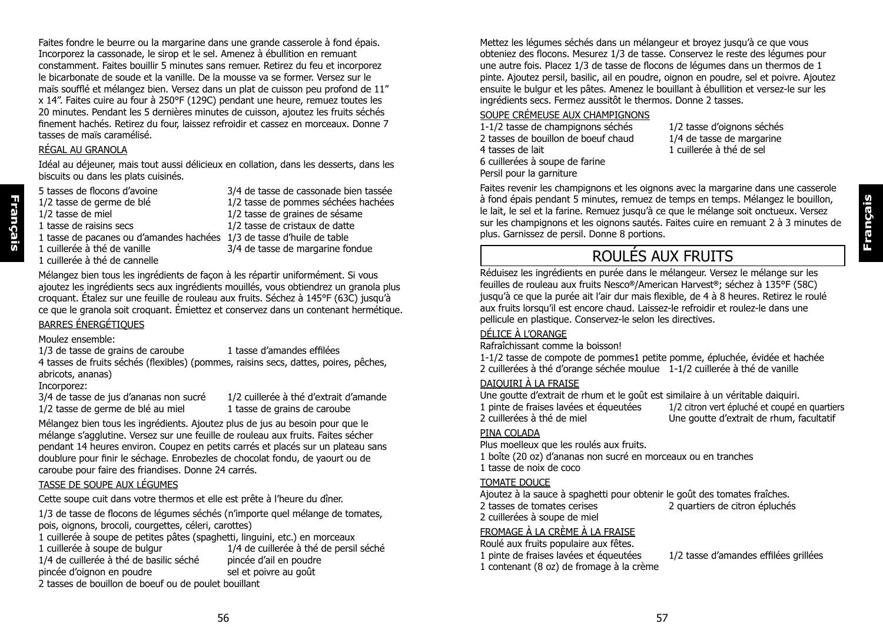Faites fondre le beurre ou la margarine dans une grande casserole à fond épais. Incorporez la cassonade, le sirop et le sel. Amenez à ébullition en remuant constamment. Faites bouillir 5 minutes sans remuer. Retirez du feu et incorporez le bicarbonate de soude et la vanille. De la mousse va se former. Versez sur le maïs soufflé et mélangez bien. Versez dans un plat de cuisson peu profond de 11" x 14". Faites cuire au four à 250°F (129C) pendant une heure, remuez toutes les 20 minutes. Pendant les 5 dernières minutes de cuisson, ajoutez les fruits séchés finement hachés. Retirez du four, laissez refroidir et cassez en morceaux. Donne 7 tasses de maïs caramélisé.

RÉGAL AU GRANOLA

Idéal au déjeuner, mais tout aussi délicieux en collation, dans les desserts, dans les biscuits ou dans les plats cuisinés.

- 5 tasses de flocons d'avoine
- 1/2 tasse de germe de blé
- 1/2 tasse de miel
- 1 tasse de raisins secs
- 1 tasse de pacanes ou d'amandes hachées
- 1 cuillerée à thé de vanille
- 1 cuillerée à thé de cannelle
- 3/4 de tasse de cassonade bien tassée
- 1/2 tasse de pommes séchées hachées
- 1/2 tasse de graines de sésame
- 1/2 tasse de cristaux de datte
- 1/3 de tasse d'huile de table
- 3/4 de tasse de margarine fondue

Mélangez bien tous les ingrédients de façon à les répartir uniformément. Si vous ajoutez les ingrédients secs aux ingrédients mouillés, vous obtiendrez un granola plus croquant. Étalez sur une feuille de rouleau aux fruits. Séchez à 145°F (63C) jusqu'à ce que le granola soit croquant. Émiettez et conservez dans un contenant hermétique.

BARRES ÉNERGÉTIQUES

Moulez ensemble:

- 1/3 de tasse de grains de caroube
- 1 tasse d'amandes effilées
- 4 tasses de fruits séchés (flexibles) (pommes, raisins secs, dattes, poires, pêches, abricots, ananas)

Incorporez:

- 3/4 de tasse de jus d'ananas non sucré
- 1/2 tasse de germe de blé au miel
- 1/2 cuillerée à thé d'extrait d'amande
- 1 tasse de grains de caroube

Mélangez bien tous les ingrédients. Ajoutez plus de jus au besoin pour que le mélange s'agglutine. Versez sur une feuille de rouleau aux fruits. Faites sécher pendant 14 heures environ. Coupez en petits carrés et placés sur un plateau sans doublure pour finir le séchage. Enrobezles de chocolat fondu, de yaourt ou de caroube pour faire des friandises. Donne 24 carrés.

TASSE DE SOUPE AUX LÉGUMES

Cette soupe cuit dans votre thermos et elle est prête à l'heure du dîner.

- 1/3 de tasse de flocons de légumes séchés (n'importe quel mélange de tomates, pois, oignons, brocoli, courgettes, céleri, carottes)
- 1 cuillerée à soupe de petites pâtes (spaghetti, linguini, etc.) en morceaux
- 1 cuillerée à soupe de bulgur
- 1/4 de cuillerée à thé de basilic séché
- pincée d'oignon en poudre
- 1/4 de cuillerée à thé de persil séché
- pincée d'ail en poudre
- sel et poivre au goût
- 2 tasses de bouillon de boeuf ou de poulet bouillant

Mettez les légumes séchés dans un mélangeur et broyez jusqu'à ce que vous obteniez des flocons. Mesurez 1/3 de tasse. Conservez le reste des légumes pour une autre fois. Placez 1/3 de tasse de flocons de légumes dans un thermos de 1 pinte. Ajoutez persil, basilic, ail en poudre, oignon en poudre, sel et poivre. Ajoutez ensuite le bulgur et les pâtes. Amenez le bouillant à ébullition et versez-le sur les ingrédients secs. Fermez aussitôt le thermos. Donne 2 tasses.

SOUPE CRÉMEUSE AUX CHAMPIGNONS

- 1-1/2 tasse de champignons séchés
- 2 tasses de bouillon de boeuf chaud
- 4 tasses de lait
- 6 cuillerées à soupe de farine
- Persil pour la garniture
- 1/2 tasse d'oignons séchés
- 1/4 de tasse de margarine
- 1 cuillerée à thé de sel

Faites revenir les champignons et les oignons avec la margarine dans une casserole à fond épais pendant 5 minutes, remuez de temps en temps. Mélangez le bouillon, le lait, le sel et la farine. Remuez jusqu'à ce que le mélange soit onctueux. Versez sur les champignons et les oignons sautés. Faites cuire en remuant 2 à 3 minutes de plus. Garnissez de persil. Donne 8 portions.

# ROULÉS AUX FRUITS

Réduisez les ingrédients en purée dans le mélangeur. Versez le mélange sur les feuilles de rouleau aux fruits Nesco®/American Harvest®; séchez à 135°F (58C) jusqu'à ce que la purée ait l'air dur mais flexible, de 4 à 8 heures. Retirez le roulé aux fruits lorsqu'il est encore chaud. Laissez-le refroidir et roulez-le dans une pellicule en plastique. Conservez-le selon les directives.

DÉLICE À L'ORANGE

Rafraîchissant comme la boisson!

- 1-1/2 tasse de compote de pommes
- 2 cuillerées à thé d'orange séchée moulue
- 1 petite pomme, épluchée, évidée et hachée
- 1-1/2 cuillerée à thé de vanille

DAIQUIRI À LA FRAISE

Une goutte d'extrait de rhum et le goût est similaire à un véritable daiquiri.

- 1 pinte de fraises lavées et équeutées
- 2 cuillerées à thé de miel
- 1/2 citron vert épluché et coupé en quartiers
- Une goutte d'extrait de rhum, facultatif

PINA COLADA

Plus moelleux que les roulés aux fruits.

- 1 boîte (20 oz) d'ananas non sucré en morceaux ou en tranches
- 1 tasse de noix de coco

TOMATE DOUCE

Ajoutez à la sauce à spaghetti pour obtenir le goût des tomates fraîches.

- 2 tasses de tomates cerises
- 2 cuillerées à soupe de miel
- 2 quartiers de citron épluchés

FROMAGE À LA CRÈME À LA FRAISE

Roulé aux fruits populaire aux fêtes.

- 1 pinte de fraises lavées et équeutées
- 1 contenant (8 oz) de fromage à la crème
- 1/2 tasse d'amandes effilées grillées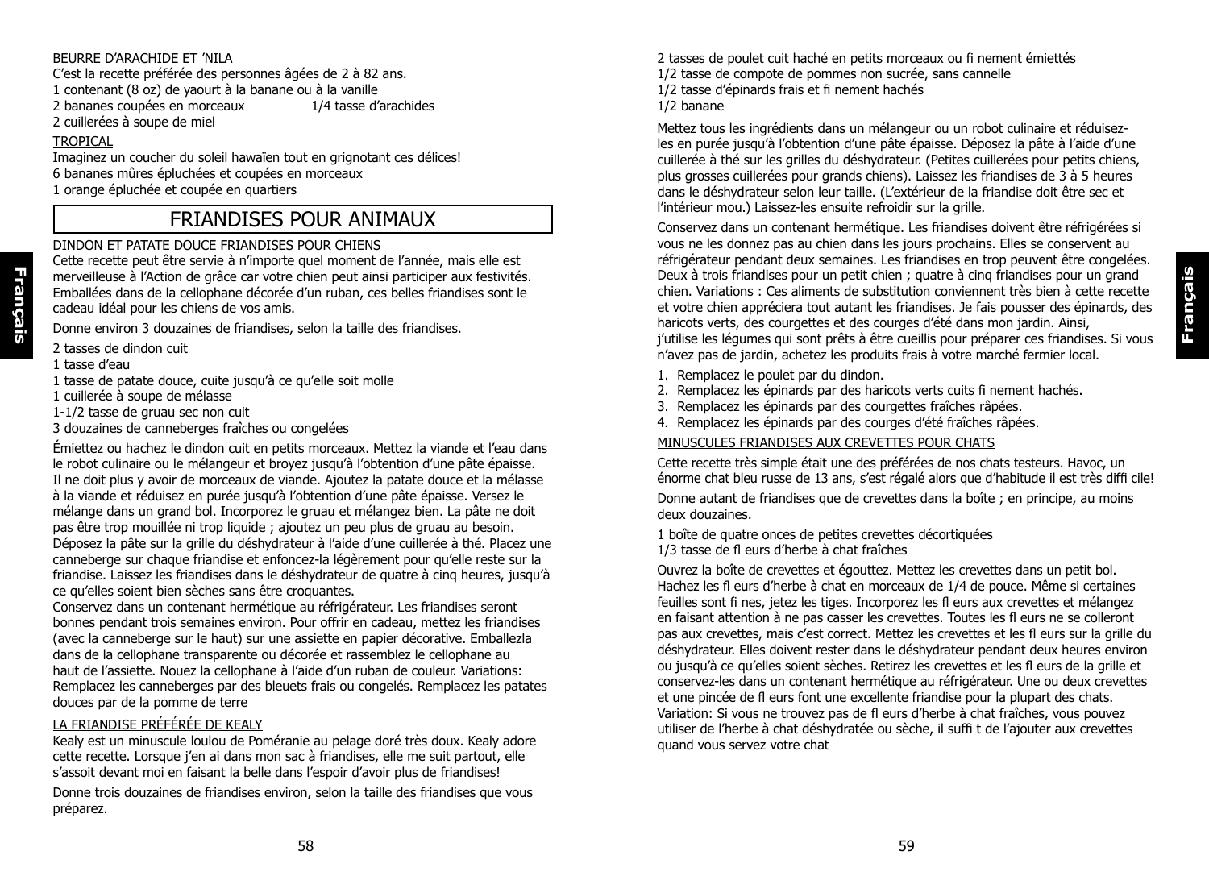BEURRE D'ARACHIDE ET 'NILA

C'est la recette préférée des personnes âgées de 2 à 82 ans.

1 contenant (8 oz) de yaourt à la banane ou à la vanille
2 bananes coupées en morceaux
1/4 tasse d'arachides
2 cuillerées à soupe de miel

TROPICAL

Imaginez un coucher du soleil hawaïen tout en grignotant ces délices!

6 bananes mûres épluchées et coupées en morceaux
1 orange épluchée et coupée en quartiers

## FRIANDISES POUR ANIMAUX

DINDON ET PATATE DOUCE FRIANDISES POUR CHIENS

Cette recette peut être servie à n'importe quel moment de l'année, mais elle est merveilleuse à l'Action de grâce car votre chien peut ainsi participer aux festivités. Emballées dans de la cellophane décorée d'un ruban, ces belles friandises sont le cadeau idéal pour les chiens de vos amis.

Donne environ 3 douzaines de friandises, selon la taille des friandises.

2 tasses de dindon cuit
1 tasse d'eau
1 tasse de patate douce, cuite jusqu'à ce qu'elle soit molle
1 cuillerée à soupe de mélasse
1-1/2 tasse de gruau sec non cuit
3 douzaines de canneberges fraîches ou congelées

Émiettez ou hachez le dindon cuit en petits morceaux. Mettez la viande et l'eau dans le robot culinaire ou le mélangeur et broyez jusqu'à l'obtention d'une pâte épaisse. Il ne doit plus y avoir de morceaux de viande. Ajoutez la patate douce et la mélasse à la viande et réduisez en purée jusqu'à l'obtention d'une pâte épaisse. Versez le mélange dans un grand bol. Incorporez le gruau et mélangez bien. La pâte ne doit pas être trop mouillée ni trop liquide ; ajoutez un peu plus de gruau au besoin. Déposez la pâte sur la grille du déshydrateur à l'aide d'une cuillerée à thé. Placez une canneberge sur chaque friandise et enfoncez-la légèrement pour qu'elle reste sur la friandise. Laissez les friandises dans le déshydrateur de quatre à cinq heures, jusqu'à ce qu'elles soient bien sèches sans être croquantes.
Conservez dans un contenant hermétique au réfrigérateur. Les friandises seront bonnes pendant trois semaines environ. Pour offrir en cadeau, mettez les friandises (avec la canneberge sur le haut) sur une assiette en papier décorative. Emballezla dans de la cellophane transparente ou décorée et rassemblez le cellophane au haut de l'assiette. Nouez la cellophane à l'aide d'un ruban de couleur. Variations: Remplacez les canneberges par des bleuets frais ou congelés. Remplacez les patates douces par de la pomme de terre

LA FRIANDISE PRÉFÉRÉE DE KEALY

Kealy est un minuscule loulou de Poméranie au pelage doré très doux. Kealy adore cette recette. Lorsque j'en ai dans mon sac à friandises, elle me suit partout, elle s'assoit devant moi en faisant la belle dans l'espoir d'avoir plus de friandises!

Donne trois douzaines de friandises environ, selon la taille des friandises que vous préparez.

2 tasses de poulet cuit haché en petits morceaux ou fi nement émiettés
1/2 tasse de compote de pommes non sucrée, sans cannelle
1/2 tasse d'épinards frais et fi nement hachés
1/2 banane

Mettez tous les ingrédients dans un mélangeur ou un robot culinaire et réduisez-les en purée jusqu'à l'obtention d'une pâte épaisse. Déposez la pâte à l'aide d'une cuillerée à thé sur les grilles du déshydrateur. (Petites cuillerées pour petits chiens, plus grosses cuillerées pour grands chiens). Laissez les friandises de 3 à 5 heures dans le déshydrateur selon leur taille. (L'extérieur de la friandise doit être sec et l'intérieur mou.) Laissez-les ensuite refroidir sur la grille.

Conservez dans un contenant hermétique. Les friandises doivent être réfrigérées si vous ne les donnez pas au chien dans les jours prochains. Elles se conservent au réfrigérateur pendant deux semaines. Les friandises en trop peuvent être congelées. Deux à trois friandises pour un petit chien ; quatre à cinq friandises pour un grand chien. Variations : Ces aliments de substitution conviennent très bien à cette recette et votre chien appréciera tout autant les friandises. Je fais pousser des épinards, des haricots verts, des courgettes et des courges d'été dans mon jardin. Ainsi, j'utilise les légumes qui sont prêts à être cueillis pour préparer ces friandises. Si vous n'avez pas de jardin, achetez les produits frais à votre marché fermier local.

1. Remplacez le poulet par du dindon.
2. Remplacez les épinards par des haricots verts cuits fi nement hachés.
3. Remplacez les épinards par des courgettes fraîches râpées.
4. Remplacez les épinards par des courges d'été fraîches râpées.

MINUSCULES FRIANDISES AUX CREVETTES POUR CHATS

Cette recette très simple était une des préférées de nos chats testeurs. Havoc, un énorme chat bleu russe de 13 ans, s'est régalé alors que d'habitude il est très diffi cile!

Donne autant de friandises que de crevettes dans la boîte ; en principe, au moins deux douzaines.

1 boîte de quatre onces de petites crevettes décortiquées
1/3 tasse de fl eurs d'herbe à chat fraîches

Ouvrez la boîte de crevettes et égouttez. Mettez les crevettes dans un petit bol. Hachez les fl eurs d'herbe à chat en morceaux de 1/4 de pouce. Même si certaines feuilles sont fi nes, jetez les tiges. Incorporez les fl eurs aux crevettes et mélangez en faisant attention à ne pas casser les crevettes. Toutes les fl eurs ne se colleront pas aux crevettes, mais c'est correct. Mettez les crevettes et les fl eurs sur la grille du déshydrateur. Elles doivent rester dans le déshydrateur pendant deux heures environ ou jusqu'à ce qu'elles soient sèches. Retirez les crevettes et les fl eurs de la grille et conservez-les dans un contenant hermétique au réfrigérateur. Une ou deux crevettes et une pincée de fl eurs font une excellente friandise pour la plupart des chats. Variation: Si vous ne trouvez pas de fl eurs d'herbe à chat fraîches, vous pouvez utiliser de l'herbe à chat déshydratée ou sèche, il suffi t de l'ajouter aux crevettes quand vous servez votre chat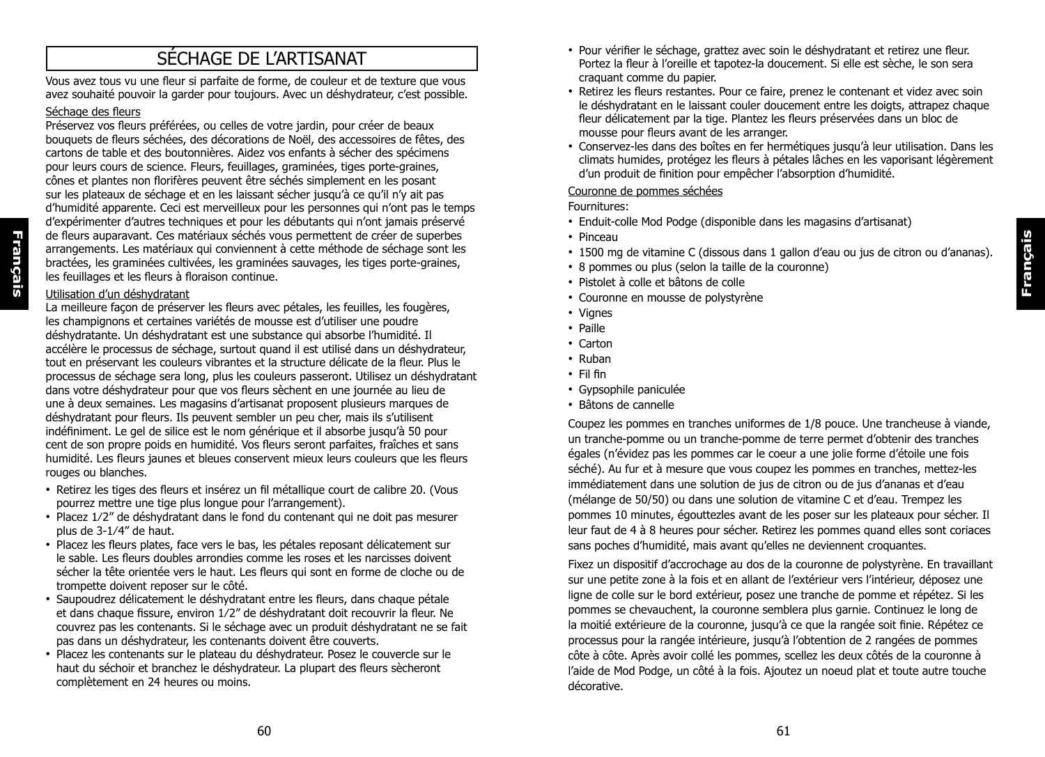# SÉCHAGE DE L'ARTISANAT

Vous avez tous vu une fleur si parfaite de forme, de couleur et de texture que vous avez souhaité pouvoir la garder pour toujours. Avec un déshydrateur, c'est possible.

Séchage des fleurs

Préservez vos fleurs préférées, ou celles de votre jardin, pour créer de beaux bouquets de fleurs séchées, des décorations de Noël, des accessoires de fêtes, des cartons de table et des boutonnières. Aidez vos enfants à sécher des spécimens pour leurs cours de science. Fleurs, feuillages, graminées, tiges porte-graines, cônes et plantes non florifères peuvent être séchés simplement en les posant sur les plateaux de séchage et en les laissant sécher jusqu'à ce qu'il n'y ait pas d'humidité apparente. Ceci est merveilleux pour les personnes qui n'ont pas le temps d'expérimenter d'autres techniques et pour les débutants qui n'ont jamais préservé de fleurs auparavant. Ces matériaux séchés vous permettent de créer de superbes arrangements. Les matériaux qui conviennent à cette méthode de séchage sont les bractées, les graminées cultivées, les graminées sauvages, les tiges porte-graines, les feuillages et les fleurs à floraison continue.

Utilisation d'un déshydratant

La meilleure façon de préserver les fleurs avec pétales, les feuilles, les fougères, les champignons et certaines variétés de mousse est d'utiliser une poudre déshydratante. Un déshydratant est une substance qui absorbe l'humidité. Il accélère le processus de séchage, surtout quand il est utilisé dans un déshydrateur, tout en préservant les couleurs vibrantes et la structure délicate de la fleur. Plus le processus de séchage sera long, plus les couleurs passeront. Utilisez un déshydratant dans votre déshydrateur pour que vos fleurs sèchent en une journée au lieu de une à deux semaines. Les magasins d'artisanat proposent plusieurs marques de déshydratant pour fleurs. Ils peuvent sembler un peu cher, mais ils s'utilisent indéfiniment. Le gel de silice est le nom générique et il absorbe jusqu'à 50 pour cent de son propre poids en humidité. Vos fleurs seront parfaites, fraîches et sans humidité. Les fleurs jaunes et bleues conservent mieux leurs couleurs que les fleurs rouges ou blanches.

- Retirez les tiges des fleurs et insérez un fil métallique court de calibre 20. (Vous pourrez mettre une tige plus longue pour l'arrangement).
- Placez 1/2" de déshydratant dans le fond du contenant qui ne doit pas mesurer plus de 3-1/4" de haut.
- Placez les fleurs plates, face vers le bas, les pétales reposant délicatement sur le sable. Les fleurs doubles arrondies comme les roses et les narcisses doivent sécher la tête orientée vers le haut. Les fleurs qui sont en forme de cloche ou de trompette doivent reposer sur le côté.
- Saupoudrez délicatement le déshydratant entre les fleurs, dans chaque pétale et dans chaque fissure, environ 1/2" de déshydratant doit recouvrir la fleur. Ne couvrez pas les contenants. Si le séchage avec un produit déshydratant ne se fait pas dans un déshydrateur, les contenants doivent être couverts.
- Placez les contenants sur le plateau du déshydrateur. Posez le couvercle sur le haut du séchoir et branchez le déshydrateur. La plupart des fleurs sècheront complètement en 24 heures ou moins.
- Pour vérifier le séchage, grattez avec soin le déshydratant et retirez une fleur. Portez la fleur à l'oreille et tapotez-la doucement. Si elle est sèche, le son sera craquant comme du papier.
- Retirez les fleurs restantes. Pour ce faire, prenez le contenant et videz avec soin le déshydratant en le laissant couler doucement entre les doigts, attrapez chaque fleur délicatement par la tige. Plantez les fleurs préservées dans un bloc de mousse pour fleurs avant de les arranger.
- Conservez-les dans des boîtes en fer hermétiques jusqu'à leur utilisation. Dans les climats humides, protégez les fleurs à pétales lâches en les vaporisant légèrement d'un produit de finition pour empêcher l'absorption d'humidité.

Couronne de pommes séchées

Fournitures:

- Enduit-colle Mod Podge (disponible dans les magasins d'artisanat)
- Pinceau
- 1500 mg de vitamine C (dissous dans 1 gallon d'eau ou jus de citron ou d'ananas).
- 8 pommes ou plus (selon la taille de la couronne)
- Pistolet à colle et bâtons de colle
- Couronne en mousse de polystyrène
- Vignes
- Paille
- Carton
- Ruban
- Fil fin
- Gypsophile paniculée
- Bâtons de cannelle

Coupez les pommes en tranches uniformes de 1/8 pouce. Une trancheuse à viande, un tranche-pomme ou un tranche-pomme de terre permet d'obtenir des tranches égales (n'évidez pas les pommes car le coeur a une jolie forme d'étoile une fois séché). Au fur et à mesure que vous coupez les pommes en tranches, mettez-les immédiatement dans une solution de jus de citron ou de jus d'ananas et d'eau (mélange de 50/50) ou dans une solution de vitamine C et d'eau. Trempez les pommes 10 minutes, égouttezles avant de les poser sur les plateaux pour sécher. Il leur faut de 4 à 8 heures pour sécher. Retirez les pommes quand elles sont coriaces sans poches d'humidité, mais avant qu'elles ne deviennent croquantes.

Fixez un dispositif d'accrochage au dos de la couronne de polystyrène. En travaillant sur une petite zone à la fois et en allant de l'extérieur vers l'intérieur, déposez une ligne de colle sur le bord extérieur, posez une tranche de pomme et répétez. Si les pommes se chevauchent, la couronne semblera plus garnie. Continuez le long de la moitié extérieure de la couronne, jusqu'à ce que la rangée soit finie. Répétez ce processus pour la rangée intérieure, jusqu'à l'obtention de 2 rangées de pommes côte à côte. Après avoir collé les pommes, scellez les deux côtés de la couronne à l'aide de Mod Podge, un côté à la fois. Ajoutez un noeud plat et toute autre touche décorative.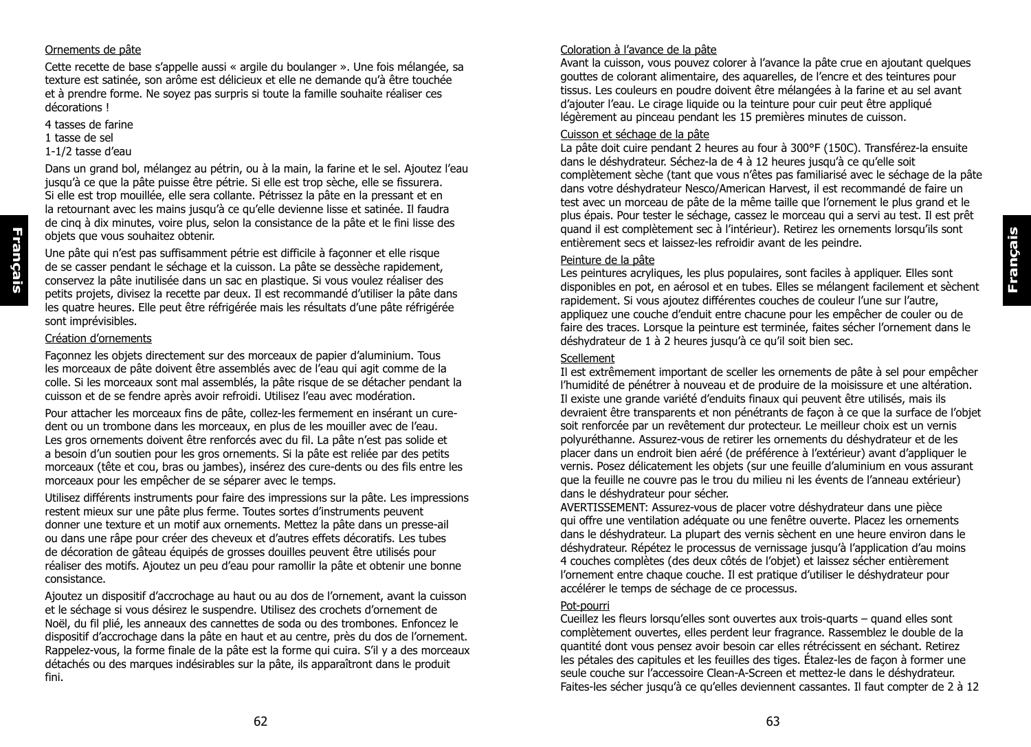## Ornements de pâte

Cette recette de base s'appelle aussi « argile du boulanger ». Une fois mélangée, sa texture est satinée, son arôme est délicieux et elle ne demande qu'à être touchée et à prendre forme. Ne soyez pas surpris si toute la famille souhaite réaliser ces décorations !

4 tasses de farine
1 tasse de sel
1-1/2 tasse d'eau

Dans un grand bol, mélangez au pétrin, ou à la main, la farine et le sel. Ajoutez l'eau jusqu'à ce que la pâte puisse être pétrie. Si elle est trop sèche, elle se fissurera. Si elle est trop mouillée, elle sera collante. Pétrissez la pâte en la pressant et en la retournant avec les mains jusqu'à ce qu'elle devienne lisse et satinée. Il faudra de cinq à dix minutes, voire plus, selon la consistance de la pâte et le fini lisse des objets que vous souhaitez obtenir.

Une pâte qui n'est pas suffisamment pétrie est difficile à façonner et elle risque de se casser pendant le séchage et la cuisson. La pâte se dessèche rapidement, conservez la pâte inutilisée dans un sac en plastique. Si vous voulez réaliser des petits projets, divisez la recette par deux. Il est recommandé d'utiliser la pâte dans les quatre heures. Elle peut être réfrigérée mais les résultats d'une pâte réfrigérée sont imprévisibles.

## Création d'ornements

Façonnez les objets directement sur des morceaux de papier d'aluminium. Tous les morceaux de pâte doivent être assemblés avec de l'eau qui agit comme de la colle. Si les morceaux sont mal assemblés, la pâte risque de se détacher pendant la cuisson et de se fendre après avoir refroidi. Utilisez l'eau avec modération.

Pour attacher les morceaux fins de pâte, collez-les fermement en insérant un cure-dent ou un trombone dans les morceaux, en plus de les mouiller avec de l'eau. Les gros ornements doivent être renforcés avec du fil. La pâte n'est pas solide et a besoin d'un soutien pour les gros ornements. Si la pâte est reliée par des petits morceaux (tête et cou, bras ou jambes), insérez des cure-dents ou des fils entre les morceaux pour les empêcher de se séparer avec le temps.

Utilisez différents instruments pour faire des impressions sur la pâte. Les impressions restent mieux sur une pâte plus ferme. Toutes sortes d'instruments peuvent donner une texture et un motif aux ornements. Mettez la pâte dans un presse-ail ou dans une râpe pour créer des cheveux et d'autres effets décoratifs. Les tubes de décoration de gâteau équipés de grosses douilles peuvent être utilisés pour réaliser des motifs. Ajoutez un peu d'eau pour ramollir la pâte et obtenir une bonne consistance.

Ajoutez un dispositif d'accrochage au haut ou au dos de l'ornement, avant la cuisson et le séchage si vous désirez le suspendre. Utilisez des crochets d'ornement de Noël, du fil plié, les anneaux des cannettes de soda ou des trombones. Enfoncez le dispositif d'accrochage dans la pâte en haut et au centre, près du dos de l'ornement. Rappelez-vous, la forme finale de la pâte est la forme qui cuira. S'il y a des morceaux détachés ou des marques indésirables sur la pâte, ils apparaîtront dans le produit fini.

## Coloration à l'avance de la pâte

Avant la cuisson, vous pouvez colorer à l'avance la pâte crue en ajoutant quelques gouttes de colorant alimentaire, des aquarelles, de l'encre et des teintures pour tissus. Les couleurs en poudre doivent être mélangées à la farine et au sel avant d'ajouter l'eau. Le cirage liquide ou la teinture pour cuir peut être appliqué légèrement au pinceau pendant les 15 premières minutes de cuisson.

## Cuisson et séchage de la pâte

La pâte doit cuire pendant 2 heures au four à 300°F (150C). Transférez-la ensuite dans le déshydrateur. Séchez-la de 4 à 12 heures jusqu'à ce qu'elle soit complètement sèche (tant que vous n'êtes pas familiarisé avec le séchage de la pâte dans votre déshydrateur Nesco/American Harvest, il est recommandé de faire un test avec un morceau de pâte de la même taille que l'ornement le plus grand et le plus épais. Pour tester le séchage, cassez le morceau qui a servi au test. Il est prêt quand il est complètement sec à l'intérieur). Retirez les ornements lorsqu'ils sont entièrement secs et laissez-les refroidir avant de les peindre.

## Peinture de la pâte

Les peintures acryliques, les plus populaires, sont faciles à appliquer. Elles sont disponibles en pot, en aérosol et en tubes. Elles se mélangent facilement et sèchent rapidement. Si vous ajoutez différentes couches de couleur l'une sur l'autre, appliquez une couche d'enduit entre chacune pour les empêcher de couler ou de faire des traces. Lorsque la peinture est terminée, faites sécher l'ornement dans le déshydrateur de 1 à 2 heures jusqu'à ce qu'il soit bien sec.

## Scellement

Il est extrêmement important de sceller les ornements de pâte à sel pour empêcher l'humidité de pénétrer à nouveau et de produire de la moisissure et une altération. Il existe une grande variété d'enduits finaux qui peuvent être utilisés, mais ils devraient être transparents et non pénétrants de façon à ce que la surface de l'objet soit renforcée par un revêtement dur protecteur. Le meilleur choix est un vernis polyuréthanne. Assurez-vous de retirer les ornements du déshydrateur et de les placer dans un endroit bien aéré (de préférence à l'extérieur) avant d'appliquer le vernis. Posez délicatement les objets (sur une feuille d'aluminium en vous assurant que la feuille ne couvre pas le trou du milieu ni les évents de l'anneau extérieur) dans le déshydrateur pour sécher.

AVERTISSEMENT: Assurez-vous de placer votre déshydrateur dans une pièce qui offre une ventilation adéquate ou une fenêtre ouverte. Placez les ornements dans le déshydrateur. La plupart des vernis sèchent en une heure environ dans le déshydrateur. Répétez le processus de vernissage jusqu'à l'application d'au moins 4 couches complètes (des deux côtés de l'objet) et laissez sécher entièrement l'ornement entre chaque couche. Il est pratique d'utiliser le déshydrateur pour accélérer le temps de séchage de ce processus.

## Pot-pourri

Cueillez les fleurs lorsqu'elles sont ouvertes aux trois-quarts – quand elles sont complètement ouvertes, elles perdent leur fragrance. Rassemblez le double de la quantité dont vous pensez avoir besoin car elles rétrécissent en séchant. Retirez les pétales des capitules et les feuilles des tiges. Étalez-les de façon à former une seule couche sur l'accessoire Clean-A-Screen et mettez-le dans le déshydrateur. Faites-les sécher jusqu'à ce qu'elles deviennent cassantes. Il faut compter de 2 à 12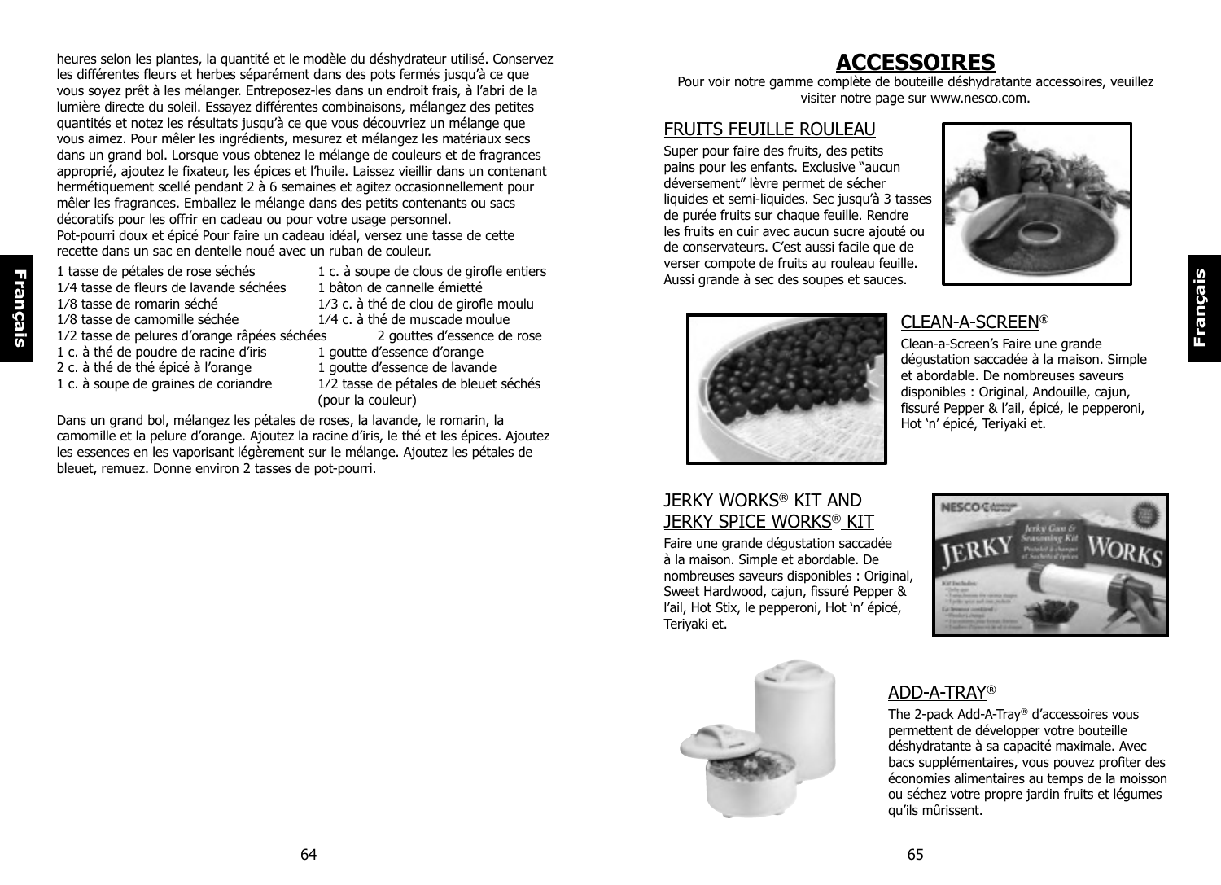heures selon les plantes, la quantité et le modèle du déshydrateur utilisé. Conservez les différentes fleurs et herbes séparément dans des pots fermés jusqu'à ce que vous soyez prêt à les mélanger. Entreposez-les dans un endroit frais, à l'abri de la lumière directe du soleil. Essayez différentes combinaisons, mélangez des petites quantités et notez les résultats jusqu'à ce que vous découvriez un mélange que vous aimez. Pour mêler les ingrédients, mesurez et mélangez les matériaux secs dans un grand bol. Lorsque vous obtenez le mélange de couleurs et de fragrances approprié, ajoutez le fixateur, les épices et l'huile. Laissez vieillir dans un contenant hermétiquement scellé pendant 2 à 6 semaines et agitez occasionnellement pour mêler les fragrances. Emballez le mélange dans des petits contenants ou sacs décoratifs pour les offrir en cadeau ou pour votre usage personnel.

Pot-pourri doux et épicé Pour faire un cadeau idéal, versez une tasse de cette recette dans un sac en dentelle noué avec un ruban de couleur.

- 1 tasse de pétales de rose séchés
- 1/4 tasse de fleurs de lavande séchées
- 1/8 tasse de romarin séché
- 1/8 tasse de camomille séchée
- 1/2 tasse de pelures d'orange râpées séchées
- 1 c. à thé de poudre de racine d'iris
- 2 c. à thé de thé épicé à l'orange
- 1 c. à soupe de graines de coriandre
- 1 c. à soupe de clous de girofle entiers
- 1 bâton de cannelle émietté
- 1/3 c. à thé de clou de girofle moulu
- 1/4 c. à thé de muscade moulue
- 2 gouttes d'essence de rose
- 1 goutte d'essence d'orange
- 1 goutte d'essence de lavande
- 1/2 tasse de pétales de bleuet séchés (pour la couleur)

Dans un grand bol, mélangez les pétales de roses, la lavande, le romarin, la camomille et la pelure d'orange. Ajoutez la racine d'iris, le thé et les épices. Ajoutez les essences en les vaporisant légèrement sur le mélange. Ajoutez les pétales de bleuet, remuez. Donne environ 2 tasses de pot-pourri.

# ACCESSOIRES

Pour voir notre gamme complète de bouteille déshydratante accessoires, veuillez visiter notre page sur www.nesco.com.

## FRUITS FEUILLE ROULEAU

Super pour faire des fruits, des petits pains pour les enfants. Exclusive "aucun déversement" lèvre permet de sécher liquides et semi-liquides. Sec jusqu'à 3 tasses de purée fruits sur chaque feuille. Rendre les fruits en cuir avec aucun sucre ajouté ou de conservateurs. C'est aussi facile que de verser compote de fruits au rouleau feuille. Aussi grande à sec des soupes et sauces.

## CLEAN-A-SCREEN®

Clean-a-Screen's Faire une grande dégustation saccadée à la maison. Simple et abordable. De nombreuses saveurs disponibles : Original, Andouille, cajun, fissuré Pepper & l'ail, épicé, le pepperoni, Hot 'n' épicé, Teriyaki et.

## JERKY WORKS® KIT AND JERKY SPICE WORKS® KIT

Faire une grande dégustation saccadée à la maison. Simple et abordable. De nombreuses saveurs disponibles : Original, Sweet Hardwood, cajun, fissuré Pepper & l'ail, Hot Stix, le pepperoni, Hot 'n' épicé, Teriyaki et.

## ADD-A-TRAY®

The 2-pack Add-A-Tray® d'accessoires vous permettent de développer votre bouteille déshydratante à sa capacité maximale. Avec bacs supplémentaires, vous pouvez profiter des économies alimentaires au temps de la moisson ou séchez votre propre jardin fruits et légumes qu'ils mûrissent.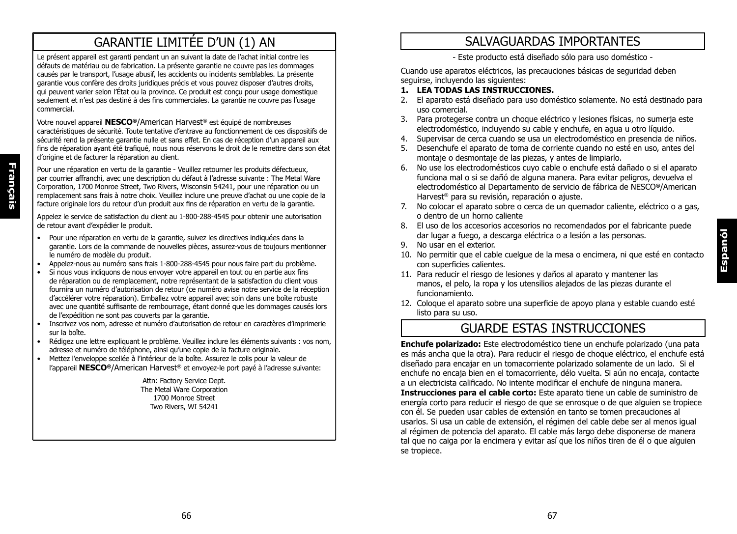# GARANTIE LIMITÉE D'UN (1) AN

Le présent appareil est garanti pendant un an suivant la date de l'achat initial contre les défauts de matériau ou de fabrication. La présente garantie ne couvre pas les dommages causés par le transport, l'usage abusif, les accidents ou incidents semblables. La présente garantie vous confère des droits juridiques précis et vous pouvez disposer d'autres droits, qui peuvent varier selon l'État ou la province. Ce produit est conçu pour usage domestique seulement et n'est pas destiné à des fins commerciales. La garantie ne couvre pas l'usage commercial.

Votre nouvel appareil **NESCO®**/American Harvest® est équipé de nombreuses caractéristiques de sécurité. Toute tentative d'entrave au fonctionnement de ces dispositifs de sécurité rend la présente garantie nulle et sans effet. En cas de réception d'un appareil aux fins de réparation ayant été trafiqué, nous nous réservons le droit de le remettre dans son état d'origine et de facturer la réparation au client.

Pour une réparation en vertu de la garantie - Veuillez retourner les produits défectueux, par courrier affranchi, avec une description du défaut à l'adresse suivante : The Metal Ware Corporation, 1700 Monroe Street, Two Rivers, Wisconsin 54241, pour une réparation ou un remplacement sans frais à notre choix. Veuillez inclure une preuve d'achat ou une copie de la facture originale lors du retour d'un produit aux fins de réparation en vertu de la garantie.

Appelez le service de satisfaction du client au 1-800-288-4545 pour obtenir une autorisation de retour avant d'expédier le produit.

- Pour une réparation en vertu de la garantie, suivez les directives indiquées dans la garantie. Lors de la commande de nouvelles pièces, assurez-vous de toujours mentionner le numéro de modèle du produit.
- Appelez-nous au numéro sans frais 1-800-288-4545 pour nous faire part du problème.
- Si nous vous indiquons de nous envoyer votre appareil en tout ou en partie aux fins de réparation ou de remplacement, notre représentant de la satisfaction du client vous fournira un numéro d'autorisation de retour (ce numéro avise notre service de la réception d'accélérer votre réparation). Emballez votre appareil avec soin dans une boîte robuste avec une quantité suffisante de rembourrage, étant donné que les dommages causés lors de l'expédition ne sont pas couverts par la garantie.
- Inscrivez vos nom, adresse et numéro d'autorisation de retour en caractères d'imprimerie sur la boîte.
- Rédigez une lettre expliquant le problème. Veuillez inclure les éléments suivants : vos nom, adresse et numéro de téléphone, ainsi qu'une copie de la facture originale.
- Mettez l'enveloppe scellée à l'intérieur de la boîte. Assurez le colis pour la valeur de l'appareil **NESCO®**/American Harvest® et envoyez-le port payé à l'adresse suivante:

Attn: Factory Service Dept.
The Metal Ware Corporation
1700 Monroe Street
Two Rivers, WI 54241

# SALVAGUARDAS IMPORTANTES

- Este producto está diseñado sólo para uso doméstico -

Cuando use aparatos eléctricos, las precauciones básicas de seguridad deben seguirse, incluyendo las siguientes:

1. **LEA TODAS LAS INSTRUCCIONES.**
2. El aparato está diseñado para uso doméstico solamente. No está destinado para uso comercial.
3. Para protegerse contra un choque eléctrico y lesiones físicas, no sumerja este electrodoméstico, incluyendo su cable y enchufe, en agua u otro líquido.
4. Supervisar de cerca cuando se usa un electrodoméstico en presencia de niños.
5. Desenchufe el aparato de toma de corriente cuando no esté en uso, antes del montaje o desmontaje de las piezas, y antes de limpiarlo.
6. No use los electrodomésticos cuyo cable o enchufe está dañado o si el aparato funciona mal o si se dañó de alguna manera. Para evitar peligros, devuelva el electrodoméstico al Departamento de servicio de fábrica de NESCO®/American Harvest® para su revisión, reparación o ajuste.
7. No colocar el aparato sobre o cerca de un quemador caliente, eléctrico o a gas, o dentro de un horno caliente
8. El uso de los accesorios accesorios no recomendados por el fabricante puede dar lugar a fuego, a descarga eléctrica o a lesión a las personas.
9. No usar en el exterior.
10. No permitir que el cable cuelgue de la mesa o encimera, ni que esté en contacto con superficies calientes.
11. Para reducir el riesgo de lesiones y daños al aparato y mantener las manos, el pelo, la ropa y los utensilios alejados de las piezas durante el funcionamiento.
12. Coloque el aparato sobre una superficie de apoyo plana y estable cuando esté listo para su uso.

# GUARDE ESTAS INSTRUCCIONES

**Enchufe polarizado:** Este electrodoméstico tiene un enchufe polarizado (una pata es más ancha que la otra). Para reducir el riesgo de choque eléctrico, el enchufe está diseñado para encajar en un tomacorriente polarizado solamente de un lado. Si el enchufe no encaja bien en el tomacorriente, délo vuelta. Si aún no encaja, contacte a un electricista calificado. No intente modificar el enchufe de ninguna manera.

**Instrucciones para el cable corto:** Este aparato tiene un cable de suministro de energía corto para reducir el riesgo de que se enrosque o de que alguien se tropiece con él. Se pueden usar cables de extensión en tanto se tomen precauciones al usarlos. Si usa un cable de extensión, el régimen del cable debe ser al menos igual al régimen de potencia del aparato. El cable más largo debe disponerse de manera tal que no caiga por la encimera y evitar así que los niños tiren de él o que alguien se tropiece.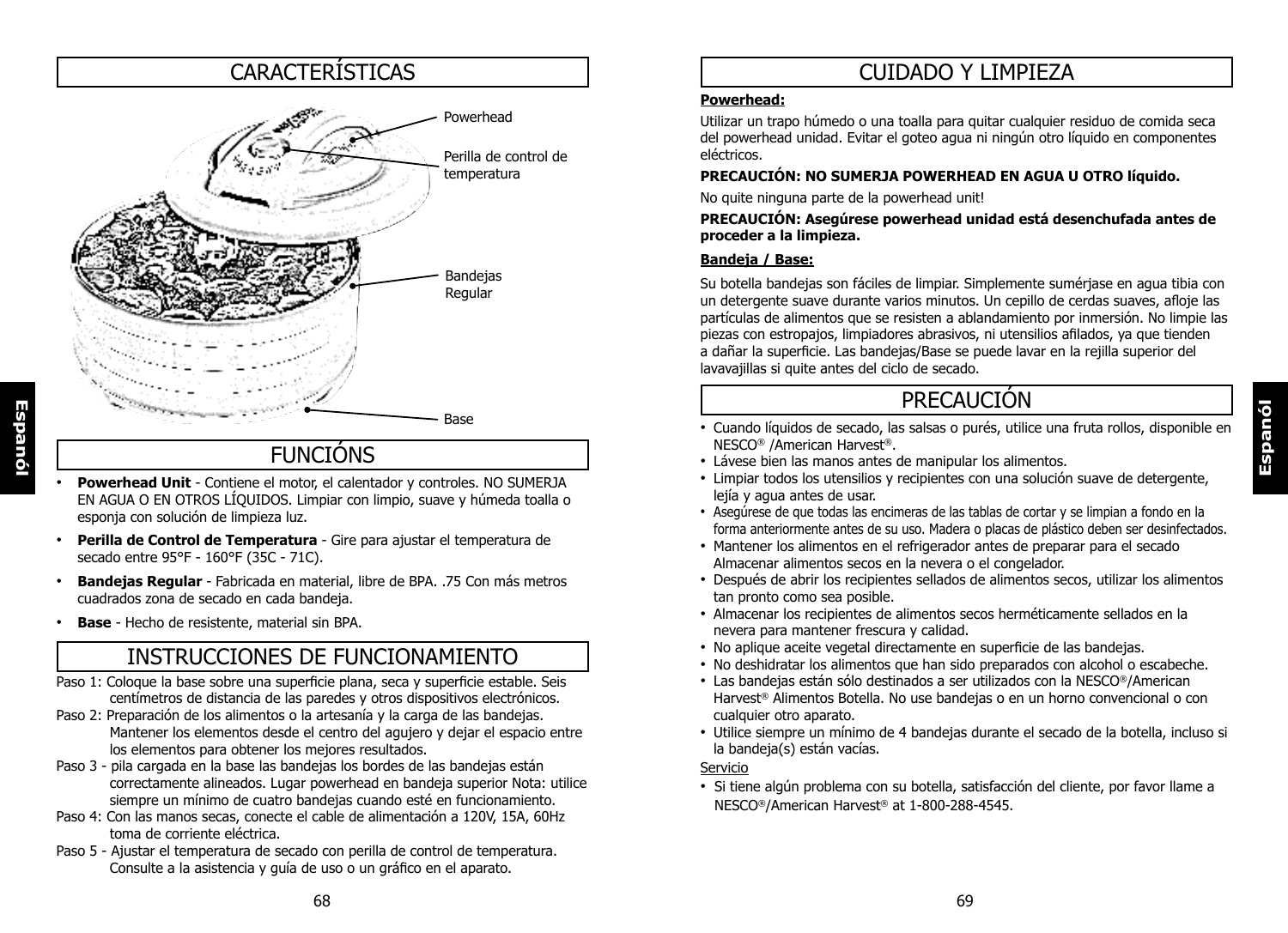# CARACTERÍSTICAS

Powerhead

Perilla de control de temperatura

Bandejas Regular

Base

# FUNCIÓNS

- **Powerhead Unit** - Contiene el motor, el calentador y controles. NO SUMERJA EN AGUA O EN OTROS LÍQUIDOS. Limpiar con limpio, suave y húmeda toalla o esponja con solución de limpieza luz.
- **Perilla de Control de Temperatura** - Gire para ajustar el temperatura de secado entre 95°F - 160°F (35C - 71C).
- **Bandejas Regular** - Fabricada en material, libre de BPA. .75 Con más metros cuadrados zona de secado en cada bandeja.
- **Base** - Hecho de resistente, material sin BPA.

# INSTRUCCIONES DE FUNCIONAMIENTO

Paso 1: Coloque la base sobre una superficie plana, seca y superficie estable. Seis centímetros de distancia de las paredes y otros dispositivos electrónicos.

Paso 2: Preparación de los alimentos o la artesanía y la carga de las bandejas. Mantener los elementos desde el centro del agujero y dejar el espacio entre los elementos para obtener los mejores resultados.

Paso 3 - pila cargada en la base las bandejas los bordes de las bandejas están correctamente alineados. Lugar powerhead en bandeja superior Nota: utilice siempre un mínimo de cuatro bandejas cuando esté en funcionamiento.

Paso 4: Con las manos secas, conecte el cable de alimentación a 120V, 15A, 60Hz toma de corriente eléctrica.

Paso 5 - Ajustar el temperatura de secado con perilla de control de temperatura. Consulte a la asistencia y guía de uso o un gráfico en el aparato.

# CUIDADO Y LIMPIEZA

**Powerhead:**

Utilizar un trapo húmedo o una toalla para quitar cualquier residuo de comida seca del powerhead unidad. Evitar el goteo agua ni ningún otro líquido en componentes eléctricos.

**PRECAUCIÓN: NO SUMERJA POWERHEAD EN AGUA U OTRO líquido.**

No quite ninguna parte de la powerhead unit!

**PRECAUCIÓN: Asegúrese powerhead unidad está desenchufada antes de proceder a la limpieza.**

**Bandeja / Base:**

Su botella bandejas son fáciles de limpiar. Simplemente sumérjase en agua tibia con un detergente suave durante varios minutos. Un cepillo de cerdas suaves, afloje las partículas de alimentos que se resisten a ablandamiento por inmersión. No limpie las piezas con estropajos, limpiadores abrasivos, ni utensilios afilados, ya que tienden a dañar la superficie. Las bandejas/Base se puede lavar en la rejilla superior del lavavajillas si quite antes del ciclo de secado.

# PRECAUCIÓN

- Cuando líquidos de secado, las salsas o purés, utilice una fruta rollos, disponible en NESCO® /American Harvest®.
- Lávese bien las manos antes de manipular los alimentos.
- Limpiar todos los utensilios y recipientes con una solución suave de detergente, lejía y agua antes de usar.
- Asegúrese de que todas las encimeras de las tablas de cortar y se limpian a fondo en la forma anteriormente antes de su uso. Madera o placas de plástico deben ser desinfectados.
- Mantener los alimentos en el refrigerador antes de preparar para el secado Almacenar alimentos secos en la nevera o el congelador.
- Después de abrir los recipientes sellados de alimentos secos, utilizar los alimentos tan pronto como sea posible.
- Almacenar los recipientes de alimentos secos herméticamente sellados en la nevera para mantener frescura y calidad.
- No aplique aceite vegetal directamente en superficie de las bandejas.
- No deshidratar los alimentos que han sido preparados con alcohol o escabeche.
- Las bandejas están sólo destinados a ser utilizados con la NESCO®/American Harvest® Alimentos Botella. No use bandejas o en un horno convencional o con cualquier otro aparato.
- Utilice siempre un mínimo de 4 bandejas durante el secado de la botella, incluso si la bandeja(s) están vacías.

Servicio

- Si tiene algún problema con su botella, satisfacción del cliente, por favor llame a NESCO®/American Harvest® at 1-800-288-4545.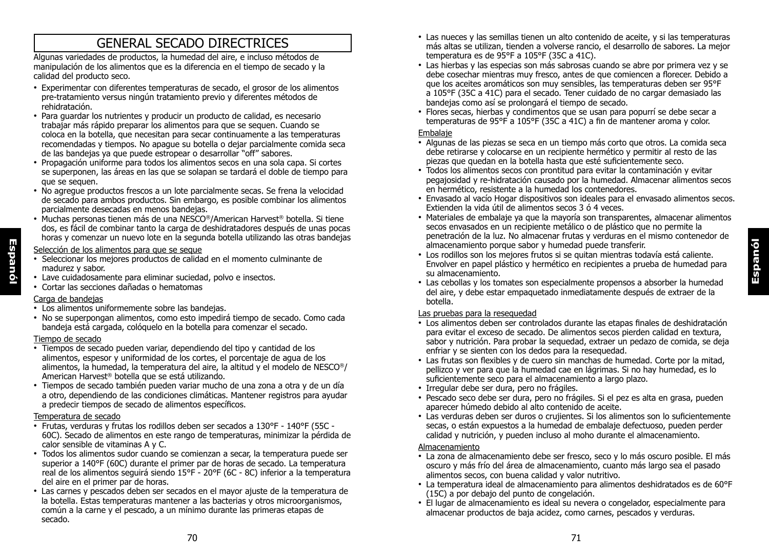# GENERAL SECADO DIRECTRICES

Algunas variedades de productos, la humedad del aire, e incluso métodos de manipulación de los alimentos que es la diferencia en el tiempo de secado y la calidad del producto seco.

- Experimentar con diferentes temperaturas de secado, el grosor de los alimentos pre-tratamiento versus ningún tratamiento previo y diferentes métodos de rehidratación.
- Para guardar los nutrientes y producir un producto de calidad, es necesario trabajar más rápido preparar los alimentos para que se sequen. Cuando se coloca en la botella, que necesitan para secar continuamente a las temperaturas recomendadas y tiempos. No apague su botella o dejar parcialmente comida seca de las bandejas ya que puede estropear o desarrollar "off" sabores.
- Propagación uniforme para todos los alimentos secos en una sola capa. Si cortes se superponen, las áreas en las que se solapan se tardará el doble de tiempo para que se sequen.
- No agregue productos frescos a un lote parcialmente secas. Se frena la velocidad de secado para ambos productos. Sin embargo, es posible combinar los alimentos parcialmente desecadas en menos bandejas.
- Muchas personas tienen más de una NESCO®/American Harvest® botella. Si tiene dos, es fácil de combinar tanto la carga de deshidratadores después de unas pocas horas y comenzar un nuevo lote en la segunda botella utilizando las otras bandejas

Selección de los alimentos para que se seque

- Seleccionar los mejores productos de calidad en el momento culminante de madurez y sabor.
- Lave cuidadosamente para eliminar suciedad, polvo e insectos.
- Cortar las secciones dañadas o hematomas

Carga de bandejas

- Los alimentos uniformemente sobre las bandejas.
- No se superpongan alimentos, como esto impedirá tiempo de secado. Como cada bandeja está cargada, colóquelo en la botella para comenzar el secado.

Tiempo de secado

- Tiempos de secado pueden variar, dependiendo del tipo y cantidad de los alimentos, espesor y uniformidad de los cortes, el porcentaje de agua de los alimentos, la humedad, la temperatura del aire, la altitud y el modelo de NESCO®/ American Harvest® botella que se está utilizando.
- Tiempos de secado también pueden variar mucho de una zona a otra y de un día a otro, dependiendo de las condiciones climáticas. Mantener registros para ayudar a predecir tiempos de secado de alimentos específicos.

Temperatura de secado

- Frutas, verduras y frutas los rodillos deben ser secados a 130°F - 140°F (55C - 60C). Secado de alimentos en este rango de temperaturas, minimizar la pérdida de calor sensible de vitaminas A y C.
- Todos los alimentos sudor cuando se comienzan a secar, la temperatura puede ser superior a 140°F (60C) durante el primer par de horas de secado. La temperatura real de los alimentos seguirá siendo 15°F - 20°F (6C - 8C) inferior a la temperatura del aire en el primer par de horas.
- Las carnes y pescados deben ser secados en el mayor ajuste de la temperatura de la botella. Estas temperaturas mantener a las bacterias y otros microorganismos, común a la carne y el pescado, a un mínimo durante las primeras etapas de secado.
- Las nueces y las semillas tienen un alto contenido de aceite, y si las temperaturas más altas se utilizan, tienden a volverse rancio, el desarrollo de sabores. La mejor temperatura es de 95°F a 105°F (35C a 41C).
- Las hierbas y las especias son más sabrosas cuando se abre por primera vez y se debe cosechar mientras muy fresco, antes de que comiencen a florecer. Debido a que los aceites aromáticos son muy sensibles, las temperaturas deben ser 95°F a 105°F (35C a 41C) para el secado. Tener cuidado de no cargar demasiado las bandejas como así se prolongará el tiempo de secado.
- Flores secas, hierbas y condimentos que se usan para popurrí se debe secar a temperaturas de 95°F a 105°F (35C a 41C) a fin de mantener aroma y color.

Embalaje

- Algunas de las piezas se seca en un tiempo más corto que otros. La comida seca debe retirarse y colocarse en un recipiente hermético y permitir al resto de las piezas que quedan en la botella hasta que esté suficientemente seco.
- Todos los alimentos secos con prontitud para evitar la contaminación y evitar pegajosidad y re-hidratación causado por la humedad. Almacenar alimentos secos en hermético, resistente a la humedad los contenedores.
- Envasado al vacío Hogar dispositivos son ideales para el envasado alimentos secos. Extienden la vida útil de alimentos secos 3 ó 4 veces.
- Materiales de embalaje ya que la mayoría son transparentes, almacenar alimentos secos envasados en un recipiente metálico o de plástico que no permite la penetración de la luz. No almacenar frutas y verduras en el mismo contenedor de almacenamiento porque sabor y humedad puede transferir.
- Los rodillos son los mejores frutos si se quitan mientras todavía está caliente. Envolver en papel plástico y hermético en recipientes a prueba de humedad para su almacenamiento.
- Las cebollas y los tomates son especialmente propensos a absorber la humedad del aire, y debe estar empaquetado inmediatamente después de extraer de la botella.

Las pruebas para la resequedad

- Los alimentos deben ser controlados durante las etapas finales de deshidratación para evitar el exceso de secado. De alimentos secos pierden calidad en textura, sabor y nutrición. Para probar la sequedad, extraer un pedazo de comida, se deja enfriar y se sienten con los dedos para la resequedad.
- Las frutas son flexibles y de cuero sin manchas de humedad. Corte por la mitad, pellizco y ver para que la humedad cae en lágrimas. Si no hay humedad, es lo suficientemente seco para el almacenamiento a largo plazo.
- Irregular debe ser dura, pero no frágiles.
- Pescado seco debe ser dura, pero no frágiles. Si el pez es alta en grasa, pueden aparecer húmedo debido al alto contenido de aceite.
- Las verduras deben ser duros o crujientes. Si los alimentos son lo suficientemente secas, o están expuestos a la humedad de embalaje defectuoso, pueden perder calidad y nutrición, y pueden incluso al moho durante el almacenamiento.

Almacenamiento

- La zona de almacenamiento debe ser fresco, seco y lo más oscuro posible. El más oscuro y más frío del área de almacenamiento, cuanto más largo sea el pasado alimentos secos, con buena calidad y valor nutritivo.
- La temperatura ideal de almacenamiento para alimentos deshidratados es de 60°F (15C) a por debajo del punto de congelación.
- El lugar de almacenamiento es ideal su nevera o congelador, especialmente para almacenar productos de baja acidez, como carnes, pescados y verduras.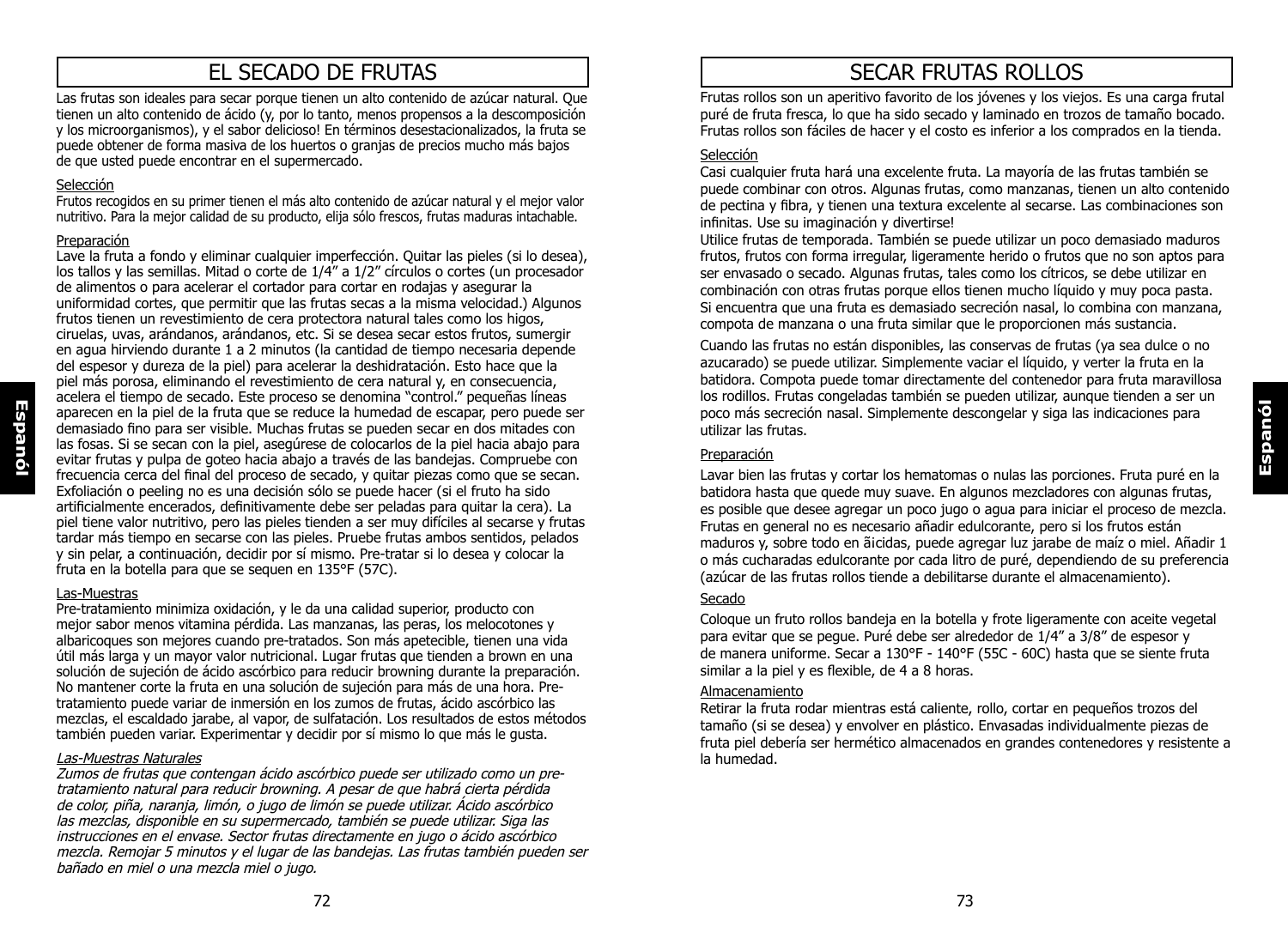# EL SECADO DE FRUTAS

Las frutas son ideales para secar porque tienen un alto contenido de azúcar natural. Que tienen un alto contenido de ácido (y, por lo tanto, menos propensos a la descomposición y los microorganismos), y el sabor delicioso! En términos desestacionalizados, la fruta se puede obtener de forma masiva de los huertos o granjas de precios mucho más bajos de que usted puede encontrar en el supermercado.

Selección

Frutos recogidos en su primer tienen el más alto contenido de azúcar natural y el mejor valor nutritivo. Para la mejor calidad de su producto, elija sólo frescos, frutas maduras intachable.

Preparación

Lave la fruta a fondo y eliminar cualquier imperfección. Quitar las pieles (si lo desea), los tallos y las semillas. Mitad o corte de 1/4" a 1/2" círculos o cortes (un procesador de alimentos o para acelerar el cortador para cortar en rodajas y asegurar la uniformidad cortes, que permitir que las frutas secas a la misma velocidad.) Algunos frutos tienen un revestimiento de cera protectora natural tales como los higos, ciruelas, uvas, arándanos, arándanos, etc. Si se desea secar estos frutos, sumergir en agua hirviendo durante 1 a 2 minutos (la cantidad de tiempo necesaria depende del espesor y dureza de la piel) para acelerar la deshidratación. Esto hace que la piel más porosa, eliminando el revestimiento de cera natural y, en consecuencia, acelera el tiempo de secado. Este proceso se denomina "control." pequeñas líneas aparecen en la piel de la fruta que se reduce la humedad de escapar, pero puede ser demasiado fino para ser visible. Muchas frutas se pueden secar en dos mitades con las fosas. Si se secan con la piel, asegúrese de colocarlos de la piel hacia abajo para evitar frutas y pulpa de goteo hacia abajo a través de las bandejas. Compruebe con frecuencia cerca del final del proceso de secado, y quitar piezas como que se secan. Exfoliación o peeling no es una decisión sólo se puede hacer (si el fruto ha sido artificialmente encerados, definitivamente debe ser peladas para quitar la cera). La piel tiene valor nutritivo, pero las pieles tienden a ser muy difíciles al secarse y frutas tardar más tiempo en secarse con las pieles. Pruebe frutas ambos sentidos, pelados y sin pelar, a continuación, decidir por sí mismo. Pre-tratar si lo desea y colocar la fruta en la botella para que se sequen en 135°F (57C).

Las-Muestras

Pre-tratamiento minimiza oxidación, y le da una calidad superior, producto con mejor sabor menos vitamina pérdida. Las manzanas, las peras, los melocotones y albaricoques son mejores cuando pre-tratados. Son más apetecible, tienen una vida útil más larga y un mayor valor nutricional. Lugar frutas que tienden a brown en una solución de sujeción de ácido ascórbico para reducir browning durante la preparación. No mantener corte la fruta en una solución de sujeción para más de una hora. Pre-tratamiento puede variar de inmersión en los zumos de frutas, ácido ascórbico las mezclas, el escaldado jarabe, al vapor, de sulfatación. Los resultados de estos métodos también pueden variar. Experimentar y decidir por sí mismo lo que más le gusta.

*Las-Muestras Naturales*

*Zumos de frutas que contengan ácido ascórbico puede ser utilizado como un pre-tratamiento natural para reducir browning. A pesar de que habrá cierta pérdida de color, piña, naranja, limón, o jugo de limón se puede utilizar. Ácido ascórbico las mezclas, disponible en su supermercado, también se puede utilizar. Siga las instrucciones en el envase. Sector frutas directamente en jugo o ácido ascórbico mezcla. Remojar 5 minutos y el lugar de las bandejas. Las frutas también pueden ser bañado en miel o una mezcla miel o jugo.*

# SECAR FRUTAS ROLLOS

Frutas rollos son un aperitivo favorito de los jóvenes y los viejos. Es una carga frutal puré de fruta fresca, lo que ha sido secado y laminado en trozos de tamaño bocado. Frutas rollos son fáciles de hacer y el costo es inferior a los comprados en la tienda.

Selección

Casi cualquier fruta hará una excelente fruta. La mayoría de las frutas también se puede combinar con otros. Algunas frutas, como manzanas, tienen un alto contenido de pectina y fibra, y tienen una textura excelente al secarse. Las combinaciones son infinitas. Use su imaginación y divertirse!

Utilice frutas de temporada. También se puede utilizar un poco demasiado maduros frutos, frutos con forma irregular, ligeramente herido o frutos que no son aptos para ser envasado o secado. Algunas frutas, tales como los cítricos, se debe utilizar en combinación con otras frutas porque ellos tienen mucho líquido y muy poca pasta. Si encuentra que una fruta es demasiado secreción nasal, lo combina con manzana, compota de manzana o una fruta similar que le proporcionen más sustancia.

Cuando las frutas no están disponibles, las conservas de frutas (ya sea dulce o no azucarado) se puede utilizar. Simplemente vaciar el líquido, y verter la fruta en la batidora. Compota puede tomar directamente del contenedor para fruta maravillosa los rodillos. Frutas congeladas también se pueden utilizar, aunque tienden a ser un poco más secreción nasal. Simplemente descongelar y siga las indicaciones para utilizar las frutas.

Preparación

Lavar bien las frutas y cortar los hematomas o nulas las porciones. Fruta puré en la batidora hasta que quede muy suave. En algunos mezcladores con algunas frutas, es posible que desee agregar un poco jugo o agua para iniciar el proceso de mezcla. Frutas en general no es necesario añadir edulcorante, pero si los frutos están maduros y, sobre todo en ãicidas, puede agregar luz jarabe de maíz o miel. Añadir 1 o más cucharadas edulcorante por cada litro de puré, dependiendo de su preferencia (azúcar de las frutas rollos tiende a debilitarse durante el almacenamiento).

Secado

Coloque un fruto rollos bandeja en la botella y frote ligeramente con aceite vegetal para evitar que se pegue. Puré debe ser alrededor de 1/4" a 3/8" de espesor y de manera uniforme. Secar a 130°F - 140°F (55C - 60C) hasta que se siente fruta similar a la piel y es flexible, de 4 a 8 horas.

Almacenamiento

Retirar la fruta rodar mientras está caliente, rollo, cortar en pequeños trozos del tamaño (si se desea) y envolver en plástico. Envasadas individualmente piezas de fruta piel debería ser hermético almacenados en grandes contenedores y resistente a la humedad.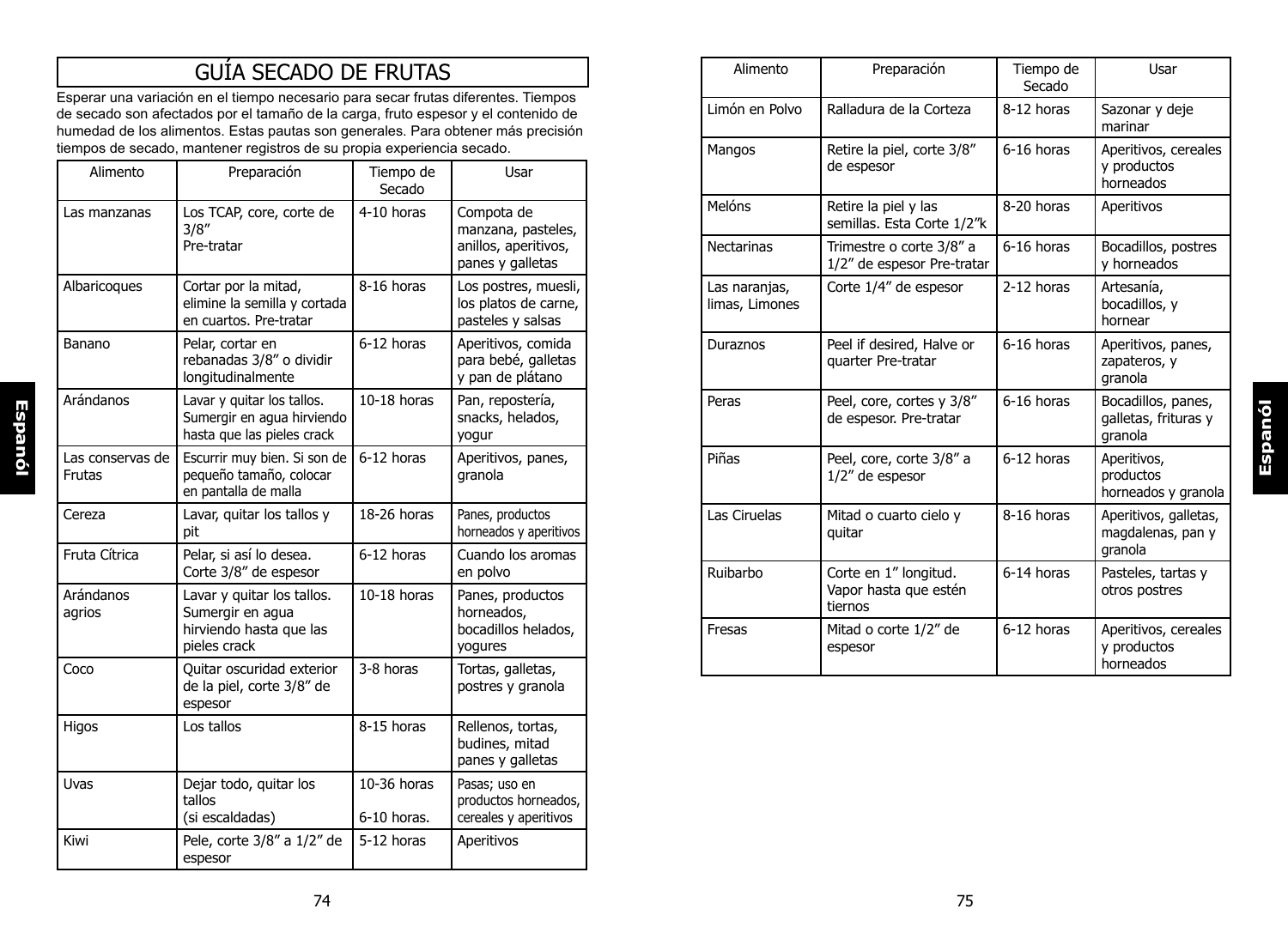# GUÍA SECADO DE FRUTAS

Esperar una variación en el tiempo necesario para secar frutas diferentes. Tiempos de secado son afectados por el tamaño de la carga, fruto espesor y el contenido de humedad de los alimentos. Estas pautas son generales. Para obtener más precisión tiempos de secado, mantener registros de su propia experiencia secado.

| Alimento | Preparación | Tiempo de Secado | Usar |
|---|---|---|---|
| Las manzanas | Los TCAP, core, corte de 3/8" Pre-tratar | 4-10 horas | Compota de manzana, pasteles, anillos, aperitivos, panes y galletas |
| Albaricoques | Cortar por la mitad, elimine la semilla y cortada en cuartos. Pre-tratar | 8-16 horas | Los postres, muesli, los platos de carne, pasteles y salsas |
| Banano | Pelar, cortar en rebanadas 3/8" o dividir longitudinalmente | 6-12 horas | Aperitivos, comida para bebé, galletas y pan de plátano |
| Arándanos | Lavar y quitar los tallos. Sumergir en agua hirviendo hasta que las pieles crack | 10-18 horas | Pan, repostería, snacks, helados, yogur |
| Las conservas de Frutas | Escurrir muy bien. Si son de pequeño tamaño, colocar en pantalla de malla | 6-12 horas | Aperitivos, panes, granola |
| Cereza | Lavar, quitar los tallos y pit | 18-26 horas | Panes, productos horneados y aperitivos |
| Fruta Cítrica | Pelar, si así lo desea. Corte 3/8" de espesor | 6-12 horas | Cuando los aromas en polvo |
| Arándanos agrios | Lavar y quitar los tallos. Sumergir en agua hirviendo hasta que las pieles crack | 10-18 horas | Panes, productos horneados, bocadillos helados, yogures |
| Coco | Quitar oscuridad exterior de la piel, corte 3/8" de espesor | 3-8 horas | Tortas, galletas, postres y granola |
| Higos | Los tallos | 8-15 horas | Rellenos, tortas, budines, mitad panes y galletas |
| Uvas | Dejar todo, quitar los tallos (si escaldadas) | 10-36 horas 6-10 horas. | Pasas; uso en productos horneados, cereales y aperitivos |
| Kiwi | Pele, corte 3/8" a 1/2" de espesor | 5-12 horas | Aperitivos |
| Limón en Polvo | Ralladura de la Corteza | 8-12 horas | Sazonar y deje marinar |
| Mangos | Retire la piel, corte 3/8" de espesor | 6-16 horas | Aperitivos, cereales y productos horneados |
| Melóns | Retire la piel y las semillas. Esta Corte 1/2"k | 8-20 horas | Aperitivos |
| Nectarinas | Trimestre o corte 3/8" a 1/2" de espesor Pre-tratar | 6-16 horas | Bocadillos, postres y horneados |
| Las naranjas, limas, Limones | Corte 1/4" de espesor | 2-12 horas | Artesanía, bocadillos, y hornear |
| Duraznos | Peel if desired, Halve or quarter Pre-tratar | 6-16 horas | Aperitivos, panes, zapateros, y granola |
| Peras | Peel, core, cortes y 3/8" de espesor. Pre-tratar | 6-16 horas | Bocadillos, panes, galletas, frituras y granola |
| Piñas | Peel, core, corte 3/8" a 1/2" de espesor | 6-12 horas | Aperitivos, productos horneados y granola |
| Las Ciruelas | Mitad o cuarto cielo y quitar | 8-16 horas | Aperitivos, galletas, magdalenas, pan y granola |
| Ruibarbo | Corte en 1" longitud. Vapor hasta que estén tiernos | 6-14 horas | Pasteles, tartas y otros postres |
| Fresas | Mitad o corte 1/2" de espesor | 6-12 horas | Aperitivos, cereales y productos horneados |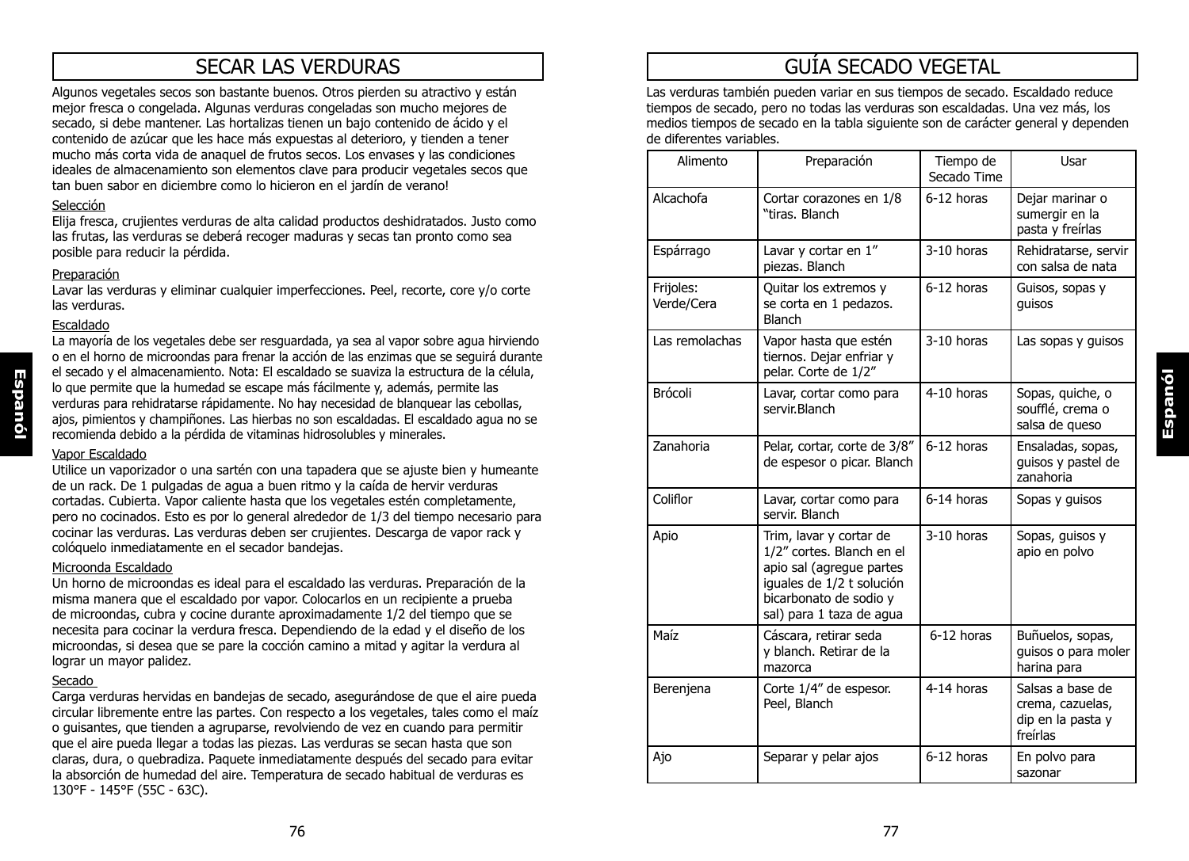# SECAR LAS VERDURAS

Algunos vegetales secos son bastante buenos. Otros pierden su atractivo y están mejor fresca o congelada. Algunas verduras congeladas son mucho mejores de secado, si debe mantener. Las hortalizas tienen un bajo contenido de ácido y el contenido de azúcar que les hace más expuestas al deterioro, y tienden a tener mucho más corta vida de anaquel de frutos secos. Los envases y las condiciones ideales de almacenamiento son elementos clave para producir vegetales secos que tan buen sabor en diciembre como lo hicieron en el jardín de verano!

Selección

Elija fresca, crujientes verduras de alta calidad productos deshidratados. Justo como las frutas, las verduras se deberá recoger maduras y secas tan pronto como sea posible para reducir la pérdida.

Preparación

Lavar las verduras y eliminar cualquier imperfecciones. Peel, recorte, core y/o corte las verduras.

Escaldado

La mayoría de los vegetales debe ser resguardada, ya sea al vapor sobre agua hirviendo o en el horno de microondas para frenar la acción de las enzimas que se seguirá durante el secado y el almacenamiento. Nota: El escaldado se suaviza la estructura de la célula, lo que permite que la humedad se escape más fácilmente y, además, permite las verduras para rehidratarse rápidamente. No hay necesidad de blanquear las cebollas, ajos, pimientos y champiñones. Las hierbas no son escaldadas. El escaldado agua no se recomienda debido a la pérdida de vitaminas hidrosolubles y minerales.

Vapor Escaldado

Utilice un vaporizador o una sartén con una tapadera que se ajuste bien y humeante de un rack. De 1 pulgadas de agua a buen ritmo y la caída de hervir verduras cortadas. Cubierta. Vapor caliente hasta que los vegetales estén completamente, pero no cocinados. Esto es por lo general alrededor de 1/3 del tiempo necesario para cocinar las verduras. Las verduras deben ser crujientes. Descarga de vapor rack y colóquelo inmediatamente en el secador bandejas.

Microonda Escaldado

Un horno de microondas es ideal para el escaldado las verduras. Preparación de la misma manera que el escaldado por vapor. Colocarlos en un recipiente a prueba de microondas, cubra y cocine durante aproximadamente 1/2 del tiempo que se necesita para cocinar la verdura fresca. Dependiendo de la edad y el diseño de los microondas, si desea que se pare la cocción camino a mitad y agitar la verdura al lograr un mayor palidez.

Secado

Carga verduras hervidas en bandejas de secado, asegurándose de que el aire pueda circular libremente entre las partes. Con respecto a los vegetales, tales como el maíz o guisantes, que tienden a agruparse, revolviendo de vez en cuando para permitir que el aire pueda llegar a todas las piezas. Las verduras se secan hasta que son claras, dura, o quebradiza. Paquete inmediatamente después del secado para evitar la absorción de humedad del aire. Temperatura de secado habitual de verduras es 130°F - 145°F (55C - 63C).

# GUÍA SECADO VEGETAL

Las verduras también pueden variar en sus tiempos de secado. Escaldado reduce tiempos de secado, pero no todas las verduras son escaldadas. Una vez más, los medios tiempos de secado en la tabla siguiente son de carácter general y dependen de diferentes variables.

| Alimento | Preparación | Tiempo de Secado Time | Usar |
|---|---|---|---|
| Alcachofa | Cortar corazones en 1/8 "tiras. Blanch | 6-12 horas | Dejar marinar o sumergir en la pasta y freírlas |
| Espárrago | Lavar y cortar en 1" piezas. Blanch | 3-10 horas | Rehidratarse, servir con salsa de nata |
| Frijoles: Verde/Cera | Quitar los extremos y se corta en 1 pedazos. Blanch | 6-12 horas | Guisos, sopas y guisos |
| Las remolachas | Vapor hasta que estén tiernos. Dejar enfriar y pelar. Corte de 1/2" | 3-10 horas | Las sopas y guisos |
| Brócoli | Lavar, cortar como para servir.Blanch | 4-10 horas | Sopas, quiche, o soufflé, crema o salsa de queso |
| Zanahoria | Pelar, cortar, corte de 3/8" de espesor o picar. Blanch | 6-12 horas | Ensaladas, sopas, guisos y pastel de zanahoria |
| Coliflor | Lavar, cortar como para servir. Blanch | 6-14 horas | Sopas y guisos |
| Apio | Trim, lavar y cortar de 1/2" cortes. Blanch en el apio sal (agregue partes iguales de 1/2 t solución bicarbonato de sodio y sal) para 1 taza de agua | 3-10 horas | Sopas, guisos y apio en polvo |
| Maíz | Cáscara, retirar seda y blanch. Retirar de la mazorca | 6-12 horas | Buñuelos, sopas, guisos o para moler harina para |
| Berenjena | Corte 1/4" de espesor. Peel, Blanch | 4-14 horas | Salsas a base de crema, cazuelas, dip en la pasta y freírlas |
| Ajo | Separar y pelar ajos | 6-12 horas | En polvo para sazonar |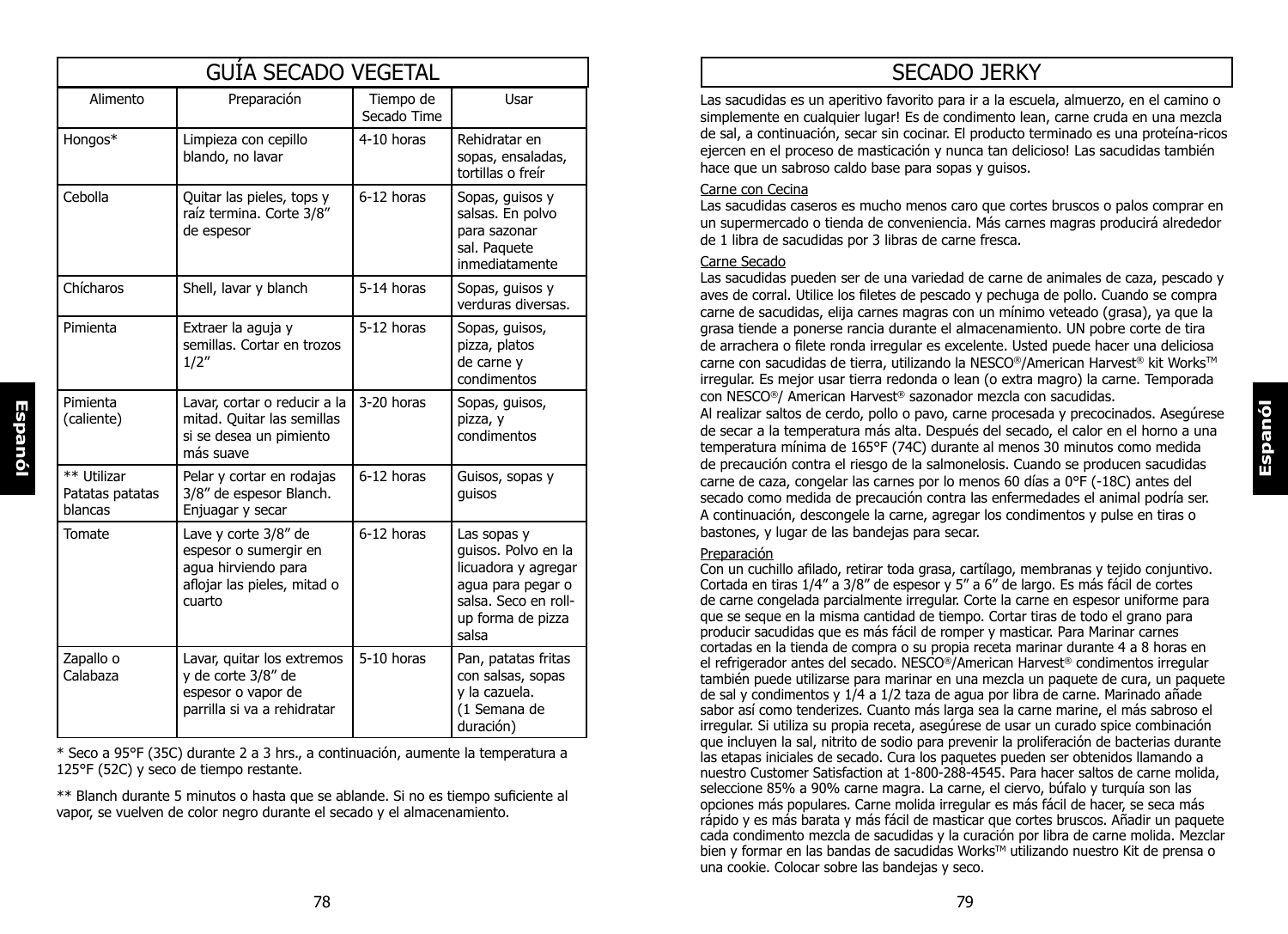# GUÍA SECADO VEGETAL

| Alimento | Preparación | Tiempo de Secado Time | Usar |
|---|---|---|---|
| Hongos* | Limpieza con cepillo blando, no lavar | 4-10 horas | Rehidratar en sopas, ensaladas, tortillas o freír |
| Cebolla | Quitar las pieles, tops y raíz termina. Corte 3/8" de espesor | 6-12 horas | Sopas, guisos y salsas. En polvo para sazonar sal. Paquete inmediatamente |
| Chícharos | Shell, lavar y blanch | 5-14 horas | Sopas, guisos y verduras diversas. |
| Pimienta | Extraer la aguja y semillas. Cortar en trozos 1/2" | 5-12 horas | Sopas, guisos, pizza, platos de carne y condimentos |
| Pimienta (caliente) | Lavar, cortar o reducir a la mitad. Quitar las semillas si se desea un pimiento más suave | 3-20 horas | Sopas, guisos, pizza, y condimentos |
| ** Utilizar Patatas patatas blancas | Pelar y cortar en rodajas 3/8" de espesor Blanch. Enjuagar y secar | 6-12 horas | Guisos, sopas y guisos |
| Tomate | Lave y corte 3/8" de espesor o sumergir en agua hirviendo para aflojar las pieles, mitad o cuarto | 6-12 horas | Las sopas y guisos. Polvo en la licuadora y agregar agua para pegar o salsa. Seco en roll-up forma de pizza salsa |
| Zapallo o Calabaza | Lavar, quitar los extremos y de corte 3/8" de espesor o vapor de parrilla si va a rehidratar | 5-10 horas | Pan, patatas fritas con salsas, sopas y la cazuela. (1 Semana de duración) |

* Seco a 95°F (35C) durante 2 a 3 hrs., a continuación, aumente la temperatura a 125°F (52C) y seco de tiempo restante.

** Blanch durante 5 minutos o hasta que se ablande. Si no es tiempo suficiente al vapor, se vuelven de color negro durante el secado y el almacenamiento.

# SECADO JERKY

Las sacudidas es un aperitivo favorito para ir a la escuela, almuerzo, en el camino o simplemente en cualquier lugar! Es de condimento lean, carne cruda en una mezcla de sal, a continuación, secar sin cocinar. El producto terminado es una proteína-ricos ejercen en el proceso de masticación y nunca tan delicioso! Las sacudidas también hace que un sabroso caldo base para sopas y guisos.

## Carne con Cecina

Las sacudidas caseros es mucho menos caro que cortes bruscos o palos comprar en un supermercado o tienda de conveniencia. Más carnes magras producirá alrededor de 1 libra de sacudidas por 3 libras de carne fresca.

## Carne Secado

Las sacudidas pueden ser de una variedad de carne de animales de caza, pescado y aves de corral. Utilice los filetes de pescado y pechuga de pollo. Cuando se compra carne de sacudidas, elija carnes magras con un mínimo veteado (grasa), ya que la grasa tiende a ponerse rancia durante el almacenamiento. UN pobre corte de tira de arrachera o filete ronda irregular es excelente. Usted puede hacer una deliciosa carne con sacudidas de tierra, utilizando la NESCO®/American Harvest® kit Works™ irregular. Es mejor usar tierra redonda o lean (o extra magro) la carne. Temporada con NESCO®/ American Harvest® sazonador mezcla con sacudidas.

Al realizar saltos de cerdo, pollo o pavo, carne procesada y precocinados. Asegúrese de secar a la temperatura más alta. Después del secado, el calor en el horno a una temperatura mínima de 165°F (74C) durante al menos 30 minutos como medida de precaución contra el riesgo de la salmonelosis. Cuando se producen sacudidas carne de caza, congelar las carnes por lo menos 60 días a 0°F (-18C) antes del secado como medida de precaución contra las enfermedades el animal podría ser. A continuación, descongele la carne, agregar los condimentos y pulse en tiras o bastones, y lugar de las bandejas para secar.

## Preparación

Con un cuchillo afilado, retirar toda grasa, cartílago, membranas y tejido conjuntivo. Cortada en tiras 1/4" a 3/8" de espesor y 5" a 6" de largo. Es más fácil de cortes de carne congelada parcialmente irregular. Corte la carne en espesor uniforme para que se seque en la misma cantidad de tiempo. Cortar tiras de todo el grano para producir sacudidas que es más fácil de romper y masticar. Para Marinar carnes cortadas en la tienda de compra o su propia receta marinar durante 4 a 8 horas en el refrigerador antes del secado. NESCO®/American Harvest® condimentos irregular también puede utilizarse para marinar en una mezcla un paquete de cura, un paquete de sal y condimentos y 1/4 a 1/2 taza de agua por libra de carne. Marinado añade sabor así como tenderizes. Cuanto más larga sea la carne marine, el más sabroso el irregular. Si utiliza su propia receta, asegúrese de usar un curado spice combinación que incluyen la sal, nitrito de sodio para prevenir la proliferación de bacterias durante las etapas iniciales de secado. Cura los paquetes pueden ser obtenidos llamando a nuestro Customer Satisfaction at 1-800-288-4545. Para hacer saltos de carne molida, seleccione 85% a 90% carne magra. La carne, el ciervo, búfalo y turquía son las opciones más populares. Carne molida irregular es más fácil de hacer, se seca más rápido y es más barata y más fácil de masticar que cortes bruscos. Añadir un paquete cada condimento mezcla de sacudidas y la curación por libra de carne molida. Mezclar bien y formar en las bandas de sacudidas Works™ utilizando nuestro Kit de prensa o una cookie. Colocar sobre las bandejas y seco.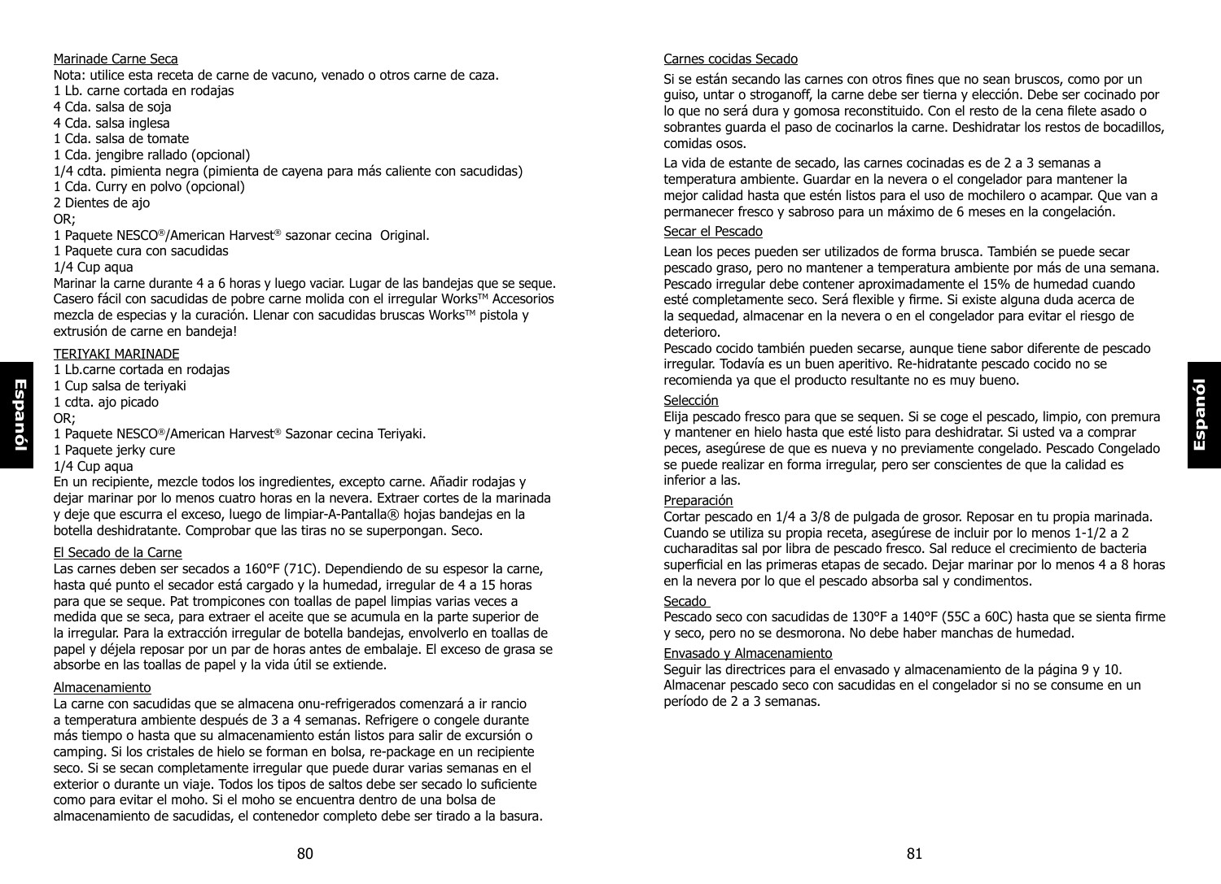Marinade Carne Seca

Nota: utilice esta receta de carne de vacuno, venado o otros carne de caza.

1 Lb. carne cortada en rodajas
4 Cda. salsa de soja
4 Cda. salsa inglesa
1 Cda. salsa de tomate
1 Cda. jengibre rallado (opcional)
1/4 cdta. pimienta negra (pimienta de cayena para más caliente con sacudidas)
1 Cda. Curry en polvo (opcional)
2 Dientes de ajo
OR;
1 Paquete NESCO®/American Harvest® sazonar cecina Original.
1 Paquete cura con sacudidas
1/4 Cup aqua

Marinar la carne durante 4 a 6 horas y luego vaciar. Lugar de las bandejas que se seque. Casero fácil con sacudidas de pobre carne molida con el irregular Works™ Accesorios mezcla de especias y la curación. Llenar con sacudidas bruscas Works™ pistola y extrusión de carne en bandeja!

TERIYAKI MARINADE

1 Lb.carne cortada en rodajas
1 Cup salsa de teriyaki
1 cdta. ajo picado
OR;
1 Paquete NESCO®/American Harvest® Sazonar cecina Teriyaki.
1 Paquete jerky cure
1/4 Cup aqua

En un recipiente, mezcle todos los ingredientes, excepto carne. Añadir rodajas y dejar marinar por lo menos cuatro horas en la nevera. Extraer cortes de la marinada y deje que escurra el exceso, luego de limpiar-A-Pantalla® hojas bandejas en la botella deshidratante. Comprobar que las tiras no se superpongan. Seco.

El Secado de la Carne

Las carnes deben ser secados a 160°F (71C). Dependiendo de su espesor la carne, hasta qué punto el secador está cargado y la humedad, irregular de 4 a 15 horas para que se seque. Pat trompicones con toallas de papel limpias varias veces a medida que se seca, para extraer el aceite que se acumula en la parte superior de la irregular. Para la extracción irregular de botella bandejas, envolverlo en toallas de papel y déjela reposar por un par de horas antes de embalaje. El exceso de grasa se absorbe en las toallas de papel y la vida útil se extiende.

Almacenamiento

La carne con sacudidas que se almacena onu-refrigerados comenzará a ir rancio a temperatura ambiente después de 3 a 4 semanas. Refrigere o congele durante más tiempo o hasta que su almacenamiento están listos para salir de excursión o camping. Si los cristales de hielo se forman en bolsa, re-package en un recipiente seco. Si se secan completamente irregular que puede durar varias semanas en el exterior o durante un viaje. Todos los tipos de saltos debe ser secado lo suficiente como para evitar el moho. Si el moho se encuentra dentro de una bolsa de almacenamiento de sacudidas, el contenedor completo debe ser tirado a la basura.

Carnes cocidas Secado

Si se están secando las carnes con otros fines que no sean bruscos, como por un guiso, untar o stroganoff, la carne debe ser tierna y elección. Debe ser cocinado por lo que no será dura y gomosa reconstituido. Con el resto de la cena filete asado o sobrantes guarda el paso de cocinarlos la carne. Deshidratar los restos de bocadillos, comidas osos.

La vida de estante de secado, las carnes cocinadas es de 2 a 3 semanas a temperatura ambiente. Guardar en la nevera o el congelador para mantener la mejor calidad hasta que estén listos para el uso de mochilero o acampar. Que van a permanecer fresco y sabroso para un máximo de 6 meses en la congelación.

Secar el Pescado

Lean los peces pueden ser utilizados de forma brusca. También se puede secar pescado graso, pero no mantener a temperatura ambiente por más de una semana. Pescado irregular debe contener aproximadamente el 15% de humedad cuando esté completamente seco. Será flexible y firme. Si existe alguna duda acerca de la sequedad, almacenar en la nevera o en el congelador para evitar el riesgo de deterioro.

Pescado cocido también pueden secarse, aunque tiene sabor diferente de pescado irregular. Todavía es un buen aperitivo. Re-hidratante pescado cocido no se recomienda ya que el producto resultante no es muy bueno.

Selección

Elija pescado fresco para que se sequen. Si se coge el pescado, limpio, con premura y mantener en hielo hasta que esté listo para deshidratar. Si usted va a comprar peces, asegúrese de que es nueva y no previamente congelado. Pescado Congelado se puede realizar en forma irregular, pero ser conscientes de que la calidad es inferior a las.

Preparación

Cortar pescado en 1/4 a 3/8 de pulgada de grosor. Reposar en tu propia marinada. Cuando se utiliza su propia receta, asegúrese de incluir por lo menos 1-1/2 a 2 cucharaditas sal por libra de pescado fresco. Sal reduce el crecimiento de bacteria superficial en las primeras etapas de secado. Dejar marinar por lo menos 4 a 8 horas en la nevera por lo que el pescado absorba sal y condimentos.

Secado

Pescado seco con sacudidas de 130°F a 140°F (55C a 60C) hasta que se sienta firme y seco, pero no se desmorona. No debe haber manchas de humedad.

Envasado y Almacenamiento

Seguir las directrices para el envasado y almacenamiento de la página 9 y 10. Almacenar pescado seco con sacudidas en el congelador si no se consume en un período de 2 a 3 semanas.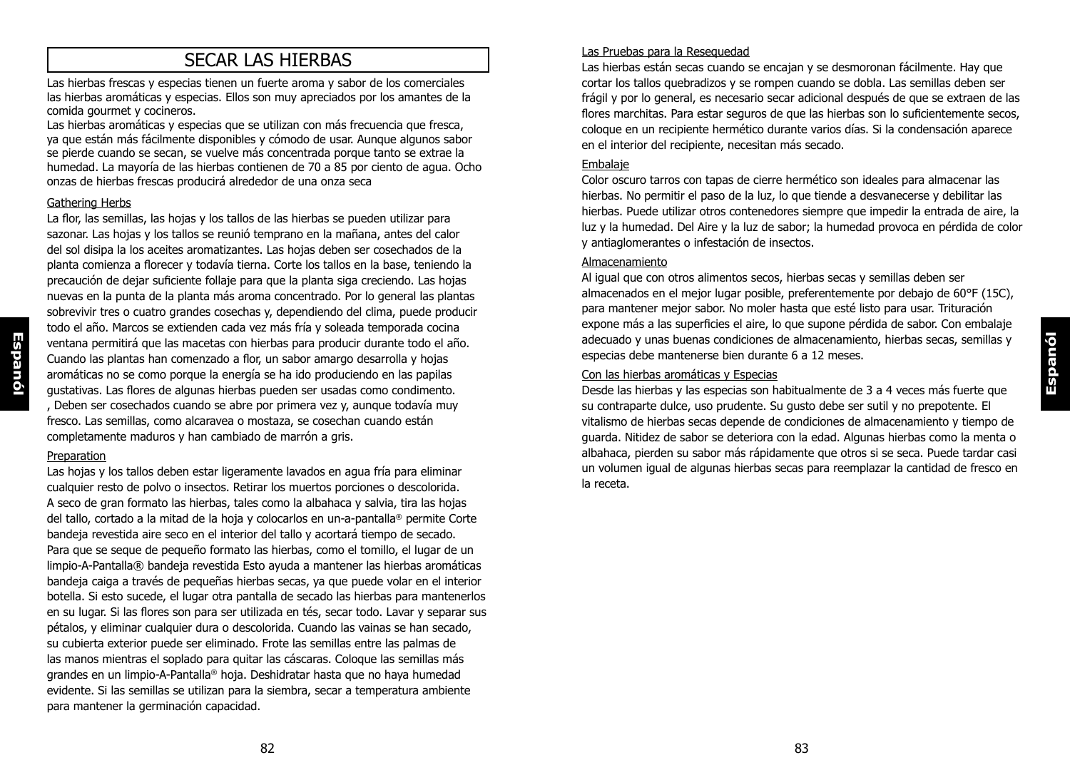# SECAR LAS HIERBAS

Las hierbas frescas y especias tienen un fuerte aroma y sabor de los comerciales las hierbas aromáticas y especias. Ellos son muy apreciados por los amantes de la comida gourmet y cocineros.

Las hierbas aromáticas y especias que se utilizan con más frecuencia que fresca, ya que están más fácilmente disponibles y cómodo de usar. Aunque algunos sabor se pierde cuando se secan, se vuelve más concentrada porque tanto se extrae la humedad. La mayoría de las hierbas contienen de 70 a 85 por ciento de agua. Ocho onzas de hierbas frescas producirá alrededor de una onza seca

## Gathering Herbs

La flor, las semillas, las hojas y los tallos de las hierbas se pueden utilizar para sazonar. Las hojas y los tallos se reunió temprano en la mañana, antes del calor del sol disipa la los aceites aromatizantes. Las hojas deben ser cosechados de la planta comienza a florecer y todavía tierna. Corte los tallos en la base, teniendo la precaución de dejar suficiente follaje para que la planta siga creciendo. Las hojas nuevas en la punta de la planta más aroma concentrado. Por lo general las plantas sobrevivir tres o cuatro grandes cosechas y, dependiendo del clima, puede producir todo el año. Marcos se extienden cada vez más fría y soleada temporada cocina ventana permitirá que las macetas con hierbas para producir durante todo el año. Cuando las plantas han comenzado a flor, un sabor amargo desarrolla y hojas aromáticas no se como porque la energía se ha ido produciendo en las papilas gustativas. Las flores de algunas hierbas pueden ser usadas como condimento. , Deben ser cosechados cuando se abre por primera vez y, aunque todavía muy fresco. Las semillas, como alcaravea o mostaza, se cosechan cuando están completamente maduros y han cambiado de marrón a gris.

## Preparation

Las hojas y los tallos deben estar ligeramente lavados en agua fría para eliminar cualquier resto de polvo o insectos. Retirar los muertos porciones o descolorida. A seco de gran formato las hierbas, tales como la albahaca y salvia, tira las hojas del tallo, cortado a la mitad de la hoja y colocarlos en un-a-pantalla® permite Corte bandeja revestida aire seco en el interior del tallo y acortará tiempo de secado. Para que se seque de pequeño formato las hierbas, como el tomillo, el lugar de un limpio-A-Pantalla® bandeja revestida Esto ayuda a mantener las hierbas aromáticas bandeja caiga a través de pequeñas hierbas secas, ya que puede volar en el interior botella. Si esto sucede, el lugar otra pantalla de secado las hierbas para mantenerlos en su lugar. Si las flores son para ser utilizada en tés, secar todo. Lavar y separar sus pétalos, y eliminar cualquier dura o descolorida. Cuando las vainas se han secado, su cubierta exterior puede ser eliminado. Frote las semillas entre las palmas de las manos mientras el soplado para quitar las cáscaras. Coloque las semillas más grandes en un limpio-A-Pantalla® hoja. Deshidratar hasta que no haya humedad evidente. Si las semillas se utilizan para la siembra, secar a temperatura ambiente para mantener la germinación capacidad.

## Las Pruebas para la Resequedad

Las hierbas están secas cuando se encajan y se desmoronan fácilmente. Hay que cortar los tallos quebradizos y se rompen cuando se dobla. Las semillas deben ser frágil y por lo general, es necesario secar adicional después de que se extraen de las flores marchitas. Para estar seguros de que las hierbas son lo suficientemente secos, coloque en un recipiente hermético durante varios días. Si la condensación aparece en el interior del recipiente, necesitan más secado.

## Embalaje

Color oscuro tarros con tapas de cierre hermético son ideales para almacenar las hierbas. No permitir el paso de la luz, lo que tiende a desvanecerse y debilitar las hierbas. Puede utilizar otros contenedores siempre que impedir la entrada de aire, la luz y la humedad. Del Aire y la luz de sabor; la humedad provoca en pérdida de color y antiaglomerantes o infestación de insectos.

## Almacenamiento

Al igual que con otros alimentos secos, hierbas secas y semillas deben ser almacenados en el mejor lugar posible, preferentemente por debajo de 60°F (15C), para mantener mejor sabor. No moler hasta que esté listo para usar. Trituración expone más a las superficies el aire, lo que supone pérdida de sabor. Con embalaje adecuado y unas buenas condiciones de almacenamiento, hierbas secas, semillas y especias debe mantenerse bien durante 6 a 12 meses.

## Con las hierbas aromáticas y Especias

Desde las hierbas y las especias son habitualmente de 3 a 4 veces más fuerte que su contraparte dulce, uso prudente. Su gusto debe ser sutil y no prepotente. El vitalismo de hierbas secas depende de condiciones de almacenamiento y tiempo de guarda. Nitidez de sabor se deteriora con la edad. Algunas hierbas como la menta o albahaca, pierden su sabor más rápidamente que otros si se seca. Puede tardar casi un volumen igual de algunas hierbas secas para reemplazar la cantidad de fresco en la receta.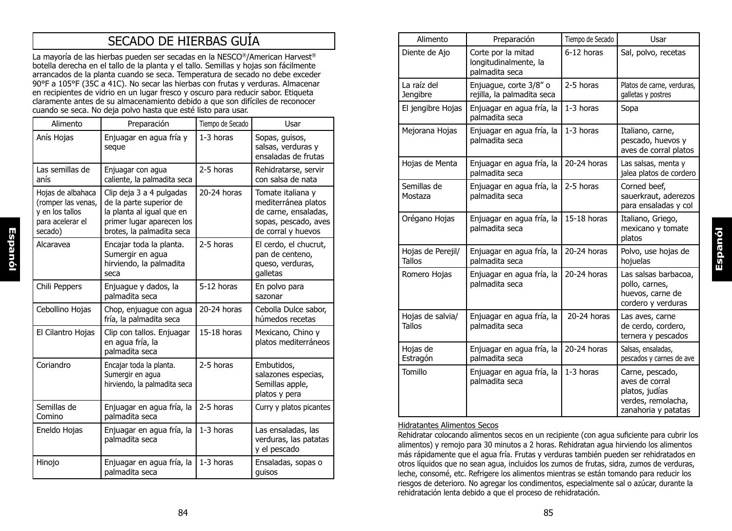# SECADO DE HIERBAS GUÍA

La mayoría de las hierbas pueden ser secadas en la NESCO®/American Harvest® botella derecha en el tallo de la planta y el tallo. Semillas y hojas son fácilmente arrancados de la planta cuando se seca. Temperatura de secado no debe exceder 90°F a 105°F (35C a 41C). No secar las hierbas con frutas y verduras. Almacenar en recipientes de vidrio en un lugar fresco y oscuro para reducir sabor. Etiqueta claramente antes de su almacenamiento debido a que son difíciles de reconocer cuando se seca. No deja polvo hasta que esté listo para usar.

| Alimento | Preparación | Tiempo de Secado | Usar |
|---|---|---|---|
| Anís Hojas | Enjuagar en agua fría y seque | 1-3 horas | Sopas, guisos, salsas, verduras y ensaladas de frutas |
| Las semillas de anís | Enjuagar con agua caliente, la palmadita seca | 2-5 horas | Rehidratarse, servir con salsa de nata |
| Hojas de albahaca (romper las venas, y en los tallos para acelerar el secado) | Clip deja 3 a 4 pulgadas de la parte superior de la planta al igual que en primer lugar aparecen los brotes, la palmadita seca | 20-24 horas | Tomate italiana y mediterránea platos de carne, ensaladas, sopas, pescado, aves de corral y huevos |
| Alcaravea | Encajar toda la planta. Sumergir en agua hirviendo, la palmadita seca | 2-5 horas | El cerdo, el chucrut, pan de centeno, queso, verduras, galletas |
| Chili Peppers | Enjuague y dados, la palmadita seca | 5-12 horas | En polvo para sazonar |
| Cebollino Hojas | Chop, enjuague con agua fría, la palmadita seca | 20-24 horas | Cebolla Dulce sabor, húmedos recetas |
| El Cilantro Hojas | Clip con tallos. Enjuagar en agua fría, la palmadita seca | 15-18 horas | Mexicano, Chino y platos mediterráneos |
| Coriandro | Encajar toda la planta. Sumergir en agua hirviendo, la palmadita seca | 2-5 horas | Embutidos, salazones especias, Semillas apple, platos y pera |
| Semillas de Comino | Enjuagar en agua fría, la palmadita seca | 2-5 horas | Curry y platos picantes |
| Eneldo Hojas | Enjuagar en agua fría, la palmadita seca | 1-3 horas | Las ensaladas, las verduras, las patatas y el pescado |
| Hinojo | Enjuagar en agua fría, la palmadita seca | 1-3 horas | Ensaladas, sopas o guisos |
| Diente de Ajo | Corte por la mitad longitudinalmente, la palmadita seca | 6-12 horas | Sal, polvo, recetas |
| La raíz del Jengibre | Enjuague, corte 3/8" o rejilla, la palmadita seca | 2-5 horas | Platos de carne, verduras, galletas y postres |
| El jengibre Hojas | Enjuagar en agua fría, la palmadita seca | 1-3 horas | Sopa |
| Mejorana Hojas | Enjuagar en agua fría, la palmadita seca | 1-3 horas | Italiano, carne, pescado, huevos y aves de corral platos |
| Hojas de Menta | Enjuagar en agua fría, la palmadita seca | 20-24 horas | Las salsas, menta y jalea platos de cordero |
| Semillas de Mostaza | Enjuagar en agua fría, la palmadita seca | 2-5 horas | Corned beef, sauerkraut, aderezos para ensaladas y col |
| Orégano Hojas | Enjuagar en agua fría, la palmadita seca | 15-18 horas | Italiano, Griego, mexicano y tomate platos |
| Hojas de Perejil/ Tallos | Enjuagar en agua fría, la palmadita seca | 20-24 horas | Polvo, use hojas de hojuelas |
| Romero Hojas | Enjuagar en agua fría, la palmadita seca | 20-24 horas | Las salsas barbacoa, pollo, carnes, huevos, carne de cordero y verduras |
| Hojas de salvia/ Tallos | Enjuagar en agua fría, la palmadita seca | 20-24 horas | Las aves, carne de cerdo, cordero, ternera y pescados |
| Hojas de Estragón | Enjuagar en agua fría, la palmadita seca | 20-24 horas | Salsas, ensaladas, pescados y carnes de ave |
| Tomillo | Enjuagar en agua fría, la palmadita seca | 1-3 horas | Carne, pescado, aves de corral platos, judías verdes, remolacha, zanahoria y patatas |

<u>Hidratantes Alimentos Secos</u>

Rehidratar colocando alimentos secos en un recipiente (con agua suficiente para cubrir los alimentos) y remojo para 30 minutos a 2 horas. Rehidratan agua hirviendo los alimentos más rápidamente que el agua fría. Frutas y verduras también pueden ser rehidratados en otros líquidos que no sean agua, incluidos los zumos de frutas, sidra, zumos de verduras, leche, consomé, etc. Refrigere los alimentos mientras se están tomando para reducir los riesgos de deterioro. No agregar los condimentos, especialmente sal o azúcar, durante la rehidratación lenta debido a que el proceso de rehidratación.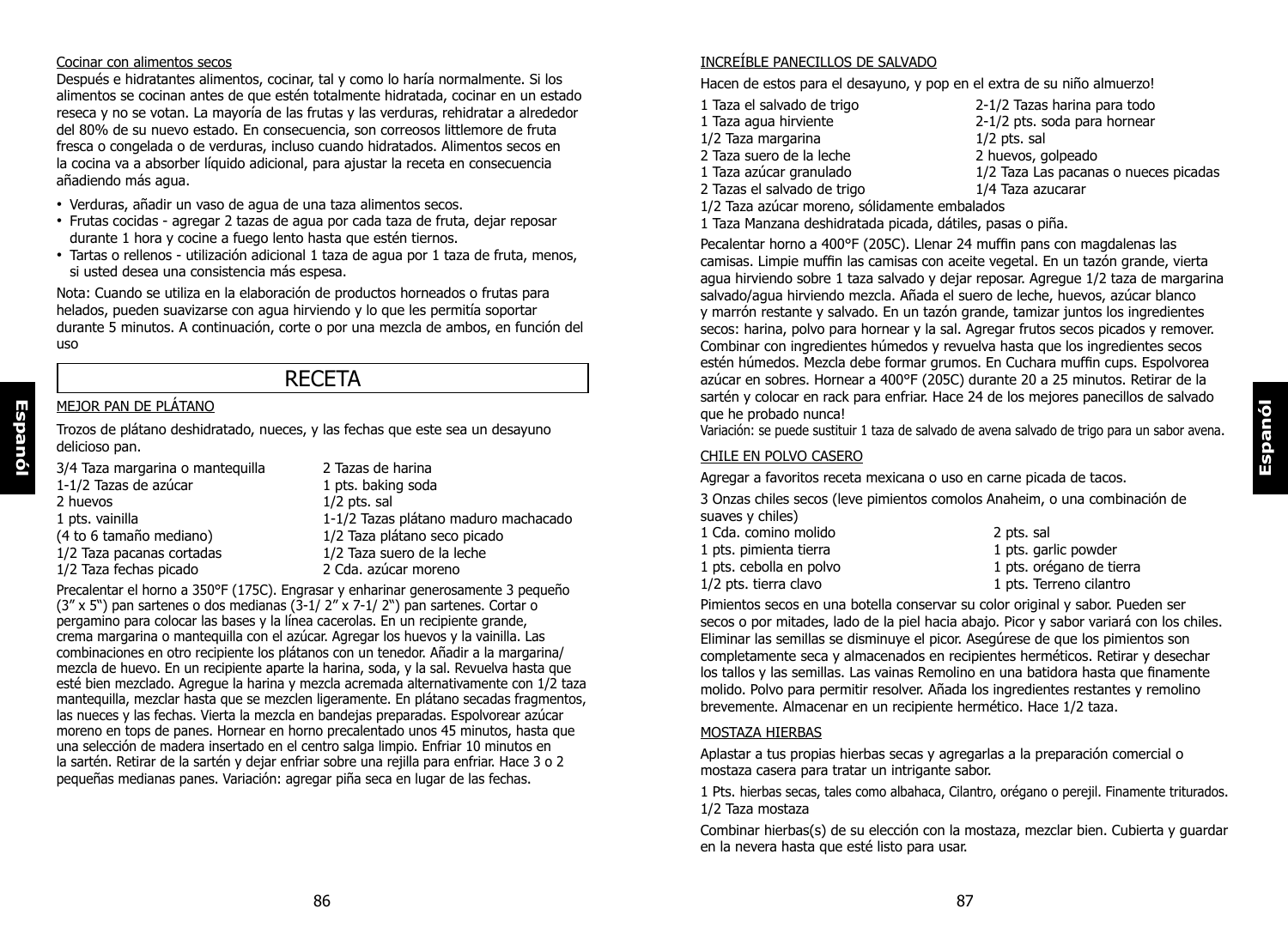Cocinar con alimentos secos

Después e hidratantes alimentos, cocinar, tal y como lo haría normalmente. Si los alimentos se cocinan antes de que estén totalmente hidratada, cocinar en un estado reseca y no se votan. La mayoría de las frutas y las verduras, rehidratar a alrededor del 80% de su nuevo estado. En consecuencia, son correosos littlemore de fruta fresca o congelada o de verduras, incluso cuando hidratados. Alimentos secos en la cocina va a absorber líquido adicional, para ajustar la receta en consecuencia añadiendo más agua.

- Verduras, añadir un vaso de agua de una taza alimentos secos.
- Frutas cocidas - agregar 2 tazas de agua por cada taza de fruta, dejar reposar durante 1 hora y cocine a fuego lento hasta que estén tiernos.
- Tartas o rellenos - utilización adicional 1 taza de agua por 1 taza de fruta, menos, si usted desea una consistencia más espesa.

Nota: Cuando se utiliza en la elaboración de productos horneados o frutas para helados, pueden suavizarse con agua hirviendo y lo que les permitía soportar durante 5 minutos. A continuación, corte o por una mezcla de ambos, en función del uso

## RECETA

MEJOR PAN DE PLÁTANO

Trozos de plátano deshidratado, nueces, y las fechas que este sea un desayuno delicioso pan.

3/4 Taza margarina o mantequilla
1-1/2 Tazas de azúcar
2 huevos
1 pts. vainilla
(4 to 6 tamaño mediano)
1/2 Taza pacanas cortadas
1/2 Taza fechas picado
2 Tazas de harina
1 pts. baking soda
1/2 pts. sal
1-1/2 Tazas plátano maduro machacado
1/2 Taza plátano seco picado
1/2 Taza suero de la leche
2 Cda. azúcar moreno

Precalentar el horno a 350°F (175C). Engrasar y enharinar generosamente 3 pequeño (3" x 5") pan sartenes o dos medianas (3-1/ 2" x 7-1/ 2") pan sartenes. Cortar o pergamino para colocar las bases y la línea cacerolas. En un recipiente grande, crema margarina o mantequilla con el azúcar. Agregar los huevos y la vainilla. Las combinaciones en otro recipiente los plátanos con un tenedor. Añadir a la margarina/ mezcla de huevo. En un recipiente aparte la harina, soda, y la sal. Revuelva hasta que esté bien mezclado. Agregue la harina y mezcla acremada alternativamente con 1/2 taza mantequilla, mezclar hasta que se mezclen ligeramente. En plátano secadas fragmentos, las nueces y las fechas. Vierta la mezcla en bandejas preparadas. Espolvorear azúcar moreno en tops de panes. Hornear en horno precalentado unos 45 minutos, hasta que una selección de madera insertado en el centro salga limpio. Enfriar 10 minutos en la sartén. Retirar de la sartén y dejar enfriar sobre una rejilla para enfriar. Hace 3 o 2 pequeñas medianas panes. Variación: agregar piña seca en lugar de las fechas.

INCREÍBLE PANECILLOS DE SALVADO

Hacen de estos para el desayuno, y pop en el extra de su niño almuerzo!

1 Taza el salvado de trigo
1 Taza agua hirviente
1/2 Taza margarina
2 Taza suero de la leche
1 Taza azúcar granulado
2 Tazas el salvado de trigo
2-1/2 Tazas harina para todo
2-1/2 pts. soda para hornear
1/2 pts. sal
2 huevos, golpeado
1/2 Taza Las pacanas o nueces picadas
1/4 Taza azucarar
1/2 Taza azúcar moreno, sólidamente embalados
1 Taza Manzana deshidratada picada, dátiles, pasas o piña.

Pecalentar horno a 400°F (205C). Llenar 24 muffin pans con magdalenas las camisas. Limpie muffin las camisas con aceite vegetal. En un tazón grande, vierta agua hirviendo sobre 1 taza salvado y dejar reposar. Agregue 1/2 taza de margarina salvado/agua hirviendo mezcla. Añada el suero de leche, huevos, azúcar blanco y marrón restante y salvado. En un tazón grande, tamizar juntos los ingredientes secos: harina, polvo para hornear y la sal. Agregar frutos secos picados y remover. Combinar con ingredientes húmedos y revuelva hasta que los ingredientes secos estén húmedos. Mezcla debe formar grumos. En Cuchara muffin cups. Espolvorea azúcar en sobres. Hornear a 400°F (205C) durante 20 a 25 minutos. Retirar de la sartén y colocar en rack para enfriar. Hace 24 de los mejores panecillos de salvado que he probado nunca!

Variación: se puede sustituir 1 taza de salvado de avena salvado de trigo para un sabor avena.

CHILE EN POLVO CASERO

Agregar a favoritos receta mexicana o uso en carne picada de tacos.

3 Onzas chiles secos (leve pimientos comolos Anaheim, o una combinación de suaves y chiles)
1 Cda. comino molido
1 pts. pimienta tierra
1 pts. cebolla en polvo
1/2 pts. tierra clavo
2 pts. sal
1 pts. garlic powder
1 pts. orégano de tierra
1 pts. Terreno cilantro

Pimientos secos en una botella conservar su color original y sabor. Pueden ser secos o por mitades, lado de la piel hacia abajo. Picor y sabor variará con los chiles. Eliminar las semillas se disminuye el picor. Asegúrese de que los pimientos son completamente seca y almacenados en recipientes herméticos. Retirar y desechar los tallos y las semillas. Las vainas Remolino en una batidora hasta que finamente molido. Polvo para permitir resolver. Añada los ingredientes restantes y remolino brevemente. Almacenar en un recipiente hermético. Hace 1/2 taza.

MOSTAZA HIERBAS

Aplastar a tus propias hierbas secas y agregarlas a la preparación comercial o mostaza casera para tratar un intrigante sabor.

1 Pts. hierbas secas, tales como albahaca, Cilantro, orégano o perejil. Finamente triturados.
1/2 Taza mostaza

Combinar hierbas(s) de su elección con la mostaza, mezclar bien. Cubierta y guardar en la nevera hasta que esté listo para usar.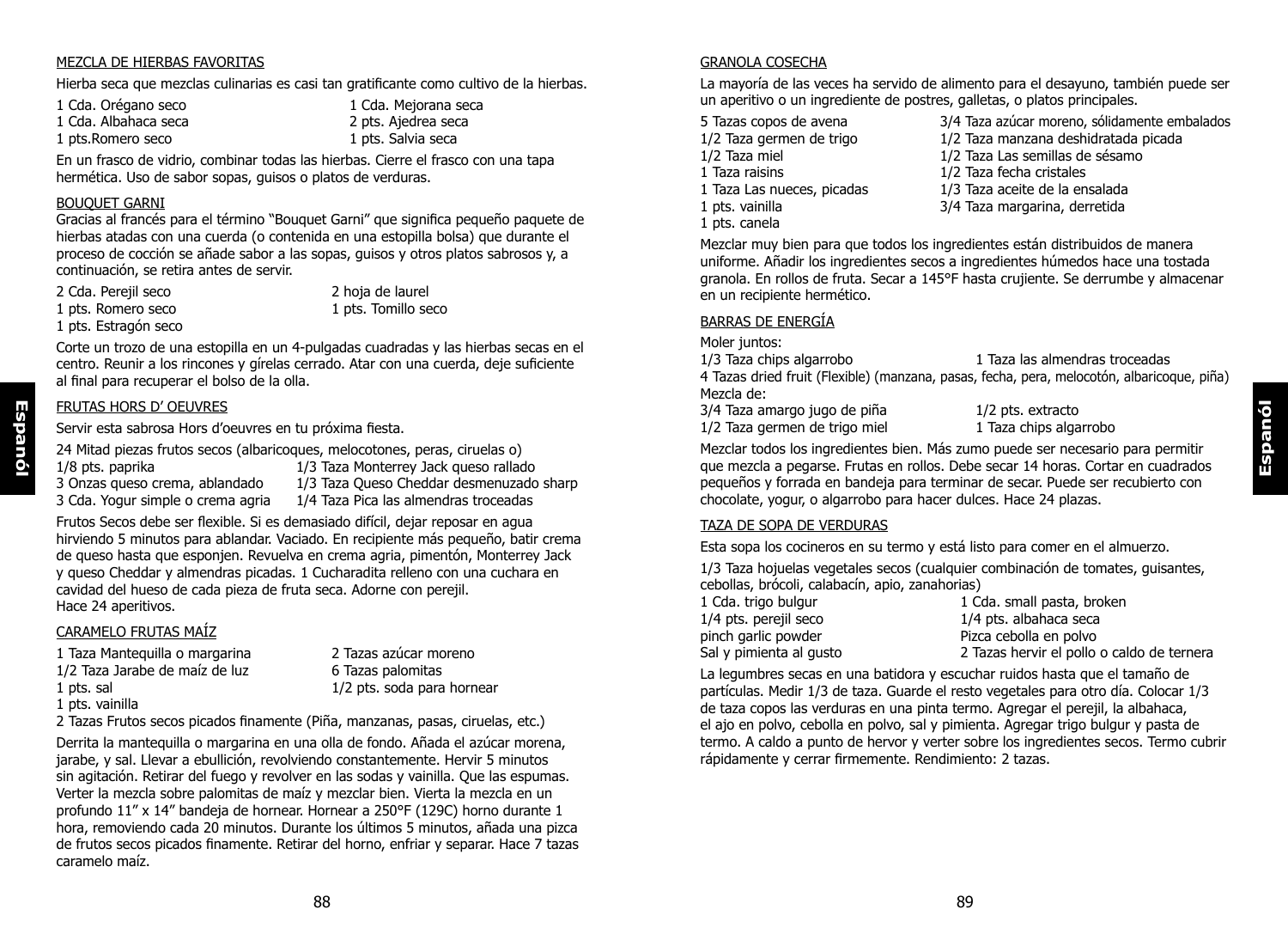## MEZCLA DE HIERBAS FAVORITAS

Hierba seca que mezclas culinarias es casi tan gratificante como cultivo de la hierbas.

1 Cda. Orégano seco
1 Cda. Mejorana seca
1 Cda. Albahaca seca
2 pts. Ajedrea seca
1 pts.Romero seco
1 pts. Salvia seca

En un frasco de vidrio, combinar todas las hierbas. Cierre el frasco con una tapa hermética. Uso de sabor sopas, guisos o platos de verduras.

## BOUQUET GARNI

Gracias al francés para el término "Bouquet Garni" que significa pequeño paquete de hierbas atadas con una cuerda (o contenida en una estopilla bolsa) que durante el proceso de cocción se añade sabor a las sopas, guisos y otros platos sabrosos y, a continuación, se retira antes de servir.

2 Cda. Perejil seco
2 hoja de laurel
1 pts. Romero seco
1 pts. Tomillo seco
1 pts. Estragón seco

Corte un trozo de una estopilla en un 4-pulgadas cuadradas y las hierbas secas en el centro. Reunir a los rincones y gírelas cerrado. Atar con una cuerda, deje suficiente al final para recuperar el bolso de la olla.

## FRUTAS HORS D' OEUVRES

Servir esta sabrosa Hors d'oeuvres en tu próxima fiesta.

24 Mitad piezas frutos secos (albaricoques, melocotones, peras, ciruelas o)
1/8 pts. paprika
1/3 Taza Monterrey Jack queso rallado
3 Onzas queso crema, ablandado
1/3 Taza Queso Cheddar desmenuzado sharp
3 Cda. Yogur simple o crema agria
1/4 Taza Pica las almendras troceadas

Frutos Secos debe ser flexible. Si es demasiado difícil, dejar reposar en agua hirviendo 5 minutos para ablandar. Vaciado. En recipiente más pequeño, batir crema de queso hasta que esponjen. Revuelva en crema agria, pimentón, Monterrey Jack y queso Cheddar y almendras picadas. 1 Cucharadita relleno con una cuchara en cavidad del hueso de cada pieza de fruta seca. Adorne con perejil.
Hace 24 aperitivos.

## CARAMELO FRUTAS MAÍZ

1 Taza Mantequilla o margarina
2 Tazas azúcar moreno
1/2 Taza Jarabe de maíz de luz
6 Tazas palomitas
1 pts. sal
1/2 pts. soda para hornear
1 pts. vainilla
2 Tazas Frutos secos picados finamente (Piña, manzanas, pasas, ciruelas, etc.)

Derrita la mantequilla o margarina en una olla de fondo. Añada el azúcar morena, jarabe, y sal. Llevar a ebullición, revolviendo constantemente. Hervir 5 minutos sin agitación. Retirar del fuego y revolver en las sodas y vainilla. Que las espumas. Verter la mezcla sobre palomitas de maíz y mezclar bien. Vierta la mezcla en un profundo 11" x 14" bandeja de hornear. Hornear a 250°F (129C) horno durante 1 hora, removiendo cada 20 minutos. Durante los últimos 5 minutos, añada una pizca de frutos secos picados finamente. Retirar del horno, enfriar y separar. Hace 7 tazas caramelo maíz.

## GRANOLA COSECHA

La mayoría de las veces ha servido de alimento para el desayuno, también puede ser un aperitivo o un ingrediente de postres, galletas, o platos principales.

5 Tazas copos de avena
3/4 Taza azúcar moreno, sólidamente embalados
1/2 Taza germen de trigo
1/2 Taza manzana deshidratada picada
1/2 Taza miel
1/2 Taza Las semillas de sésamo
1 Taza raisins
1/2 Taza fecha cristales
1 Taza Las nueces, picadas
1/3 Taza aceite de la ensalada
1 pts. vainilla
3/4 Taza margarina, derretida
1 pts. canela

Mezclar muy bien para que todos los ingredientes están distribuidos de manera uniforme. Añadir los ingredientes secos a ingredientes húmedos hace una tostada granola. En rollos de fruta. Secar a 145°F hasta crujiente. Se derrumbe y almacenar en un recipiente hermético.

## BARRAS DE ENERGÍA

Moler juntos:
1/3 Taza chips algarrobo
1 Taza las almendras troceadas
4 Tazas dried fruit (Flexible) (manzana, pasas, fecha, pera, melocotón, albaricoque, piña)
Mezcla de:
3/4 Taza amargo jugo de piña
1/2 pts. extracto
1/2 Taza germen de trigo miel
1 Taza chips algarrobo

Mezclar todos los ingredientes bien. Más zumo puede ser necesario para permitir que mezcla a pegarse. Frutas en rollos. Debe secar 14 horas. Cortar en cuadrados pequeños y forrada en bandeja para terminar de secar. Puede ser recubierto con chocolate, yogur, o algarrobo para hacer dulces. Hace 24 plazas.

## TAZA DE SOPA DE VERDURAS

Esta sopa los cocineros en su termo y está listo para comer en el almuerzo.

1/3 Taza hojuelas vegetales secos (cualquier combinación de tomates, guisantes, cebollas, brócoli, calabacín, apio, zanahorias)
1 Cda. trigo bulgur
1 Cda. small pasta, broken
1/4 pts. perejil seco
1/4 pts. albahaca seca
pinch garlic powder
Pizca cebolla en polvo
Sal y pimienta al gusto
2 Tazas hervir el pollo o caldo de ternera

La legumbres secas en una batidora y escuchar ruidos hasta que el tamaño de partículas. Medir 1/3 de taza. Guarde el resto vegetales para otro día. Colocar 1/3 de taza copos las verduras en una pinta termo. Agregar el perejil, la albahaca, el ajo en polvo, cebolla en polvo, sal y pimienta. Agregar trigo bulgur y pasta de termo. A caldo a punto de hervor y verter sobre los ingredientes secos. Termo cubrir rápidamente y cerrar firmemente. Rendimiento: 2 tazas.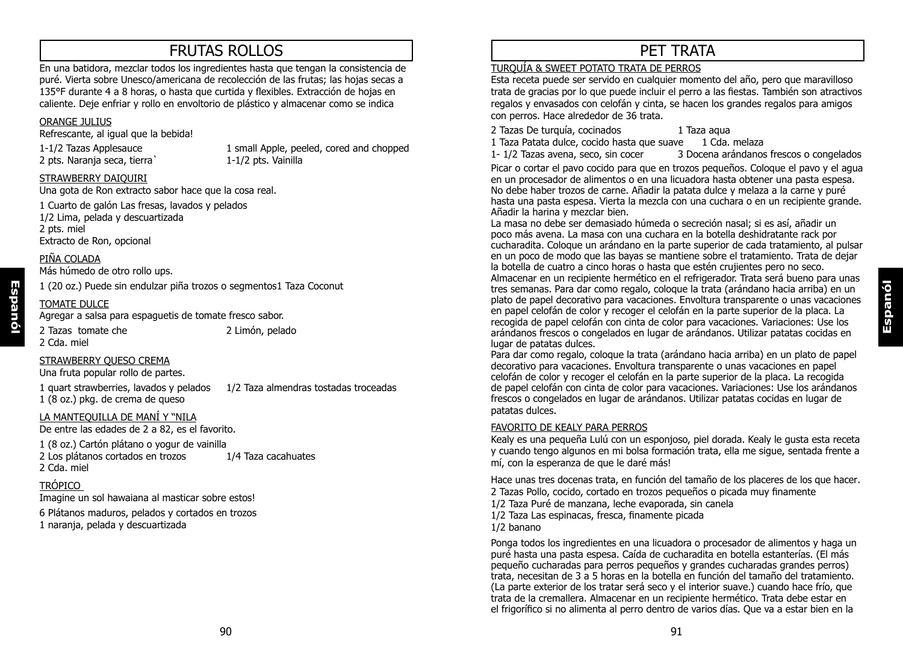# FRUTAS ROLLOS

En una batidora, mezclar todos los ingredientes hasta que tengan la consistencia de puré. Vierta sobre Unesco/americana de recolección de las frutas; las hojas secas a 135°F durante 4 a 8 horas, o hasta que curtida y flexibles. Extracción de hojas en caliente. Deje enfriar y rollo en envoltorio de plástico y almacenar como se indica

## ORANGE JULIUS

Refrescante, al igual que la bebida!

1-1/2 Tazas Applesauce
1 small Apple, peeled, cored and chopped
2 pts. Naranja seca, tierra`
1-1/2 pts. Vainilla

## STRAWBERRY DAIQUIRI

Una gota de Ron extracto sabor hace que la cosa real.

1 Cuarto de galón Las fresas, lavados y pelados
1/2 Lima, pelada y descuartizada
2 pts. miel
Extracto de Ron, opcional

## PIÑA COLADA

Más húmedo de otro rollo ups.

1 (20 oz.) Puede sin endulzar piña trozos o segmentos1 Taza Coconut

## TOMATE DULCE

Agregar a salsa para espaguetis de tomate fresco sabor.

2 Tazas tomate che
2 Limón, pelado
2 Cda. miel

## STRAWBERRY QUESO CREMA

Una fruta popular rollo de partes.

1 quart strawberries, lavados y pelados
1/2 Taza almendras tostadas troceadas
1 (8 oz.) pkg. de crema de queso

## LA MANTEQUILLA DE MANÍ Y "NILA

De entre las edades de 2 a 82, es el favorito.

1 (8 oz.) Cartón plátano o yogur de vainilla
2 Los plátanos cortados en trozos
1/4 Taza cacahuates
2 Cda. miel

## TRÓPICO

Imagine un sol hawaiana al masticar sobre estos!

6 Plátanos maduros, pelados y cortados en trozos
1 naranja, pelada y descuartizada

# PET TRATA

## TURQUÍA & SWEET POTATO TRATA DE PERROS

Esta receta puede ser servido en cualquier momento del año, pero que maravilloso trata de gracias por lo que puede incluir el perro a las fiestas. También son atractivos regalos y envasados con celofán y cinta, se hacen los grandes regalos para amigos con perros. Hace alrededor de 36 trata.

2 Tazas De turquía, cocinados
1 Taza aqua
1 Taza Patata dulce, cocido hasta que suave
1 Cda. melaza
1- 1/2 Tazas avena, seco, sin cocer
3 Docena arándanos frescos o congelados

Picar o cortar el pavo cocido para que en trozos pequeños. Coloque el pavo y el agua en un procesador de alimentos o en una licuadora hasta obtener una pasta espesa. No debe haber trozos de carne. Añadir la patata dulce y melaza a la carne y puré hasta una pasta espesa. Vierta la mezcla con una cuchara o en un recipiente grande. Añadir la harina y mezclar bien.
La masa no debe ser demasiado húmeda o secreción nasal; si es así, añadir un poco más avena. La masa con una cuchara en la botella deshidratante rack por cucharadita. Coloque un arándano en la parte superior de cada tratamiento, al pulsar en un poco de modo que las bayas se mantiene sobre el tratamiento. Trata de dejar la botella de cuatro a cinco horas o hasta que estén crujientes pero no seco. Almacenar en un recipiente hermético en el refrigerador. Trata será bueno para unas tres semanas. Para dar como regalo, coloque la trata (arándano hacia arriba) en un plato de papel decorativo para vacaciones. Envoltura transparente o unas vacaciones en papel celofán de color y recoger el celofán en la parte superior de la placa. La recogida de papel celofán con cinta de color para vacaciones. Variaciones: Use los arándanos frescos o congelados en lugar de arándanos. Utilizar patatas cocidas en lugar de patatas dulces.
Para dar como regalo, coloque la trata (arándano hacia arriba) en un plato de papel decorativo para vacaciones. Envoltura transparente o unas vacaciones en papel celofán de color y recoger el celofán en la parte superior de la placa. La recogida de papel celofán con cinta de color para vacaciones. Variaciones: Use los arándanos frescos o congelados en lugar de arándanos. Utilizar patatas cocidas en lugar de patatas dulces.

## FAVORITO DE KEALY PARA PERROS

Kealy es una pequeña Lulú con un esponjoso, piel dorada. Kealy le gusta esta receta y cuando tengo algunos en mi bolsa formación trata, ella me sigue, sentada frente a mí, con la esperanza de que le daré más!

Hace unas tres docenas trata, en función del tamaño de los placeres de los que hacer.
2 Tazas Pollo, cocido, cortado en trozos pequeños o picada muy finamente
1/2 Taza Puré de manzana, leche evaporada, sin canela
1/2 Taza Las espinacas, fresca, finamente picada
1/2 banano

Ponga todos los ingredientes en una licuadora o procesador de alimentos y haga un puré hasta una pasta espesa. Caída de cucharadita en botella estanterías. (El más pequeño cucharadas para perros pequeños y grandes cucharadas grandes perros) trata, necesitan de 3 a 5 horas en la botella en función del tamaño del tratamiento. (La parte exterior de los tratar será seco y el interior suave.) cuando hace frío, que trata de la cremallera. Almacenar en un recipiente hermético. Trata debe estar en el frigorífico si no alimenta al perro dentro de varios días. Que va a estar bien en la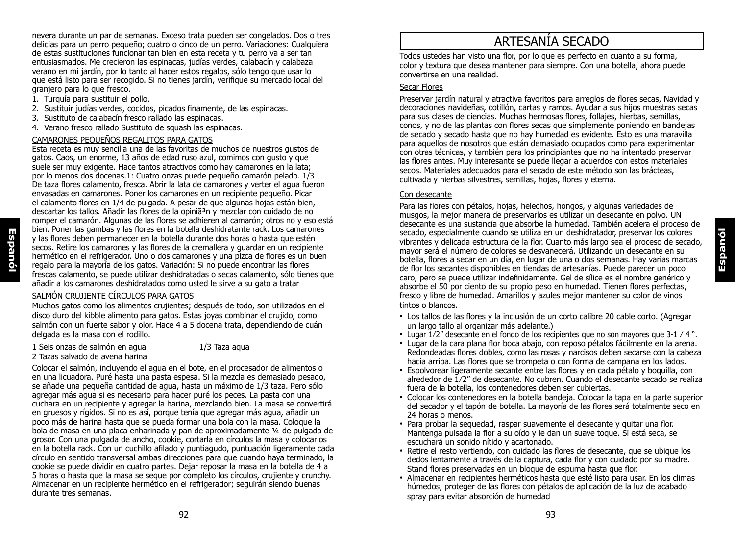nevera durante un par de semanas. Exceso trata pueden ser congelados. Dos o tres delicias para un perro pequeño; cuatro o cinco de un perro. Variaciones: Cualquiera de estas sustituciones funcionar tan bien en esta receta y tu perro va a ser tan entusiasmados. Me crecieron las espinacas, judías verdes, calabacín y calabaza verano en mi jardín, por lo tanto al hacer estos regalos, sólo tengo que usar lo que está listo para ser recogido. Si no tienes jardín, verifique su mercado local del granjero para lo que fresco.

1. Turquía para sustituir el pollo.
2. Sustituir judías verdes, cocidos, picados finamente, de las espinacas.
3. Sustituto de calabacín fresco rallado las espinacas.
4. Verano fresco rallado Sustituto de squash las espinacas.

CAMARONES PEQUEÑOS REGALITOS PARA GATOS

Esta receta es muy sencilla una de las favoritas de muchos de nuestros gustos de gatos. Caos, un enorme, 13 años de edad ruso azul, comimos con gusto y que suele ser muy exigente. Hace tantos atractivos como hay camarones en la lata; por lo menos dos docenas.1: Cuatro onzas puede pequeño camarón pelado. 1/3 De taza flores calamento, fresca. Abrir la lata de camarones y verter el agua fueron envasadas en camarones. Poner los camarones en un recipiente pequeño. Picar el calamento flores en 1/4 de pulgada. A pesar de que algunas hojas están bien, descartar los tallos. Añadir las flores de la opiniã³n y mezclar con cuidado de no romper el camarón. Algunas de las flores se adhieren al camarón; otros no y eso está bien. Poner las gambas y las flores en la botella deshidratante rack. Los camarones y las flores deben permanecer en la botella durante dos horas o hasta que estén secos. Retire los camarones y las flores de la cremallera y guardar en un recipiente hermético en el refrigerador. Uno o dos camarones y una pizca de flores es un buen regalo para la mayoría de los gatos. Variación: Si no puede encontrar las flores frescas calamento, se puede utilizar deshidratadas o secas calamento, sólo tienes que añadir a los camarones deshidratados como usted le sirve a su gato a tratar

SALMÓN CRUJIENTE CÍRCULOS PARA GATOS

Muchos gatos como los alimentos crujientes; después de todo, son utilizados en el disco duro del kibble alimento para gatos. Estas joyas combinar el crujido, como salmón con un fuerte sabor y olor. Hace 4 a 5 docena trata, dependiendo de cuán delgada es la masa con el rodillo.

1 Seis onzas de salmón en agua
1/3 Taza agua
2 Tazas salvado de avena harina

Colocar el salmón, incluyendo el agua en el bote, en el procesador de alimentos o en una licuadora. Puré hasta una pasta espesa. Si la mezcla es demasiado pesado, se añade una pequeña cantidad de agua, hasta un máximo de 1/3 taza. Pero sólo agregar más agua si es necesario para hacer puré los peces. La pasta con una cuchara en un recipiente y agregar la harina, mezclando bien. La masa se convertirá en gruesos y rígidos. Si no es así, porque tenía que agregar más agua, añadir un poco más de harina hasta que se pueda formar una bola con la masa. Coloque la bola de masa en una placa enharinada y pan de aproximadamente ¼ de pulgada de grosor. Con una pulgada de ancho, cookie, cortarla en círculos la masa y colocarlos en la botella rack. Con un cuchillo afilado y puntiagudo, puntuación ligeramente cada círculo en sentido transversal ambas direcciones para que cuando haya terminado, la cookie se puede dividir en cuatro partes. Dejar reposar la masa en la botella de 4 a 5 horas o hasta que la masa se seque por completo los círculos, crujiente y crunchy. Almacenar en un recipiente hermético en el refrigerador; seguirán siendo buenas durante tres semanas.

# ARTESANÍA SECADO

Todos ustedes han visto una flor, por lo que es perfecto en cuanto a su forma, color y textura que desea mantener para siempre. Con una botella, ahora puede convertirse en una realidad.

Secar Flores

Preservar jardín natural y atractiva favoritos para arreglos de flores secas, Navidad y decoraciones navideñas, cotillón, cartas y ramos. Ayudar a sus hijos muestras secas para sus clases de ciencias. Muchas hermosas flores, follajes, hierbas, semillas, conos, y no de las plantas con flores secas que simplemente poniendo en bandejas de secado y secado hasta que no hay humedad es evidente. Esto es una maravilla para aquellos de nosotros que están demasiado ocupados como para experimentar con otras técnicas, y también para los principiantes que no ha intentado preservar las flores antes. Muy interesante se puede llegar a acuerdos con estos materiales secos. Materiales adecuados para el secado de este método son las brácteas, cultivada y hierbas silvestres, semillas, hojas, flores y eterna.

Con desecante

Para las flores con pétalos, hojas, helechos, hongos, y algunas variedades de musgos, la mejor manera de preservarlos es utilizar un desecante en polvo. UN desecante es una sustancia que absorbe la humedad. También acelera el proceso de secado, especialmente cuando se utiliza en un deshidratador, preservar los colores vibrantes y delicada estructura de la flor. Cuanto más largo sea el proceso de secado, mayor será el número de colores se desvanecerá. Utilizando un desecante en su botella, flores a secar en un día, en lugar de una o dos semanas. Hay varias marcas de flor los secantes disponibles en tiendas de artesanías. Puede parecer un poco caro, pero se puede utilizar indefinidamente. Gel de sílice es el nombre genérico y absorbe el 50 por ciento de su propio peso en humedad. Tienen flores perfectas, fresco y libre de humedad. Amarillos y azules mejor mantener su color de vinos tintos o blancos.

- Los tallos de las flores y la inclusión de un corto calibre 20 cable corto. (Agregar un largo tallo al organizar más adelante.)
- Lugar 1/2" desecante en el fondo de los recipientes que no son mayores que 3-1 / 4 ".
- Lugar de la cara plana flor boca abajo, con reposo pétalos fácilmente en la arena. Redondeadas flores dobles, como las rosas y narcisos deben secarse con la cabeza hacia arriba. Las flores que se trompeta o con forma de campana en los lados.
- Espolvorear ligeramente secante entre las flores y en cada pétalo y boquilla, con alrededor de 1/2" de desecante. No cubren. Cuando el desecante secado se realiza fuera de la botella, los contenedores deben ser cubiertas.
- Colocar los contenedores en la botella bandeja. Colocar la tapa en la parte superior del secador y el tapón de botella. La mayoría de las flores será totalmente seco en 24 horas o menos.
- Para probar la sequedad, raspar suavemente el desecante y quitar una flor. Mantenga pulsada la flor a su oído y le dan un suave toque. Si está seca, se escuchará un sonido nítido y acartonado.
- Retire el resto vertiendo, con cuidado las flores de desecante, que se ubique los dedos lentamente a través de la captura, cada flor y con cuidado por su madre. Stand flores preservadas en un bloque de espuma hasta que flor.
- Almacenar en recipientes herméticos hasta que esté listo para usar. En los climas húmedos, proteger de las flores con pétalos de aplicación de la luz de acabado spray para evitar absorción de humedad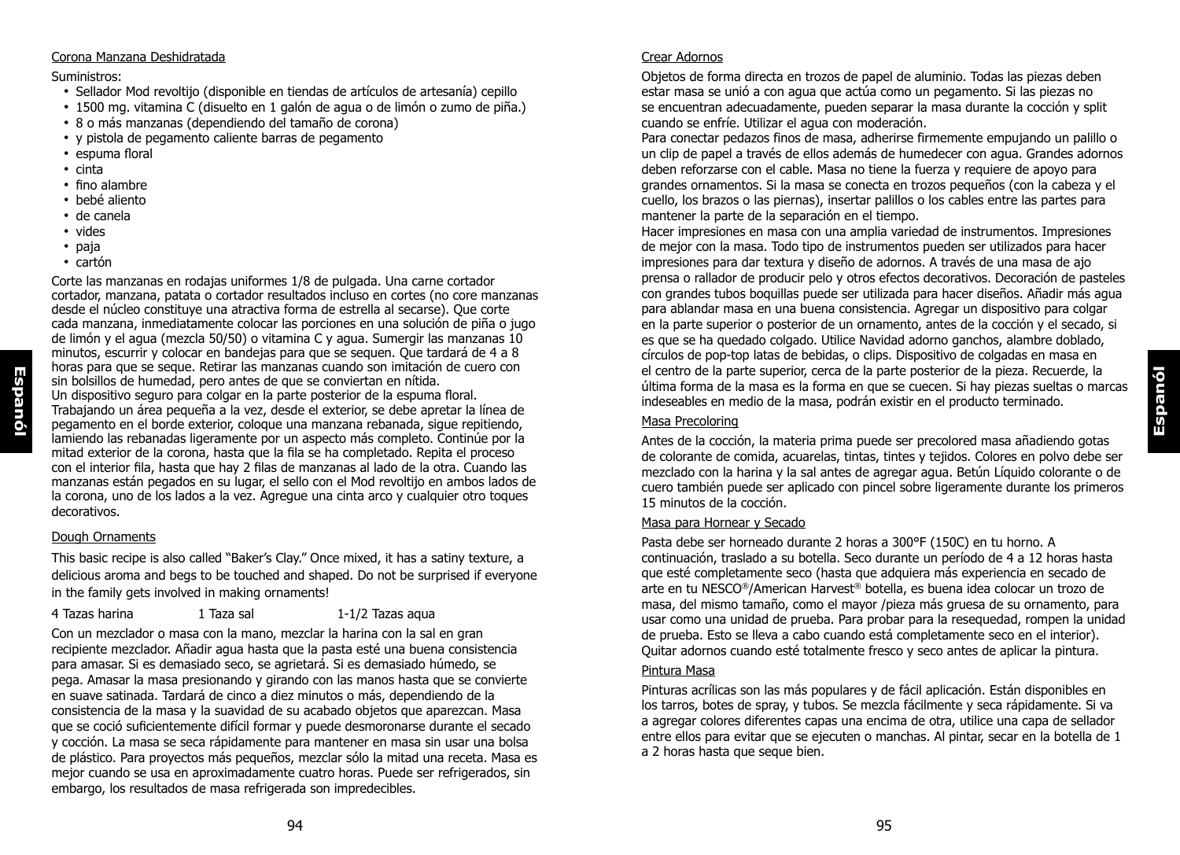## Corona Manzana Deshidratada

Suministros:

- Sellador Mod revoltijo (disponible en tiendas de artículos de artesanía) cepillo
- 1500 mg. vitamina C (disuelto en 1 galón de agua o de limón o zumo de piña.)
- 8 o más manzanas (dependiendo del tamaño de corona)
- y pistola de pegamento caliente barras de pegamento
- espuma floral
- cinta
- fino alambre
- bebé aliento
- de canela
- vides
- paja
- cartón

Corte las manzanas en rodajas uniformes 1/8 de pulgada. Una carne cortador cortador, manzana, patata o cortador resultados incluso en cortes (no core manzanas desde el núcleo constituye una atractiva forma de estrella al secarse). Que corte cada manzana, inmediatamente colocar las porciones en una solución de piña o jugo de limón y el agua (mezcla 50/50) o vitamina C y agua. Sumergir las manzanas 10 minutos, escurrir y colocar en bandejas para que se sequen. Que tardará de 4 a 8 horas para que se seque. Retirar las manzanas cuando son imitación de cuero con sin bolsillos de humedad, pero antes de que se conviertan en nítida.
Un dispositivo seguro para colgar en la parte posterior de la espuma floral. Trabajando un área pequeña a la vez, desde el exterior, se debe apretar la línea de pegamento en el borde exterior, coloque una manzana rebanada, sigue repitiendo, lamiendo las rebanadas ligeramente por un aspecto más completo. Continúe por la mitad exterior de la corona, hasta que la fila se ha completado. Repita el proceso con el interior fila, hasta que hay 2 filas de manzanas al lado de la otra. Cuando las manzanas están pegados en su lugar, el sello con el Mod revoltijo en ambos lados de la corona, uno de los lados a la vez. Agregue una cinta arco y cualquier otro toques decorativos.

## Dough Ornaments

This basic recipe is also called "Baker's Clay." Once mixed, it has a satiny texture, a delicious aroma and begs to be touched and shaped. Do not be surprised if everyone in the family gets involved in making ornaments!

4 Tazas harina    1 Taza sal    1-1/2 Tazas aqua

Con un mezclador o masa con la mano, mezclar la harina con la sal en gran recipiente mezclador. Añadir agua hasta que la pasta esté una buena consistencia para amasar. Si es demasiado seco, se agrietará. Si es demasiado húmedo, se pega. Amasar la masa presionando y girando con las manos hasta que se convierte en suave satinada. Tardará de cinco a diez minutos o más, dependiendo de la consistencia de la masa y la suavidad de su acabado objetos que aparezcan. Masa que se coció suficientemente difícil formar y puede desmoronarse durante el secado y cocción. La masa se seca rápidamente para mantener en masa sin usar una bolsa de plástico. Para proyectos más pequeños, mezclar sólo la mitad una receta. Masa es mejor cuando se usa en aproximadamente cuatro horas. Puede ser refrigerados, sin embargo, los resultados de masa refrigerada son impredecibles.

## Crear Adornos

Objetos de forma directa en trozos de papel de aluminio. Todas las piezas deben estar masa se unió a con agua que actúa como un pegamento. Si las piezas no se encuentran adecuadamente, pueden separar la masa durante la cocción y split cuando se enfríe. Utilizar el agua con moderación.
Para conectar pedazos finos de masa, adherirse firmemente empujando un palillo o un clip de papel a través de ellos además de humedecer con agua. Grandes adornos deben reforzarse con el cable. Masa no tiene la fuerza y requiere de apoyo para grandes ornamentos. Si la masa se conecta en trozos pequeños (con la cabeza y el cuello, los brazos o las piernas), insertar palillos o los cables entre las partes para mantener la parte de la separación en el tiempo.
Hacer impresiones en masa con una amplia variedad de instrumentos. Impresiones de mejor con la masa. Todo tipo de instrumentos pueden ser utilizados para hacer impresiones para dar textura y diseño de adornos. A través de una masa de ajo prensa o rallador de producir pelo y otros efectos decorativos. Decoración de pasteles con grandes tubos boquillas puede ser utilizada para hacer diseños. Añadir más agua para ablandar masa en una buena consistencia. Agregar un dispositivo para colgar en la parte superior o posterior de un ornamento, antes de la cocción y el secado, si es que se ha quedado colgado. Utilice Navidad adorno ganchos, alambre doblado, círculos de pop-top latas de bebidas, o clips. Dispositivo de colgadas en masa en el centro de la parte superior, cerca de la parte posterior de la pieza. Recuerde, la última forma de la masa es la forma en que se cuecen. Si hay piezas sueltas o marcas indeseables en medio de la masa, podrán existir en el producto terminado.

## Masa Precoloring

Antes de la cocción, la materia prima puede ser precolored masa añadiendo gotas de colorante de comida, acuarelas, tintas, tintes y tejidos. Colores en polvo debe ser mezclado con la harina y la sal antes de agregar agua. Betún Líquido colorante o de cuero también puede ser aplicado con pincel sobre ligeramente durante los primeros 15 minutos de la cocción.

## Masa para Hornear y Secado

Pasta debe ser horneado durante 2 horas a 300°F (150C) en tu horno. A continuación, traslado a su botella. Seco durante un período de 4 a 12 horas hasta que esté completamente seco (hasta que adquiera más experiencia en secado de arte en tu NESCO®/American Harvest® botella, es buena idea colocar un trozo de masa, del mismo tamaño, como el mayor /pieza más gruesa de su ornamento, para usar como una unidad de prueba. Para probar para la resequedad, rompen la unidad de prueba. Esto se lleva a cabo cuando está completamente seco en el interior). Quitar adornos cuando esté totalmente fresco y seco antes de aplicar la pintura.

## Pintura Masa

Pinturas acrílicas son las más populares y de fácil aplicación. Están disponibles en los tarros, botes de spray, y tubos. Se mezcla fácilmente y seca rápidamente. Si va a agregar colores diferentes capas una encima de otra, utilice una capa de sellador entre ellos para evitar que se ejecuten o manchas. Al pintar, secar en la botella de 1 a 2 horas hasta que seque bien.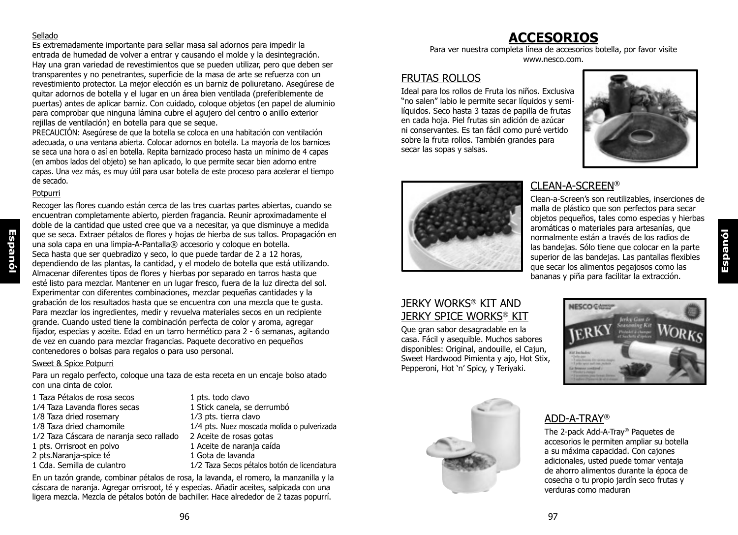Sellado

Es extremadamente importante para sellar masa sal adornos para impedir la entrada de humedad de volver a entrar y causando el molde y la desintegración. Hay una gran variedad de revestimientos que se pueden utilizar, pero que deben ser transparentes y no penetrantes, superficie de la masa de arte se refuerza con un revestimiento protector. La mejor elección es un barniz de poliuretano. Asegúrese de quitar adornos de botella y el lugar en un área bien ventilada (preferiblemente de puertas) antes de aplicar barniz. Con cuidado, coloque objetos (en papel de aluminio para comprobar que ninguna lámina cubre el agujero del centro o anillo exterior rejillas de ventilación) en botella para que se seque.

PRECAUCIÓN: Asegúrese de que la botella se coloca en una habitación con ventilación adecuada, o una ventana abierta. Colocar adornos en botella. La mayoría de los barnices se seca una hora o así en botella. Repita barnizado proceso hasta un mínimo de 4 capas (en ambos lados del objeto) se han aplicado, lo que permite secar bien adorno entre capas. Una vez más, es muy útil para usar botella de este proceso para acelerar el tiempo de secado.

Potpurri

Recoger las flores cuando están cerca de las tres cuartas partes abiertas, cuando se encuentran completamente abierto, pierden fragancia. Reunir aproximadamente el doble de la cantidad que usted cree que va a necesitar, ya que disminuye a medida que se seca. Extraer pétalos de flores y hojas de hierba de sus tallos. Propagación en una sola capa en una limpia-A-Pantalla® accesorio y coloque en botella.
Seca hasta que ser quebradizo y seco, lo que puede tardar de 2 a 12 horas, dependiendo de las plantas, la cantidad, y el modelo de botella que está utilizando. Almacenar diferentes tipos de flores y hierbas por separado en tarros hasta que esté listo para mezclar. Mantener en un lugar fresco, fuera de la luz directa del sol. Experimentar con diferentes combinaciones, mezclar pequeñas cantidades y la grabación de los resultados hasta que se encuentra con una mezcla que te gusta. Para mezclar los ingredientes, medir y revuelva materiales secos en un recipiente grande. Cuando usted tiene la combinación perfecta de color y aroma, agregar fijador, especias y aceite. Edad en un tarro hermético para 2 - 6 semanas, agitando de vez en cuando para mezclar fragancias. Paquete decorativo en pequeños contenedores o bolsas para regalos o para uso personal.

Sweet & Spice Potpurri

Para un regalo perfecto, coloque una taza de esta receta en un encaje bolso atado con una cinta de color.

1 Taza Pétalos de rosa secos
1/4 Taza Lavanda flores secas
1/8 Taza dried rosemary
1/8 Taza dried chamomile
1/2 Taza Cáscara de naranja seco rallado
1 pts. Orrisroot en polvo
2 pts.Naranja-spice té
1 Cda. Semilla de culantro
1 pts. todo clavo
1 Stick canela, se derrumbó
1/3 pts. tierra clavo
1/4 pts. Nuez moscada molida o pulverizada
2 Aceite de rosas gotas
1 Aceite de naranja caída
1 Gota de lavanda
1/2 Taza Secos pétalos botón de licenciatura

En un tazón grande, combinar pétalos de rosa, la lavanda, el romero, la manzanilla y la cáscara de naranja. Agregar orrisroot, té y especias. Añadir aceites, salpicada con una ligera mezcla. Mezcla de pétalos botón de bachiller. Hace alrededor de 2 tazas popurrí.

# ACCESORIOS

Para ver nuestra completa línea de accesorios botella, por favor visite www.nesco.com.

## FRUTAS ROLLOS

Ideal para los rollos de Fruta los niños. Exclusiva "no salen" labio le permite secar líquidos y semi-líquidos. Seco hasta 3 tazas de papilla de frutas en cada hoja. Piel frutas sin adición de azúcar ni conservantes. Es tan fácil como puré vertido sobre la fruta rollos. También grandes para secar las sopas y salsas.

## CLEAN-A-SCREEN®

Clean-a-Screen's son reutilizables, inserciones de malla de plástico que son perfectos para secar objetos pequeños, tales como especias y hierbas aromáticas o materiales para artesanías, que normalmente están a través de los radios de las bandejas. Sólo tiene que colocar en la parte superior de las bandejas. Las pantallas flexibles que secar los alimentos pegajosos como las bananas y piña para facilitar la extracción.

## JERKY WORKS® KIT AND JERKY SPICE WORKS® KIT

Que gran sabor desagradable en la casa. Fácil y asequible. Muchos sabores disponibles: Original, andouille, el Cajun, Sweet Hardwood Pimienta y ajo, Hot Stix, Pepperoni, Hot 'n' Spicy, y Teriyaki.

## ADD-A-TRAY®

The 2-pack Add-A-Tray® Paquetes de accesorios le permiten ampliar su botella a su máxima capacidad. Con cajones adicionales, usted puede tomar ventaja de ahorro alimentos durante la época de cosecha o tu propio jardín seco frutas y verduras como maduran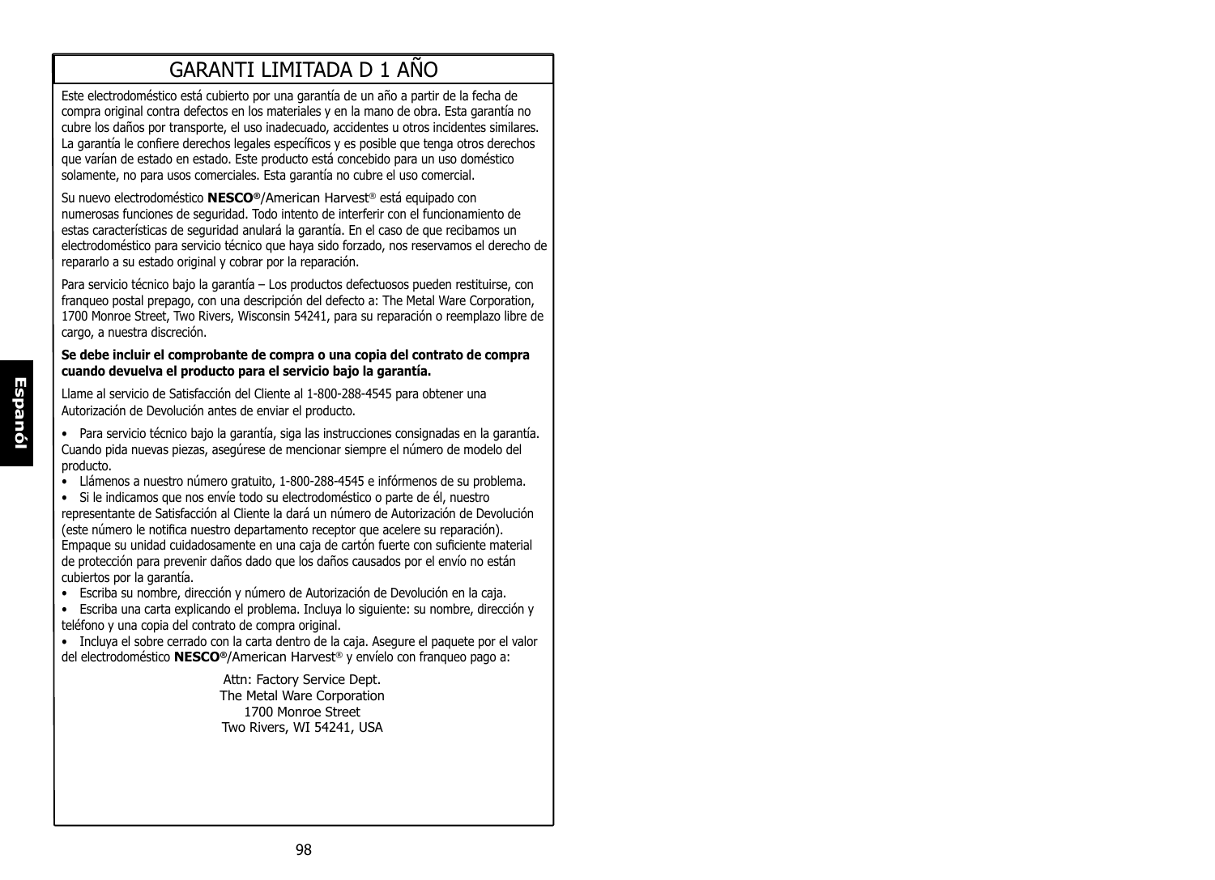# GARANTI LIMITADA D 1 AÑO

Este electrodoméstico está cubierto por una garantía de un año a partir de la fecha de compra original contra defectos en los materiales y en la mano de obra. Esta garantía no cubre los daños por transporte, el uso inadecuado, accidentes u otros incidentes similares. La garantía le confiere derechos legales específicos y es posible que tenga otros derechos que varían de estado en estado. Este producto está concebido para un uso doméstico solamente, no para usos comerciales. Esta garantía no cubre el uso comercial.

Su nuevo electrodoméstico **NESCO®**/American Harvest® está equipado con numerosas funciones de seguridad. Todo intento de interferir con el funcionamiento de estas características de seguridad anulará la garantía. En el caso de que recibamos un electrodoméstico para servicio técnico que haya sido forzado, nos reservamos el derecho de repararlo a su estado original y cobrar por la reparación.

Para servicio técnico bajo la garantía – Los productos defectuosos pueden restituirse, con franqueo postal prepago, con una descripción del defecto a: The Metal Ware Corporation, 1700 Monroe Street, Two Rivers, Wisconsin 54241, para su reparación o reemplazo libre de cargo, a nuestra discreción.

**Se debe incluir el comprobante de compra o una copia del contrato de compra cuando devuelva el producto para el servicio bajo la garantía.**

Llame al servicio de Satisfacción del Cliente al 1-800-288-4545 para obtener una Autorización de Devolución antes de enviar el producto.

- Para servicio técnico bajo la garantía, siga las instrucciones consignadas en la garantía. Cuando pida nuevas piezas, asegúrese de mencionar siempre el número de modelo del producto.
- Llámenos a nuestro número gratuito, 1-800-288-4545 e infórmenos de su problema.
- Si le indicamos que nos envíe todo su electrodoméstico o parte de él, nuestro representante de Satisfacción al Cliente la dará un número de Autorización de Devolución (este número le notifica nuestro departamento receptor que acelere su reparación). Empaque su unidad cuidadosamente en una caja de cartón fuerte con suficiente material de protección para prevenir daños dado que los daños causados por el envío no están cubiertos por la garantía.
- Escriba su nombre, dirección y número de Autorización de Devolución en la caja.
- Escriba una carta explicando el problema. Incluya lo siguiente: su nombre, dirección y teléfono y una copia del contrato de compra original.
- Incluya el sobre cerrado con la carta dentro de la caja. Asegure el paquete por el valor del electrodoméstico **NESCO®**/American Harvest® y envíelo con franqueo pago a:

Attn: Factory Service Dept.
The Metal Ware Corporation
1700 Monroe Street
Two Rivers, WI 54241, USA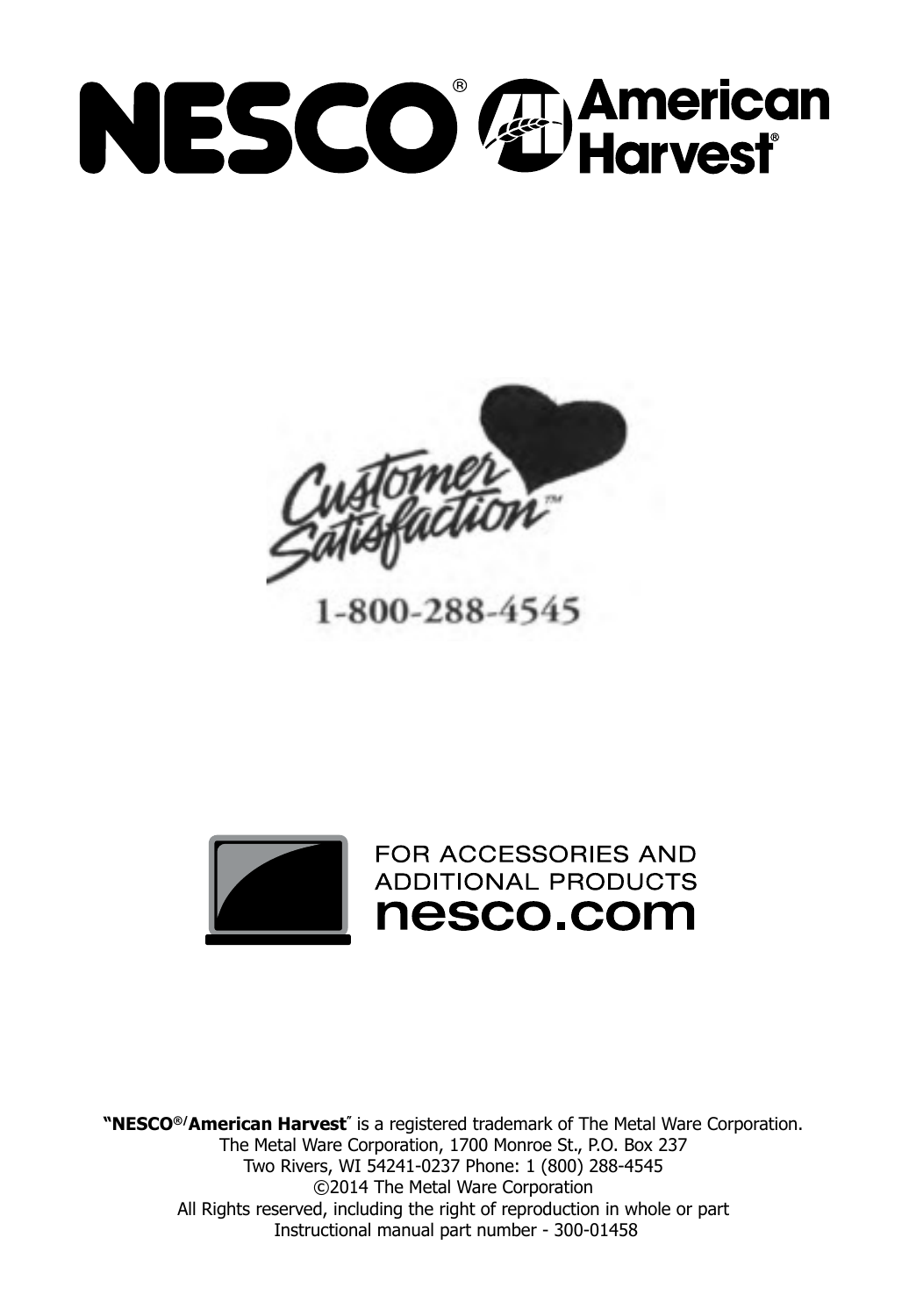NESCO® American Harvest®

Customer Satisfaction™

1-800-288-4545

FOR ACCESSORIES AND
ADDITIONAL PRODUCTS
nesco.com

**"NESCO®/American Harvest"** is a registered trademark of The Metal Ware Corporation.
The Metal Ware Corporation, 1700 Monroe St., P.O. Box 237
Two Rivers, WI 54241-0237 Phone: 1 (800) 288-4545
©2014 The Metal Ware Corporation
All Rights reserved, including the right of reproduction in whole or part
Instructional manual part number - 300-01458